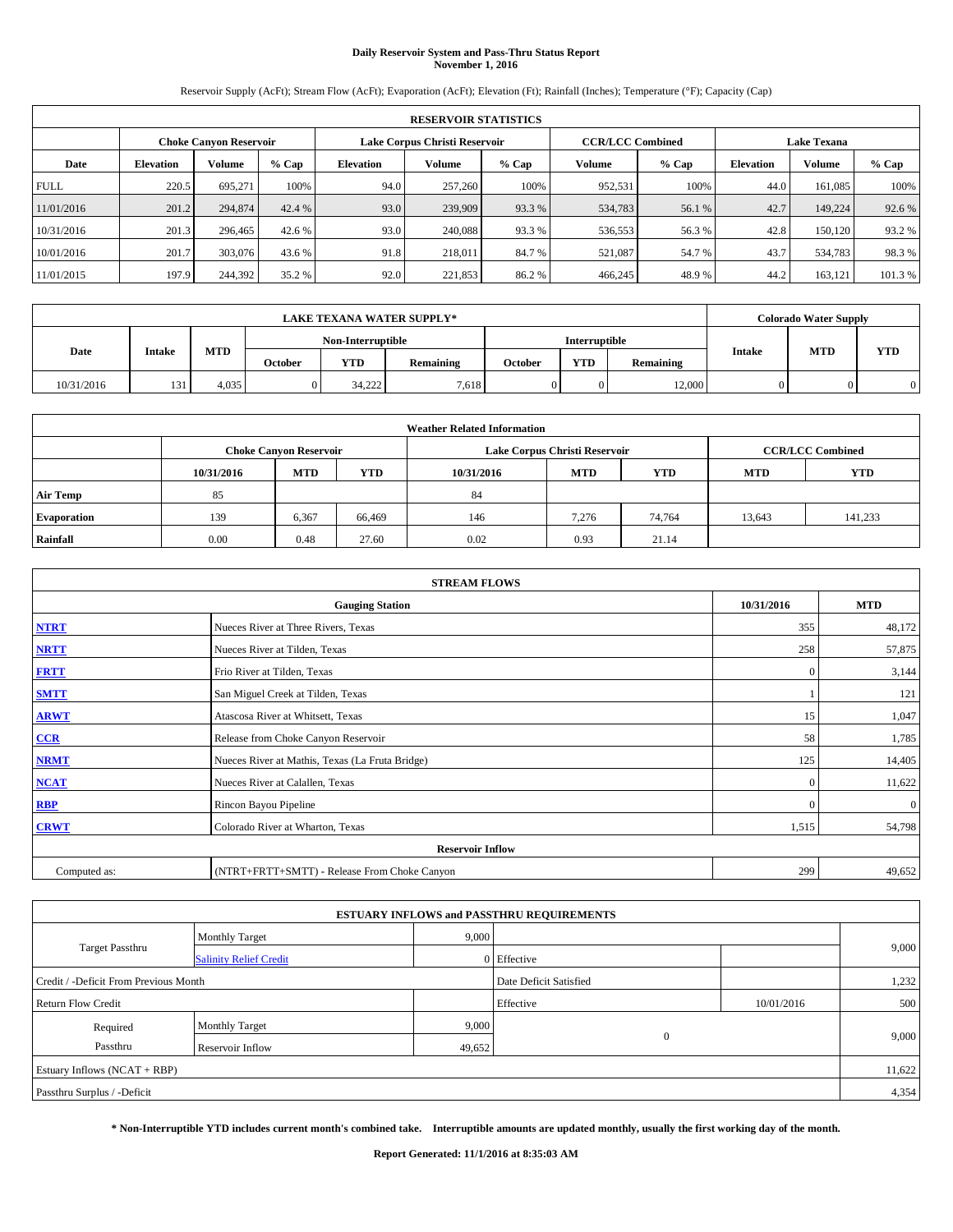# Daily Reservoir System and Pass-Thru Status Report
## November 1, 2016

Reservoir Supply (AcFt); Stream Flow (AcFt); Evaporation (AcFt); Elevation (Ft); Rainfall (Inches); Temperature (°F); Capacity (Cap)

| RESERVOIR STATISTICS | | | | | | | | | | | |
|---|---|---|---|---|---|---|---|---|---|---|---|
| | Choke Canyon Reservoir | | | Lake Corpus Christi Reservoir | | | CCR/LCC Combined | | Lake Texana | | |
| Date | Elevation | Volume | % Cap | Elevation | Volume | % Cap | Volume | % Cap | Elevation | Volume | % Cap |
| FULL | 220.5 | 695,271 | 100% | 94.0 | 257,260 | 100% | 952,531 | 100% | 44.0 | 161,085 | 100% |
| 11/01/2016 | 201.2 | 294,874 | 42.4 % | 93.0 | 239,909 | 93.3 % | 534,783 | 56.1 % | 42.7 | 149,224 | 92.6 % |
| 10/31/2016 | 201.3 | 296,465 | 42.6 % | 93.0 | 240,088 | 93.3 % | 536,553 | 56.3 % | 42.8 | 150,120 | 93.2 % |
| 10/01/2016 | 201.7 | 303,076 | 43.6 % | 91.8 | 218,011 | 84.7 % | 521,087 | 54.7 % | 43.7 | 534,783 | 98.3 % |
| 11/01/2015 | 197.9 | 244,392 | 35.2 % | 92.0 | 221,853 | 86.2 % | 466,245 | 48.9 % | 44.2 | 163,121 | 101.3 % |

| LAKE TEXANA WATER SUPPLY* | | | | | | | | | Colorado Water Supply | | |
|---|---|---|---|---|---|---|---|---|---|---|---|
| Date | Intake | MTD | Non-Interruptible | | | Interruptible | | | Intake | MTD | YTD |
| | | | October | YTD | Remaining | October | YTD | Remaining | | | |
| 10/31/2016 | 131 | 4,035 | 0 | 34,222 | 7,618 | 0 | 0 | 12,000 | 0 | 0 | 0 |

| Weather Related Information | | | | | | | | |
|---|---|---|---|---|---|---|---|---|
| | Choke Canyon Reservoir | | | Lake Corpus Christi Reservoir | | | CCR/LCC Combined | |
| | 10/31/2016 | MTD | YTD | 10/31/2016 | MTD | YTD | MTD | YTD |
| Air Temp | 85 | | | 84 | | | | |
| Evaporation | 139 | 6,367 | 66,469 | 146 | 7,276 | 74,764 | 13,643 | 141,233 |
| Rainfall | 0.00 | 0.48 | 27.60 | 0.02 | 0.93 | 21.14 | | |

| STREAM FLOWS | | | |
|---|---|---|---|
| | Gauging Station | 10/31/2016 | MTD |
| NTRT | Nueces River at Three Rivers, Texas | 355 | 48,172 |
| NRTT | Nueces River at Tilden, Texas | 258 | 57,875 |
| FRTT | Frio River at Tilden, Texas | 0 | 3,144 |
| SMTT | San Miguel Creek at Tilden, Texas | 1 | 121 |
| ARWT | Atascosa River at Whitsett, Texas | 15 | 1,047 |
| CCR | Release from Choke Canyon Reservoir | 58 | 1,785 |
| NRMT | Nueces River at Mathis, Texas (La Fruta Bridge) | 125 | 14,405 |
| NCAT | Nueces River at Calallen, Texas | 0 | 11,622 |
| RBP | Rincon Bayou Pipeline | 0 | 0 |
| CRWT | Colorado River at Wharton, Texas | 1,515 | 54,798 |
| | Reservoir Inflow | | |
| Computed as: | (NTRT+FRTT+SMTT) - Release From Choke Canyon | 299 | 49,652 |

| ESTUARY INFLOWS and PASSTHRU REQUIREMENTS | | | | | |
|---|---|---|---|---|---|
| Target Passthru | Monthly Target | 9,000 | | | 9,000 |
| | Salinity Relief Credit | 0 | Effective | | |
| Credit / -Deficit From Previous Month | | | Date Deficit Satisfied | | 1,232 |
| Return Flow Credit | | | Effective | 10/01/2016 | 500 |
| Required Passthru | Monthly Target | 9,000 | 0 | | 9,000 |
| | Reservoir Inflow | 49,652 | | | |
| Estuary Inflows (NCAT + RBP) | | | | | 11,622 |
| Passthru Surplus / -Deficit | | | | | 4,354 |

**\* Non-Interruptible YTD includes current month's combined take. Interruptible amounts are updated monthly, usually the first working day of the month.**

**Report Generated: 11/1/2016 at 8:35:03 AM**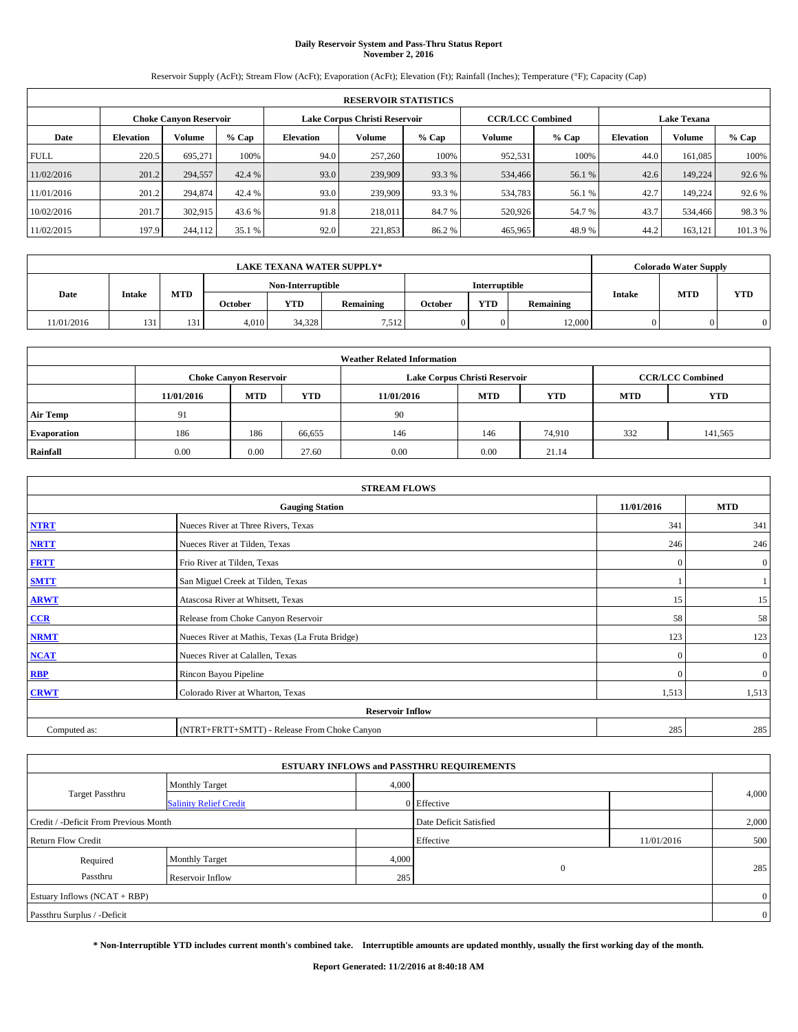# Daily Reservoir System and Pass-Thru Status Report
## November 2, 2016

Reservoir Supply (AcFt); Stream Flow (AcFt); Evaporation (AcFt); Elevation (Ft); Rainfall (Inches); Temperature (°F); Capacity (Cap)

| RESERVOIR STATISTICS | | | | | | | | | | | |
|---|---|---|---|---|---|---|---|---|---|---|---|
| | Choke Canyon Reservoir | | | Lake Corpus Christi Reservoir | | | CCR/LCC Combined | | Lake Texana | | |
| Date | Elevation | Volume | % Cap | Elevation | Volume | % Cap | Volume | % Cap | Elevation | Volume | % Cap |
| FULL | 220.5 | 695,271 | 100% | 94.0 | 257,260 | 100% | 952,531 | 100% | 44.0 | 161,085 | 100% |
| 11/02/2016 | 201.2 | 294,557 | 42.4 % | 93.0 | 239,909 | 93.3 % | 534,466 | 56.1 % | 42.6 | 149,224 | 92.6 % |
| 11/01/2016 | 201.2 | 294,874 | 42.4 % | 93.0 | 239,909 | 93.3 % | 534,783 | 56.1 % | 42.7 | 149,224 | 92.6 % |
| 10/02/2016 | 201.7 | 302,915 | 43.6 % | 91.8 | 218,011 | 84.7 % | 520,926 | 54.7 % | 43.7 | 534,466 | 98.3 % |
| 11/02/2015 | 197.9 | 244,112 | 35.1 % | 92.0 | 221,853 | 86.2 % | 465,965 | 48.9 % | 44.2 | 163,121 | 101.3 % |

| LAKE TEXANA WATER SUPPLY* | | | | | | | | | Colorado Water Supply | | |
|---|---|---|---|---|---|---|---|---|---|---|---|
| Date | Intake | MTD | Non-Interruptible | | | Interruptible | | | Intake | MTD | YTD |
| | | | October | YTD | Remaining | October | YTD | Remaining | | | |
| 11/01/2016 | 131 | 131 | 4,010 | 34,328 | 7,512 | 0 | 0 | 12,000 | 0 | 0 | 0 |

| Weather Related Information | | | | | | | | |
|---|---|---|---|---|---|---|---|---|
| | Choke Canyon Reservoir | | | Lake Corpus Christi Reservoir | | | CCR/LCC Combined | |
| | 11/01/2016 | MTD | YTD | 11/01/2016 | MTD | YTD | MTD | YTD |
| Air Temp | 91 | | | 90 | | | | |
| Evaporation | 186 | 186 | 66,655 | 146 | 146 | 74,910 | 332 | 141,565 |
| Rainfall | 0.00 | 0.00 | 27.60 | 0.00 | 0.00 | 21.14 | | |

| STREAM FLOWS | | | |
|---|---|---|---|
| Gauging Station | | 11/01/2016 | MTD |
| NTRT | Nueces River at Three Rivers, Texas | 341 | 341 |
| NRTT | Nueces River at Tilden, Texas | 246 | 246 |
| FRTT | Frio River at Tilden, Texas | 0 | 0 |
| SMTT | San Miguel Creek at Tilden, Texas | 1 | 1 |
| ARWT | Atascosa River at Whitsett, Texas | 15 | 15 |
| CCR | Release from Choke Canyon Reservoir | 58 | 58 |
| NRMT | Nueces River at Mathis, Texas (La Fruta Bridge) | 123 | 123 |
| NCAT | Nueces River at Calallen, Texas | 0 | 0 |
| RBP | Rincon Bayou Pipeline | 0 | 0 |
| CRWT | Colorado River at Wharton, Texas | 1,513 | 1,513 |
| Reservoir Inflow | | | |
| Computed as: | (NTRT+FRTT+SMTT) - Release From Choke Canyon | 285 | 285 |

| ESTUARY INFLOWS and PASSTHRU REQUIREMENTS | | | | | |
|---|---|---|---|---|---|
| Target Passthru | Monthly Target | 4,000 | | | 4,000 |
| | Salinity Relief Credit | 0 | Effective | | |
| Credit / -Deficit From Previous Month | | | Date Deficit Satisfied | | 2,000 |
| Return Flow Credit | | | Effective | 11/01/2016 | 500 |
| Required Passthru | Monthly Target | 4,000 | 0 | | 285 |
| | Reservoir Inflow | 285 | | | |
| Estuary Inflows (NCAT + RBP) | | | | | 0 |
| Passthru Surplus / -Deficit | | | | | 0 |

**\* Non-Interruptible YTD includes current month's combined take. Interruptible amounts are updated monthly, usually the first working day of the month.**

**Report Generated: 11/2/2016 at 8:40:18 AM**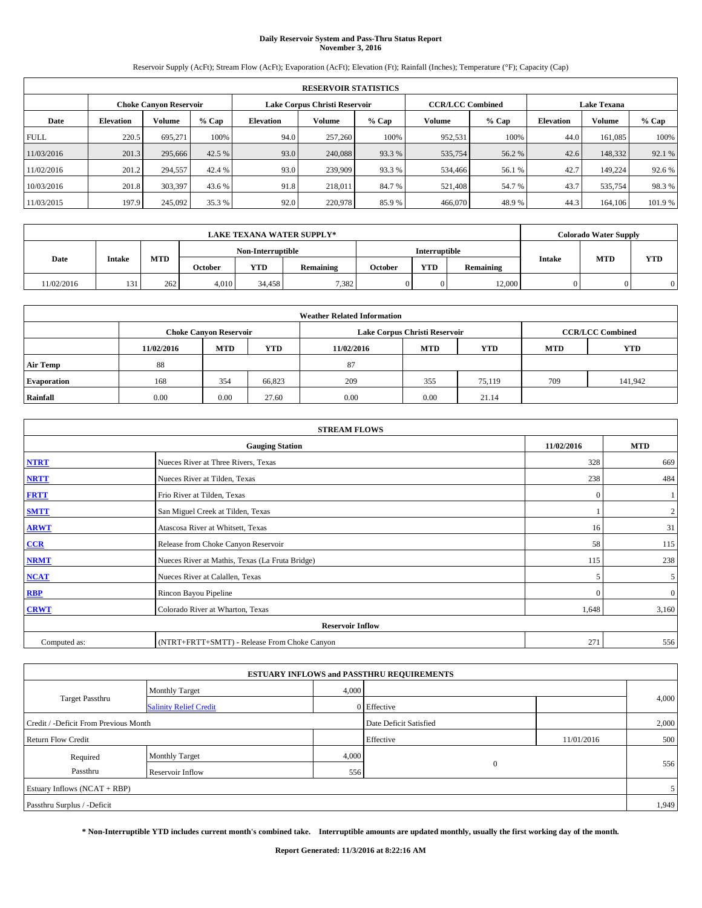# Daily Reservoir System and Pass-Thru Status Report
**November 3, 2016**

Reservoir Supply (AcFt); Stream Flow (AcFt); Evaporation (AcFt); Elevation (Ft); Rainfall (Inches); Temperature (°F); Capacity (Cap)

| RESERVOIR STATISTICS | | | | | | | | | | | |
|---|---|---|---|---|---|---|---|---|---|---|---|
| | Choke Canyon Reservoir | | | Lake Corpus Christi Reservoir | | | CCR/LCC Combined | | Lake Texana | | |
| Date | Elevation | Volume | % Cap | Elevation | Volume | % Cap | Volume | % Cap | Elevation | Volume | % Cap |
| FULL | 220.5 | 695,271 | 100% | 94.0 | 257,260 | 100% | 952,531 | 100% | 44.0 | 161,085 | 100% |
| 11/03/2016 | 201.3 | 295,666 | 42.5 % | 93.0 | 240,088 | 93.3 % | 535,754 | 56.2 % | 42.6 | 148,332 | 92.1 % |
| 11/02/2016 | 201.2 | 294,557 | 42.4 % | 93.0 | 239,909 | 93.3 % | 534,466 | 56.1 % | 42.7 | 149,224 | 92.6 % |
| 10/03/2016 | 201.8 | 303,397 | 43.6 % | 91.8 | 218,011 | 84.7 % | 521,408 | 54.7 % | 43.7 | 535,754 | 98.3 % |
| 11/03/2015 | 197.9 | 245,092 | 35.3 % | 92.0 | 220,978 | 85.9 % | 466,070 | 48.9 % | 44.3 | 164,106 | 101.9 % |

| LAKE TEXANA WATER SUPPLY* | | | | | | | | | Colorado Water Supply | | |
|---|---|---|---|---|---|---|---|---|---|---|---|
| Date | Intake | MTD | Non-Interruptible | | | Interruptible | | | Intake | MTD | YTD |
| | | | October | YTD | Remaining | October | YTD | Remaining | | | |
| 11/02/2016 | 131 | 262 | 4,010 | 34,458 | 7,382 | 0 | 0 | 12,000 | 0 | 0 | 0 |

| Weather Related Information | | | | | | | | |
|---|---|---|---|---|---|---|---|---|
| | Choke Canyon Reservoir | | | Lake Corpus Christi Reservoir | | | CCR/LCC Combined | |
| | 11/02/2016 | MTD | YTD | 11/02/2016 | MTD | YTD | MTD | YTD |
| Air Temp | 88 | | | 87 | | | | |
| Evaporation | 168 | 354 | 66,823 | 209 | 355 | 75,119 | 709 | 141,942 |
| Rainfall | 0.00 | 0.00 | 27.60 | 0.00 | 0.00 | 21.14 | | |

| STREAM FLOWS | | | |
|---|---|---|---|
| | Gauging Station | 11/02/2016 | MTD |
| NTRT | Nueces River at Three Rivers, Texas | 328 | 669 |
| NRTT | Nueces River at Tilden, Texas | 238 | 484 |
| FRTT | Frio River at Tilden, Texas | 0 | 1 |
| SMTT | San Miguel Creek at Tilden, Texas | 1 | 2 |
| ARWT | Atascosa River at Whitsett, Texas | 16 | 31 |
| CCR | Release from Choke Canyon Reservoir | 58 | 115 |
| NRMT | Nueces River at Mathis, Texas (La Fruta Bridge) | 115 | 238 |
| NCAT | Nueces River at Calallen, Texas | 5 | 5 |
| RBP | Rincon Bayou Pipeline | 0 | 0 |
| CRWT | Colorado River at Wharton, Texas | 1,648 | 3,160 |
| | Reservoir Inflow | | |
| Computed as: | (NTRT+FRTT+SMTT) - Release From Choke Canyon | 271 | 556 |

| ESTUARY INFLOWS and PASSTHRU REQUIREMENTS | | | | | |
|---|---|---|---|---|---|
| Target Passthru | Monthly Target | 4,000 | | | 4,000 |
| | Salinity Relief Credit | 0 | Effective | | |
| Credit / -Deficit From Previous Month | | | Date Deficit Satisfied | | 2,000 |
| Return Flow Credit | | | Effective | 11/01/2016 | 500 |
| Required Passthru | Monthly Target | 4,000 | 0 | | 556 |
| | Reservoir Inflow | 556 | | | |
| Estuary Inflows (NCAT + RBP) | | | | | 5 |
| Passthru Surplus / -Deficit | | | | | 1,949 |

**\* Non-Interruptible YTD includes current month's combined take. Interruptible amounts are updated monthly, usually the first working day of the month.**

**Report Generated: 11/3/2016 at 8:22:16 AM**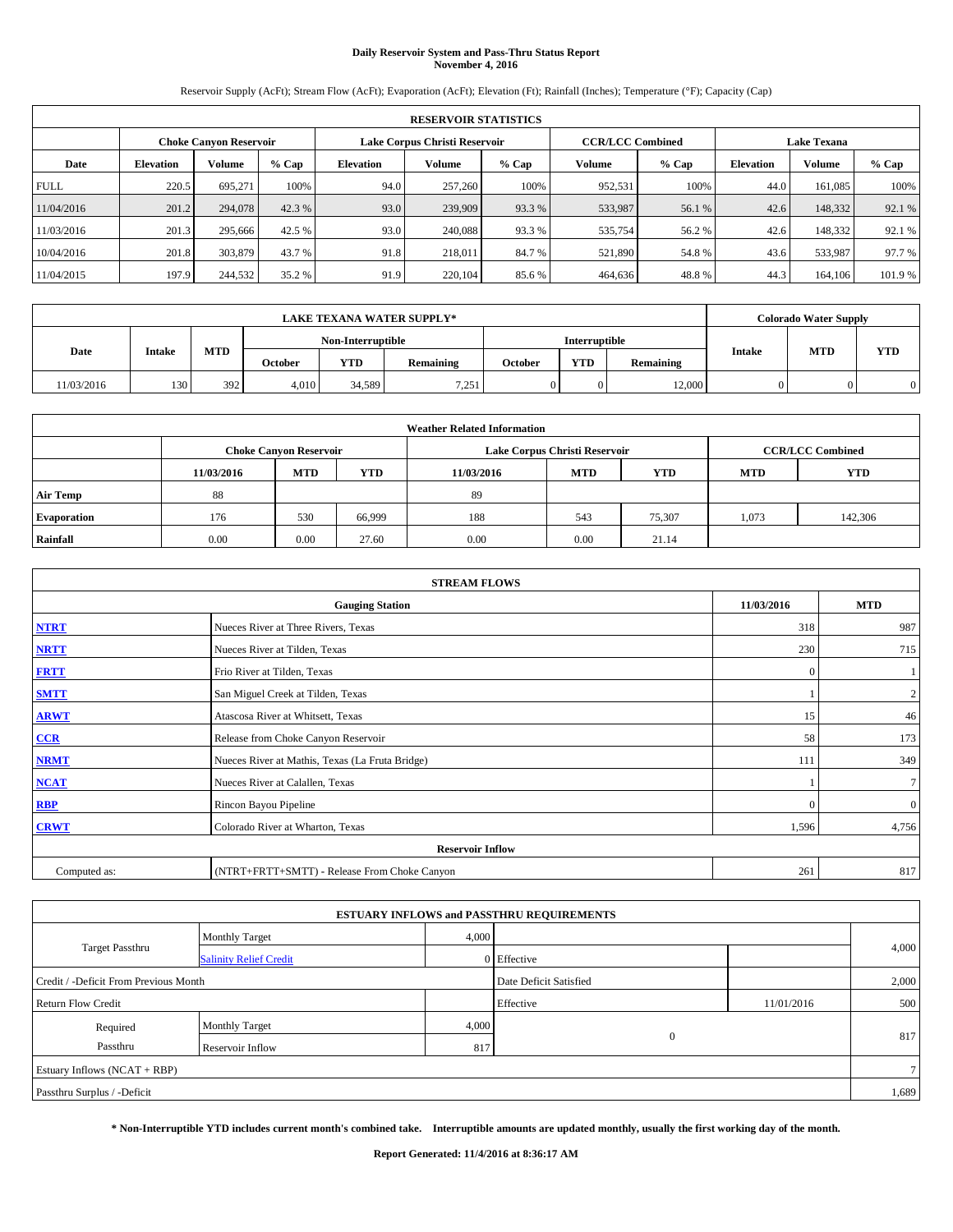# Daily Reservoir System and Pass-Thru Status Report
**November 4, 2016**

Reservoir Supply (AcFt); Stream Flow (AcFt); Evaporation (AcFt); Elevation (Ft); Rainfall (Inches); Temperature (°F); Capacity (Cap)

| RESERVOIR STATISTICS | | | | | | | | | | | |
|---|---|---|---|---|---|---|---|---|---|---|---|
| | Choke Canyon Reservoir | | | Lake Corpus Christi Reservoir | | | CCR/LCC Combined | | Lake Texana | | |
| Date | Elevation | Volume | % Cap | Elevation | Volume | % Cap | Volume | % Cap | Elevation | Volume | % Cap |
| FULL | 220.5 | 695,271 | 100% | 94.0 | 257,260 | 100% | 952,531 | 100% | 44.0 | 161,085 | 100% |
| 11/04/2016 | 201.2 | 294,078 | 42.3 % | 93.0 | 239,909 | 93.3 % | 533,987 | 56.1 % | 42.6 | 148,332 | 92.1 % |
| 11/03/2016 | 201.3 | 295,666 | 42.5 % | 93.0 | 240,088 | 93.3 % | 535,754 | 56.2 % | 42.6 | 148,332 | 92.1 % |
| 10/04/2016 | 201.8 | 303,879 | 43.7 % | 91.8 | 218,011 | 84.7 % | 521,890 | 54.8 % | 43.6 | 533,987 | 97.7 % |
| 11/04/2015 | 197.9 | 244,532 | 35.2 % | 91.9 | 220,104 | 85.6 % | 464,636 | 48.8 % | 44.3 | 164,106 | 101.9 % |

| LAKE TEXANA WATER SUPPLY* | | | | | | | | | Colorado Water Supply | | |
|---|---|---|---|---|---|---|---|---|---|---|---|
| Date | Intake | MTD | Non-Interruptible | | | Interruptible | | | Intake | MTD | YTD |
| | | | October | YTD | Remaining | October | YTD | Remaining | | | |
| 11/03/2016 | 130 | 392 | 4,010 | 34,589 | 7,251 | 0 | 0 | 12,000 | 0 | 0 | 0 |

| Weather Related Information | | | | | | | | |
|---|---|---|---|---|---|---|---|---|
| | Choke Canyon Reservoir | | | Lake Corpus Christi Reservoir | | | CCR/LCC Combined | |
| | 11/03/2016 | MTD | YTD | 11/03/2016 | MTD | YTD | MTD | YTD |
| Air Temp | 88 | | | 89 | | | | |
| Evaporation | 176 | 530 | 66,999 | 188 | 543 | 75,307 | 1,073 | 142,306 |
| Rainfall | 0.00 | 0.00 | 27.60 | 0.00 | 0.00 | 21.14 | | |

| STREAM FLOWS | | | |
|---|---|---|---|
| Gauging Station | | 11/03/2016 | MTD |
| NTRT | Nueces River at Three Rivers, Texas | 318 | 987 |
| NRTT | Nueces River at Tilden, Texas | 230 | 715 |
| FRTT | Frio River at Tilden, Texas | 0 | 1 |
| SMTT | San Miguel Creek at Tilden, Texas | 1 | 2 |
| ARWT | Atascosa River at Whitsett, Texas | 15 | 46 |
| CCR | Release from Choke Canyon Reservoir | 58 | 173 |
| NRMT | Nueces River at Mathis, Texas (La Fruta Bridge) | 111 | 349 |
| NCAT | Nueces River at Calallen, Texas | 1 | 7 |
| RBP | Rincon Bayou Pipeline | 0 | 0 |
| CRWT | Colorado River at Wharton, Texas | 1,596 | 4,756 |
| Reservoir Inflow | | | |
| Computed as: | (NTRT+FRTT+SMTT) - Release From Choke Canyon | 261 | 817 |

| ESTUARY INFLOWS and PASSTHRU REQUIREMENTS | | | | | |
|---|---|---|---|---|---|
| Target Passthru | Monthly Target | 4,000 | | | 4,000 |
| | Salinity Relief Credit | 0 | Effective | | |
| Credit / -Deficit From Previous Month | | | Date Deficit Satisfied | | 2,000 |
| Return Flow Credit | | | Effective | 11/01/2016 | 500 |
| Required Passthru | Monthly Target | 4,000 | 0 | | 817 |
| | Reservoir Inflow | 817 | | | |
| Estuary Inflows (NCAT + RBP) | | | | | 7 |
| Passthru Surplus / -Deficit | | | | | 1,689 |

**\* Non-Interruptible YTD includes current month's combined take. Interruptible amounts are updated monthly, usually the first working day of the month.**

**Report Generated: 11/4/2016 at 8:36:17 AM**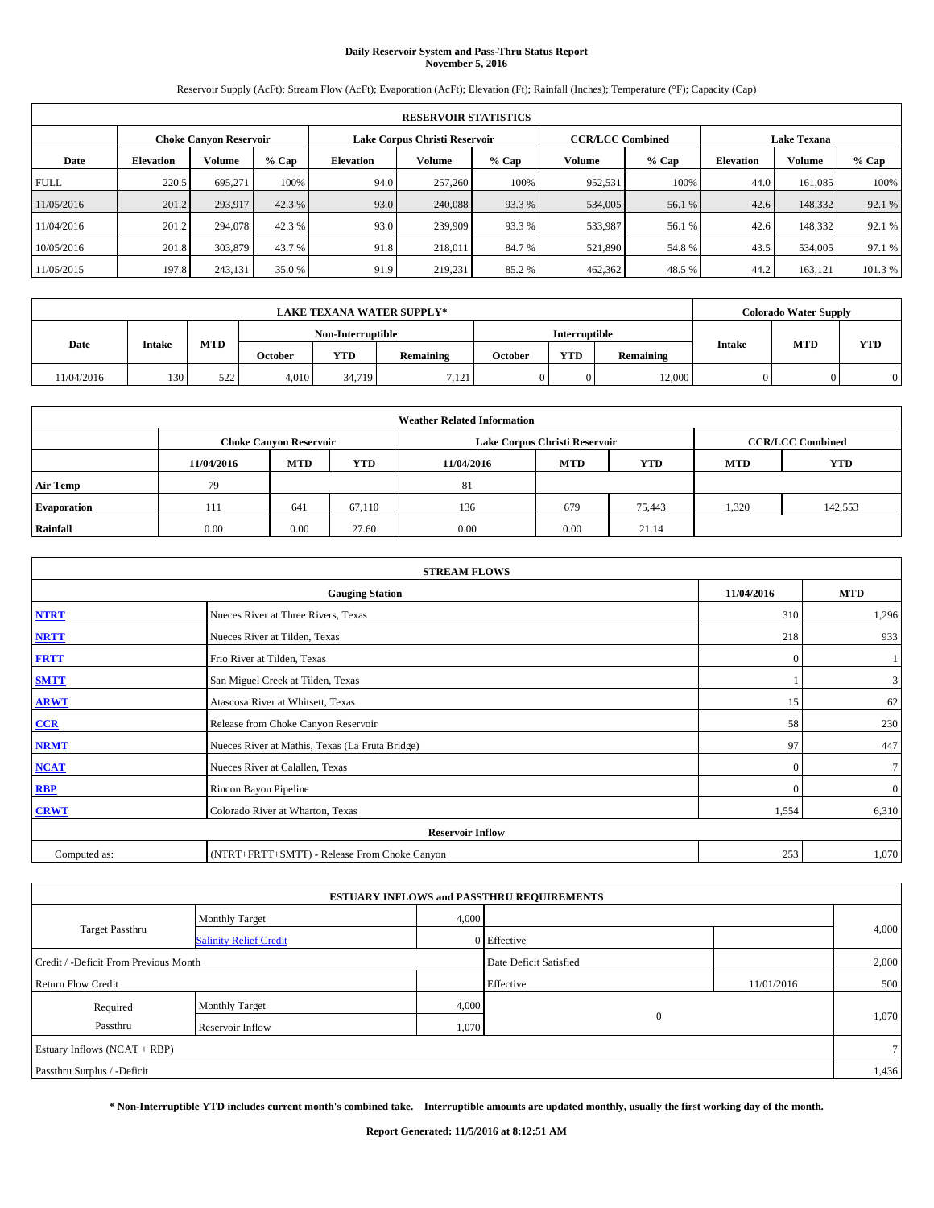# Daily Reservoir System and Pass-Thru Status Report
## November 5, 2016

Reservoir Supply (AcFt); Stream Flow (AcFt); Evaporation (AcFt); Elevation (Ft); Rainfall (Inches); Temperature (°F); Capacity (Cap)

| RESERVOIR STATISTICS | | | | | | | | | | | |
|---|---|---|---|---|---|---|---|---|---|---|---|
| | Choke Canyon Reservoir | | | Lake Corpus Christi Reservoir | | | CCR/LCC Combined | | Lake Texana | | |
| Date | Elevation | Volume | % Cap | Elevation | Volume | % Cap | Volume | % Cap | Elevation | Volume | % Cap |
| FULL | 220.5 | 695,271 | 100% | 94.0 | 257,260 | 100% | 952,531 | 100% | 44.0 | 161,085 | 100% |
| 11/05/2016 | 201.2 | 293,917 | 42.3 % | 93.0 | 240,088 | 93.3 % | 534,005 | 56.1 % | 42.6 | 148,332 | 92.1 % |
| 11/04/2016 | 201.2 | 294,078 | 42.3 % | 93.0 | 239,909 | 93.3 % | 533,987 | 56.1 % | 42.6 | 148,332 | 92.1 % |
| 10/05/2016 | 201.8 | 303,879 | 43.7 % | 91.8 | 218,011 | 84.7 % | 521,890 | 54.8 % | 43.5 | 534,005 | 97.1 % |
| 11/05/2015 | 197.8 | 243,131 | 35.0 % | 91.9 | 219,231 | 85.2 % | 462,362 | 48.5 % | 44.2 | 163,121 | 101.3 % |

| LAKE TEXANA WATER SUPPLY* | | | | | | | | | Colorado Water Supply | | |
|---|---|---|---|---|---|---|---|---|---|---|---|
| Date | Intake | MTD | Non-Interruptible | | | Interruptible | | | Intake | MTD | YTD |
| | | | October | YTD | Remaining | October | YTD | Remaining | | | |
| 11/04/2016 | 130 | 522 | 4,010 | 34,719 | 7,121 | 0 | 0 | 12,000 | 0 | 0 | 0 |

| Weather Related Information | | | | | | | | |
|---|---|---|---|---|---|---|---|---|
| | Choke Canyon Reservoir | | | Lake Corpus Christi Reservoir | | | CCR/LCC Combined | |
| | 11/04/2016 | MTD | YTD | 11/04/2016 | MTD | YTD | MTD | YTD |
| Air Temp | 79 | | | 81 | | | | |
| Evaporation | 111 | 641 | 67,110 | 136 | 679 | 75,443 | 1,320 | 142,553 |
| Rainfall | 0.00 | 0.00 | 27.60 | 0.00 | 0.00 | 21.14 | | |

| STREAM FLOWS | | | |
|---|---|---|---|
| Gauging Station | | 11/04/2016 | MTD |
| NTRT | Nueces River at Three Rivers, Texas | 310 | 1,296 |
| NRTT | Nueces River at Tilden, Texas | 218 | 933 |
| FRTT | Frio River at Tilden, Texas | 0 | 1 |
| SMTT | San Miguel Creek at Tilden, Texas | 1 | 3 |
| ARWT | Atascosa River at Whitsett, Texas | 15 | 62 |
| CCR | Release from Choke Canyon Reservoir | 58 | 230 |
| NRMT | Nueces River at Mathis, Texas (La Fruta Bridge) | 97 | 447 |
| NCAT | Nueces River at Calallen, Texas | 0 | 7 |
| RBP | Rincon Bayou Pipeline | 0 | 0 |
| CRWT | Colorado River at Wharton, Texas | 1,554 | 6,310 |
| Reservoir Inflow | | | |
| Computed as: | (NTRT+FRTT+SMTT) - Release From Choke Canyon | 253 | 1,070 |

| ESTUARY INFLOWS and PASSTHRU REQUIREMENTS | | | | | |
|---|---|---|---|---|---|
| Target Passthru | Monthly Target | 4,000 | | | 4,000 |
| | Salinity Relief Credit | 0 | Effective | | |
| Credit / -Deficit From Previous Month | | | Date Deficit Satisfied | | 2,000 |
| Return Flow Credit | | | Effective | 11/01/2016 | 500 |
| Required Passthru | Monthly Target | 4,000 | 0 | | 1,070 |
| | Reservoir Inflow | 1,070 | | | |
| Estuary Inflows (NCAT + RBP) | | | | | 7 |
| Passthru Surplus / -Deficit | | | | | 1,436 |

**\* Non-Interruptible YTD includes current month's combined take. Interruptible amounts are updated monthly, usually the first working day of the month.**

**Report Generated: 11/5/2016 at 8:12:51 AM**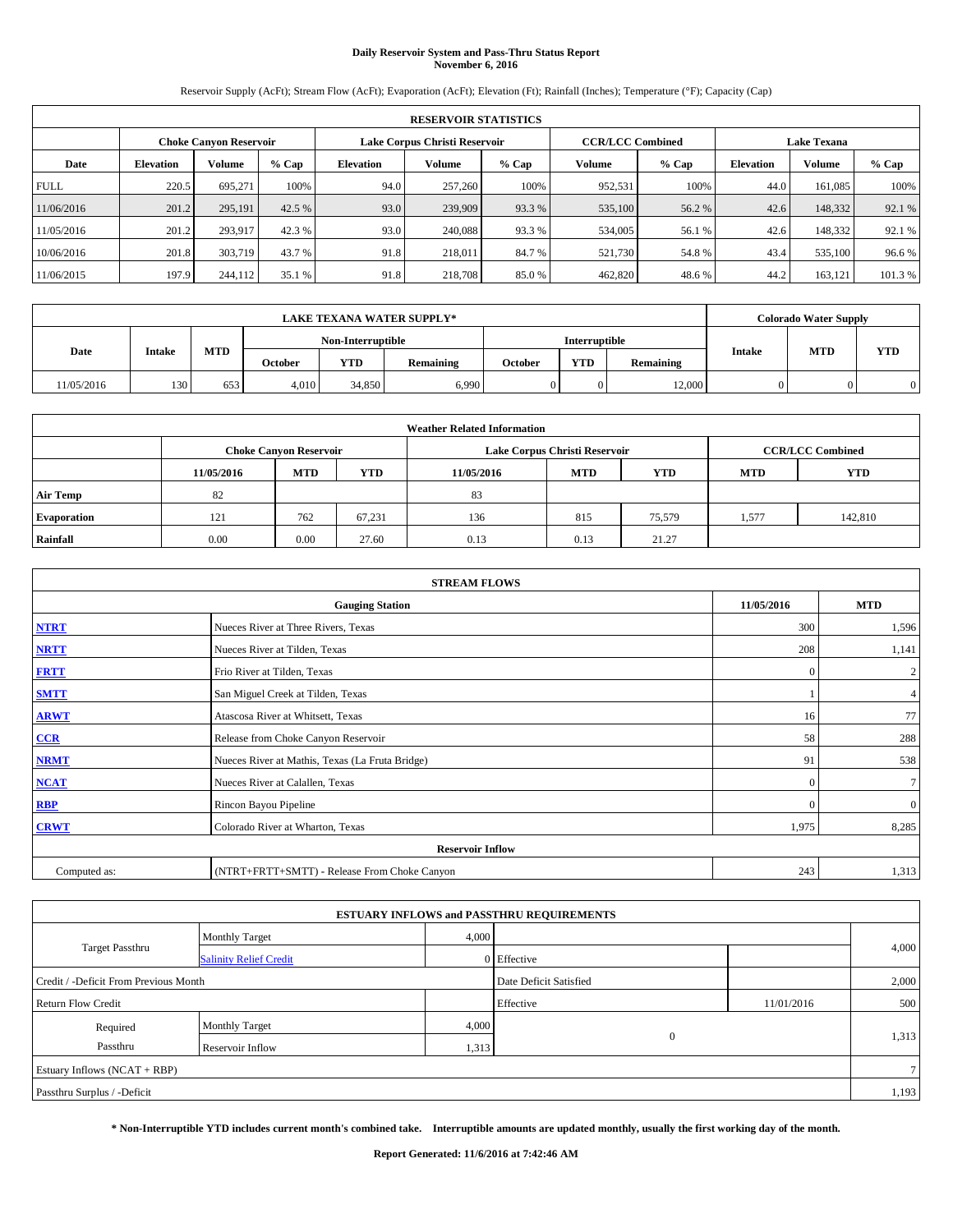# Daily Reservoir System and Pass-Thru Status Report
## November 6, 2016

Reservoir Supply (AcFt); Stream Flow (AcFt); Evaporation (AcFt); Elevation (Ft); Rainfall (Inches); Temperature (°F); Capacity (Cap)

| RESERVOIR STATISTICS | | | | | | | | | | | |
|---|---|---|---|---|---|---|---|---|---|---|---|
| | Choke Canyon Reservoir | | | Lake Corpus Christi Reservoir | | | CCR/LCC Combined | | Lake Texana | | |
| Date | Elevation | Volume | % Cap | Elevation | Volume | % Cap | Volume | % Cap | Elevation | Volume | % Cap |
| FULL | 220.5 | 695,271 | 100% | 94.0 | 257,260 | 100% | 952,531 | 100% | 44.0 | 161,085 | 100% |
| 11/06/2016 | 201.2 | 295,191 | 42.5 % | 93.0 | 239,909 | 93.3 % | 535,100 | 56.2 % | 42.6 | 148,332 | 92.1 % |
| 11/05/2016 | 201.2 | 293,917 | 42.3 % | 93.0 | 240,088 | 93.3 % | 534,005 | 56.1 % | 42.6 | 148,332 | 92.1 % |
| 10/06/2016 | 201.8 | 303,719 | 43.7 % | 91.8 | 218,011 | 84.7 % | 521,730 | 54.8 % | 43.4 | 535,100 | 96.6 % |
| 11/06/2015 | 197.9 | 244,112 | 35.1 % | 91.8 | 218,708 | 85.0 % | 462,820 | 48.6 % | 44.2 | 163,121 | 101.3 % |

| LAKE TEXANA WATER SUPPLY* | | | | | | | | | Colorado Water Supply | | |
|---|---|---|---|---|---|---|---|---|---|---|---|
| Date | Intake | MTD | Non-Interruptible | | | Interruptible | | | Intake | MTD | YTD |
| | | | October | YTD | Remaining | October | YTD | Remaining | | | |
| 11/05/2016 | 130 | 653 | 4,010 | 34,850 | 6,990 | 0 | 0 | 12,000 | 0 | 0 | 0 |

| Weather Related Information | | | | | | | | |
|---|---|---|---|---|---|---|---|---|
| | Choke Canyon Reservoir | | | Lake Corpus Christi Reservoir | | | CCR/LCC Combined | |
| | 11/05/2016 | MTD | YTD | 11/05/2016 | MTD | YTD | MTD | YTD |
| Air Temp | 82 | | | 83 | | | | |
| Evaporation | 121 | 762 | 67,231 | 136 | 815 | 75,579 | 1,577 | 142,810 |
| Rainfall | 0.00 | 0.00 | 27.60 | 0.13 | 0.13 | 21.27 | | |

| STREAM FLOWS | | | |
|---|---|---|---|
| Gauging Station | | 11/05/2016 | MTD |
| NTRT | Nueces River at Three Rivers, Texas | 300 | 1,596 |
| NRTT | Nueces River at Tilden, Texas | 208 | 1,141 |
| FRTT | Frio River at Tilden, Texas | 0 | 2 |
| SMTT | San Miguel Creek at Tilden, Texas | 1 | 4 |
| ARWT | Atascosa River at Whitsett, Texas | 16 | 77 |
| CCR | Release from Choke Canyon Reservoir | 58 | 288 |
| NRMT | Nueces River at Mathis, Texas (La Fruta Bridge) | 91 | 538 |
| NCAT | Nueces River at Calallen, Texas | 0 | 7 |
| RBP | Rincon Bayou Pipeline | 0 | 0 |
| CRWT | Colorado River at Wharton, Texas | 1,975 | 8,285 |
| Reservoir Inflow | | | |
| Computed as: | (NTRT+FRTT+SMTT) - Release From Choke Canyon | 243 | 1,313 |

| ESTUARY INFLOWS and PASSTHRU REQUIREMENTS | | | | | |
|---|---|---|---|---|---|
| Target Passthru | Monthly Target | 4,000 | | | 4,000 |
| | Salinity Relief Credit | 0 | Effective | | |
| Credit / -Deficit From Previous Month | | | Date Deficit Satisfied | | 2,000 |
| Return Flow Credit | | | Effective | 11/01/2016 | 500 |
| Required Passthru | Monthly Target | 4,000 | 0 | | 1,313 |
| | Reservoir Inflow | 1,313 | | | |
| Estuary Inflows (NCAT + RBP) | | | | | 7 |
| Passthru Surplus / -Deficit | | | | | 1,193 |

**\* Non-Interruptible YTD includes current month's combined take. Interruptible amounts are updated monthly, usually the first working day of the month.**

**Report Generated: 11/6/2016 at 7:42:46 AM**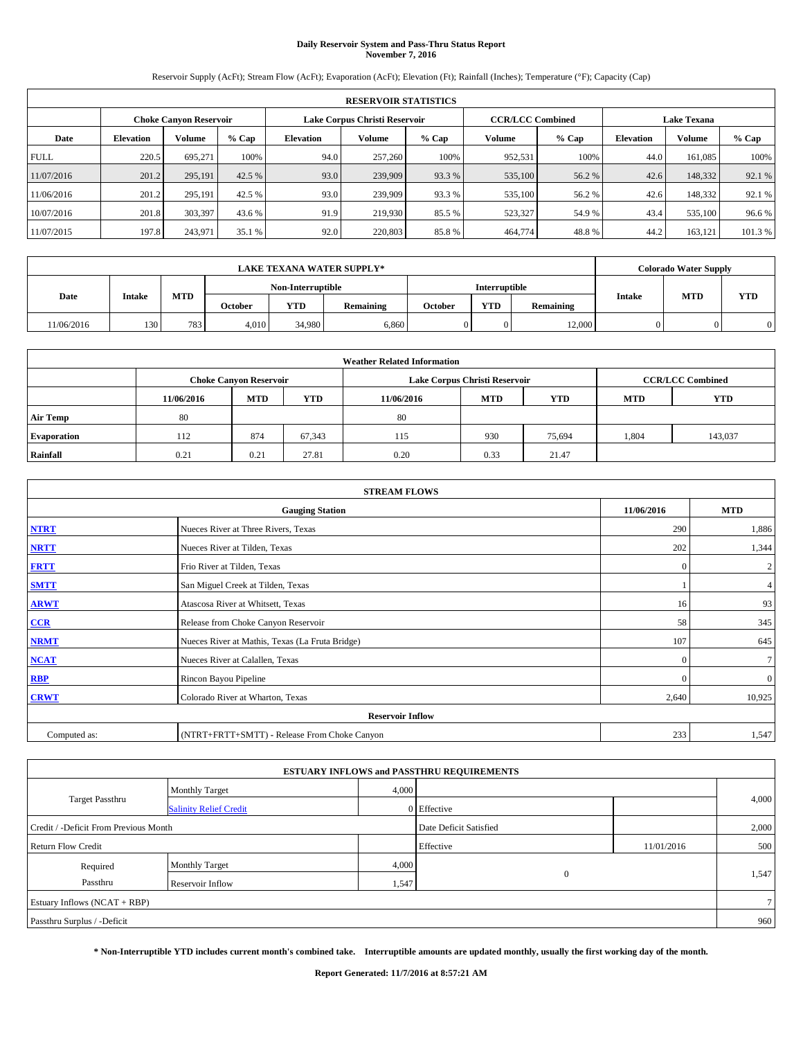# Daily Reservoir System and Pass-Thru Status Report
## November 7, 2016

Reservoir Supply (AcFt); Stream Flow (AcFt); Evaporation (AcFt); Elevation (Ft); Rainfall (Inches); Temperature (°F); Capacity (Cap)

| RESERVOIR STATISTICS | | | | | | | | | | | |
|---|---|---|---|---|---|---|---|---|---|---|---|
| | Choke Canyon Reservoir | | | Lake Corpus Christi Reservoir | | | CCR/LCC Combined | | Lake Texana | | |
| Date | Elevation | Volume | % Cap | Elevation | Volume | % Cap | Volume | % Cap | Elevation | Volume | % Cap |
| FULL | 220.5 | 695,271 | 100% | 94.0 | 257,260 | 100% | 952,531 | 100% | 44.0 | 161,085 | 100% |
| 11/07/2016 | 201.2 | 295,191 | 42.5 % | 93.0 | 239,909 | 93.3 % | 535,100 | 56.2 % | 42.6 | 148,332 | 92.1 % |
| 11/06/2016 | 201.2 | 295,191 | 42.5 % | 93.0 | 239,909 | 93.3 % | 535,100 | 56.2 % | 42.6 | 148,332 | 92.1 % |
| 10/07/2016 | 201.8 | 303,397 | 43.6 % | 91.9 | 219,930 | 85.5 % | 523,327 | 54.9 % | 43.4 | 535,100 | 96.6 % |
| 11/07/2015 | 197.8 | 243,971 | 35.1 % | 92.0 | 220,803 | 85.8 % | 464,774 | 48.8 % | 44.2 | 163,121 | 101.3 % |

| LAKE TEXANA WATER SUPPLY* | | | | | | | | | Colorado Water Supply | | |
|---|---|---|---|---|---|---|---|---|---|---|---|
| Date | Intake | MTD | Non-Interruptible | | | Interruptible | | | Intake | MTD | YTD |
| | | | October | YTD | Remaining | October | YTD | Remaining | | | |
| 11/06/2016 | 130 | 783 | 4,010 | 34,980 | 6,860 | 0 | 0 | 12,000 | 0 | 0 | 0 |

| Weather Related Information | | | | | | | | |
|---|---|---|---|---|---|---|---|---|
| | Choke Canyon Reservoir | | | Lake Corpus Christi Reservoir | | | CCR/LCC Combined | |
| | 11/06/2016 | MTD | YTD | 11/06/2016 | MTD | YTD | MTD | YTD |
| Air Temp | 80 | | | 80 | | | | |
| Evaporation | 112 | 874 | 67,343 | 115 | 930 | 75,694 | 1,804 | 143,037 |
| Rainfall | 0.21 | 0.21 | 27.81 | 0.20 | 0.33 | 21.47 | | |

| STREAM FLOWS | | | |
|---|---|---|---|
| Gauging Station | | 11/06/2016 | MTD |
| NTRT | Nueces River at Three Rivers, Texas | 290 | 1,886 |
| NRTT | Nueces River at Tilden, Texas | 202 | 1,344 |
| FRTT | Frio River at Tilden, Texas | 0 | 2 |
| SMTT | San Miguel Creek at Tilden, Texas | 1 | 4 |
| ARWT | Atascosa River at Whitsett, Texas | 16 | 93 |
| CCR | Release from Choke Canyon Reservoir | 58 | 345 |
| NRMT | Nueces River at Mathis, Texas (La Fruta Bridge) | 107 | 645 |
| NCAT | Nueces River at Calallen, Texas | 0 | 7 |
| RBP | Rincon Bayou Pipeline | 0 | 0 |
| CRWT | Colorado River at Wharton, Texas | 2,640 | 10,925 |
| Reservoir Inflow | | | |
| Computed as: | (NTRT+FRTT+SMTT) - Release From Choke Canyon | 233 | 1,547 |

| ESTUARY INFLOWS and PASSTHRU REQUIREMENTS | | | | | |
|---|---|---|---|---|---|
| Target Passthru | Monthly Target | 4,000 | | | 4,000 |
| | Salinity Relief Credit | 0 | Effective | | |
| Credit / -Deficit From Previous Month | | | Date Deficit Satisfied | | 2,000 |
| Return Flow Credit | | | Effective | 11/01/2016 | 500 |
| Required Passthru | Monthly Target | 4,000 | 0 | | 1,547 |
| | Reservoir Inflow | 1,547 | | | |
| Estuary Inflows (NCAT + RBP) | | | | | 7 |
| Passthru Surplus / -Deficit | | | | | 960 |

**\* Non-Interruptible YTD includes current month's combined take. Interruptible amounts are updated monthly, usually the first working day of the month.**

**Report Generated: 11/7/2016 at 8:57:21 AM**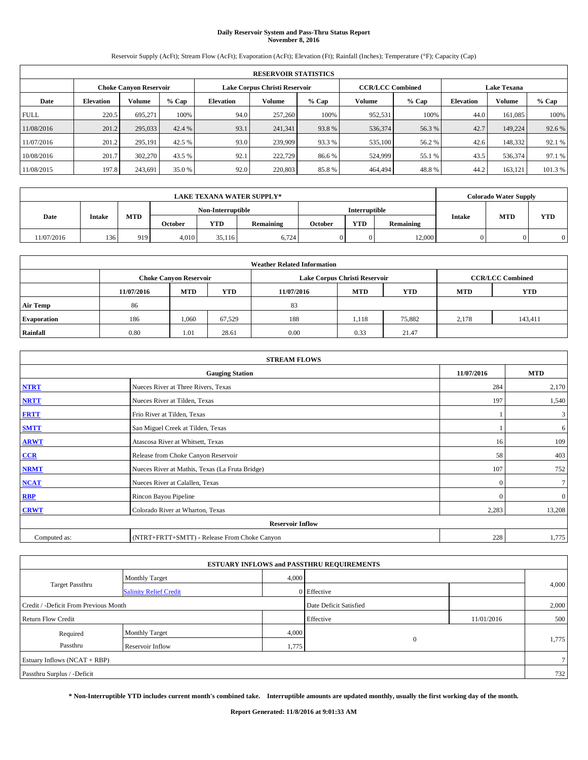**Daily Reservoir System and Pass-Thru Status Report**
**November 8, 2016**

Reservoir Supply (AcFt); Stream Flow (AcFt); Evaporation (AcFt); Elevation (Ft); Rainfall (Inches); Temperature (°F); Capacity (Cap)

| RESERVOIR STATISTICS | | | | | | | | | | | |
|---|---|---|---|---|---|---|---|---|---|---|---|
| | Choke Canyon Reservoir | | | Lake Corpus Christi Reservoir | | | CCR/LCC Combined | | Lake Texana | | |
| Date | Elevation | Volume | % Cap | Elevation | Volume | % Cap | Volume | % Cap | Elevation | Volume | % Cap |
| FULL | 220.5 | 695,271 | 100% | 94.0 | 257,260 | 100% | 952,531 | 100% | 44.0 | 161,085 | 100% |
| 11/08/2016 | 201.2 | 295,033 | 42.4 % | 93.1 | 241,341 | 93.8 % | 536,374 | 56.3 % | 42.7 | 149,224 | 92.6 % |
| 11/07/2016 | 201.2 | 295,191 | 42.5 % | 93.0 | 239,909 | 93.3 % | 535,100 | 56.2 % | 42.6 | 148,332 | 92.1 % |
| 10/08/2016 | 201.7 | 302,270 | 43.5 % | 92.1 | 222,729 | 86.6 % | 524,999 | 55.1 % | 43.5 | 536,374 | 97.1 % |
| 11/08/2015 | 197.8 | 243,691 | 35.0 % | 92.0 | 220,803 | 85.8 % | 464,494 | 48.8 % | 44.2 | 163,121 | 101.3 % |

| LAKE TEXANA WATER SUPPLY* | | | | | | | | | Colorado Water Supply | | |
|---|---|---|---|---|---|---|---|---|---|---|---|
| Date | Intake | MTD | Non-Interruptible | | | Interruptible | | | Intake | MTD | YTD |
| | | | October | YTD | Remaining | October | YTD | Remaining | | | |
| 11/07/2016 | 136 | 919 | 4,010 | 35,116 | 6,724 | 0 | 0 | 12,000 | 0 | 0 | 0 |

| Weather Related Information | | | | | | | | |
|---|---|---|---|---|---|---|---|---|
| | Choke Canyon Reservoir | | | Lake Corpus Christi Reservoir | | | CCR/LCC Combined | |
| | 11/07/2016 | MTD | YTD | 11/07/2016 | MTD | YTD | MTD | YTD |
| Air Temp | 86 | | | 83 | | | | |
| Evaporation | 186 | 1,060 | 67,529 | 188 | 1,118 | 75,882 | 2,178 | 143,411 |
| Rainfall | 0.80 | 1.01 | 28.61 | 0.00 | 0.33 | 21.47 | | |

| STREAM FLOWS | | | |
|---|---|---|---|
| | Gauging Station | 11/07/2016 | MTD |
| NTRT | Nueces River at Three Rivers, Texas | 284 | 2,170 |
| NRTT | Nueces River at Tilden, Texas | 197 | 1,540 |
| FRTT | Frio River at Tilden, Texas | 1 | 3 |
| SMTT | San Miguel Creek at Tilden, Texas | 1 | 6 |
| ARWT | Atascosa River at Whitsett, Texas | 16 | 109 |
| CCR | Release from Choke Canyon Reservoir | 58 | 403 |
| NRMT | Nueces River at Mathis, Texas (La Fruta Bridge) | 107 | 752 |
| NCAT | Nueces River at Calallen, Texas | 0 | 7 |
| RBP | Rincon Bayou Pipeline | 0 | 0 |
| CRWT | Colorado River at Wharton, Texas | 2,283 | 13,208 |
| Reservoir Inflow | | | |
| Computed as: | (NTRT+FRTT+SMTT) - Release From Choke Canyon | 228 | 1,775 |

| ESTUARY INFLOWS and PASSTHRU REQUIREMENTS | | | | | |
|---|---|---|---|---|---|
| Target Passthru | Monthly Target | 4,000 | | | 4,000 |
| | Salinity Relief Credit | 0 | Effective | | |
| Credit / -Deficit From Previous Month | | | Date Deficit Satisfied | | 2,000 |
| Return Flow Credit | | | Effective | 11/01/2016 | 500 |
| Required Passthru | Monthly Target | 4,000 | 0 | | 1,775 |
| | Reservoir Inflow | 1,775 | | | |
| Estuary Inflows (NCAT + RBP) | | | | | 7 |
| Passthru Surplus / -Deficit | | | | | 732 |

**\* Non-Interruptible YTD includes current month's combined take. Interruptible amounts are updated monthly, usually the first working day of the month.**

**Report Generated: 11/8/2016 at 9:01:33 AM**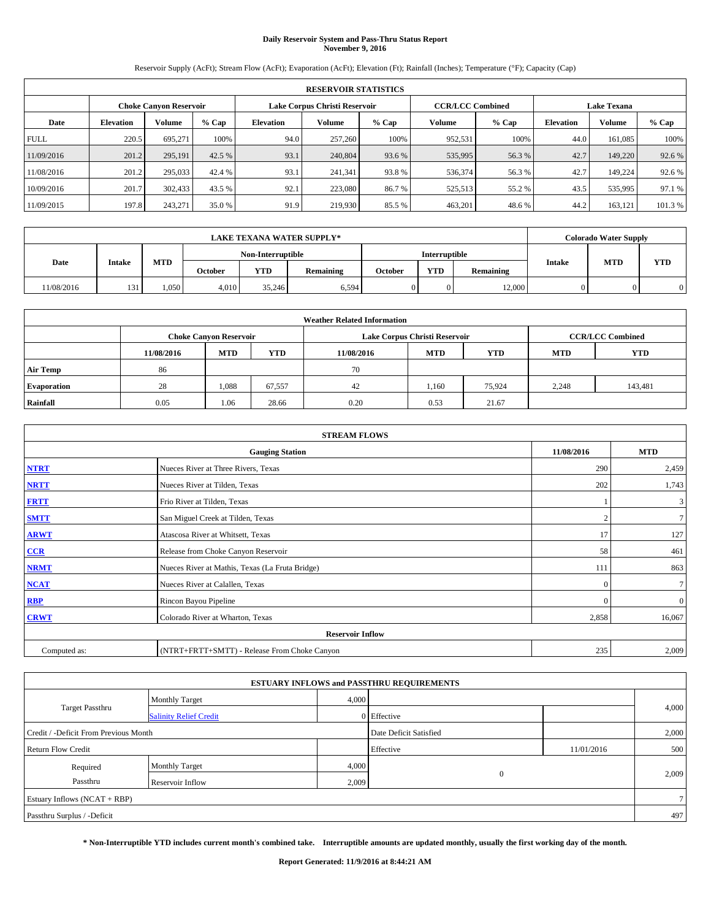# Daily Reservoir System and Pass-Thru Status Report
## November 9, 2016

Reservoir Supply (AcFt); Stream Flow (AcFt); Evaporation (AcFt); Elevation (Ft); Rainfall (Inches); Temperature (°F); Capacity (Cap)

| RESERVOIR STATISTICS | | | | | | | | | | | |
|---|---|---|---|---|---|---|---|---|---|---|---|
| | Choke Canyon Reservoir | | | Lake Corpus Christi Reservoir | | | CCR/LCC Combined | | Lake Texana | | |
| Date | Elevation | Volume | % Cap | Elevation | Volume | % Cap | Volume | % Cap | Elevation | Volume | % Cap |
| FULL | 220.5 | 695,271 | 100% | 94.0 | 257,260 | 100% | 952,531 | 100% | 44.0 | 161,085 | 100% |
| 11/09/2016 | 201.2 | 295,191 | 42.5 % | 93.1 | 240,804 | 93.6 % | 535,995 | 56.3 % | 42.7 | 149,220 | 92.6 % |
| 11/08/2016 | 201.2 | 295,033 | 42.4 % | 93.1 | 241,341 | 93.8 % | 536,374 | 56.3 % | 42.7 | 149,224 | 92.6 % |
| 10/09/2016 | 201.7 | 302,433 | 43.5 % | 92.1 | 223,080 | 86.7 % | 525,513 | 55.2 % | 43.5 | 535,995 | 97.1 % |
| 11/09/2015 | 197.8 | 243,271 | 35.0 % | 91.9 | 219,930 | 85.5 % | 463,201 | 48.6 % | 44.2 | 163,121 | 101.3 % |

| LAKE TEXANA WATER SUPPLY* | | | | | | | | | Colorado Water Supply | | |
|---|---|---|---|---|---|---|---|---|---|---|---|
| Date | Intake | MTD | Non-Interruptible | | | Interruptible | | | Intake | MTD | YTD |
| | | | October | YTD | Remaining | October | YTD | Remaining | | | |
| 11/08/2016 | 131 | 1,050 | 4,010 | 35,246 | 6,594 | 0 | 0 | 12,000 | 0 | 0 | 0 |

| Weather Related Information | | | | | | | | |
|---|---|---|---|---|---|---|---|---|
| | Choke Canyon Reservoir | | | Lake Corpus Christi Reservoir | | | CCR/LCC Combined | |
| | 11/08/2016 | MTD | YTD | 11/08/2016 | MTD | YTD | MTD | YTD |
| Air Temp | 86 | | | 70 | | | | |
| Evaporation | 28 | 1,088 | 67,557 | 42 | 1,160 | 75,924 | 2,248 | 143,481 |
| Rainfall | 0.05 | 1.06 | 28.66 | 0.20 | 0.53 | 21.67 | | |

| STREAM FLOWS | | | |
|---|---|---|---|
| | Gauging Station | 11/08/2016 | MTD |
| NTRT | Nueces River at Three Rivers, Texas | 290 | 2,459 |
| NRTT | Nueces River at Tilden, Texas | 202 | 1,743 |
| FRTT | Frio River at Tilden, Texas | 1 | 3 |
| SMTT | San Miguel Creek at Tilden, Texas | 2 | 7 |
| ARWT | Atascosa River at Whitsett, Texas | 17 | 127 |
| CCR | Release from Choke Canyon Reservoir | 58 | 461 |
| NRMT | Nueces River at Mathis, Texas (La Fruta Bridge) | 111 | 863 |
| NCAT | Nueces River at Calallen, Texas | 0 | 7 |
| RBP | Rincon Bayou Pipeline | 0 | 0 |
| CRWT | Colorado River at Wharton, Texas | 2,858 | 16,067 |
| | Reservoir Inflow | | |
| Computed as: | (NTRT+FRTT+SMTT) - Release From Choke Canyon | 235 | 2,009 |

| ESTUARY INFLOWS and PASSTHRU REQUIREMENTS | | | | | |
|---|---|---|---|---|---|
| Target Passthru | Monthly Target | 4,000 | | | 4,000 |
| | Salinity Relief Credit | 0 | Effective | | |
| Credit / -Deficit From Previous Month | | | Date Deficit Satisfied | | 2,000 |
| Return Flow Credit | | | Effective | 11/01/2016 | 500 |
| Required Passthru | Monthly Target | 4,000 | 0 | | 2,009 |
| | Reservoir Inflow | 2,009 | | | |
| Estuary Inflows (NCAT + RBP) | | | | | 7 |
| Passthru Surplus / -Deficit | | | | | 497 |

**\* Non-Interruptible YTD includes current month's combined take. Interruptible amounts are updated monthly, usually the first working day of the month.**

**Report Generated: 11/9/2016 at 8:44:21 AM**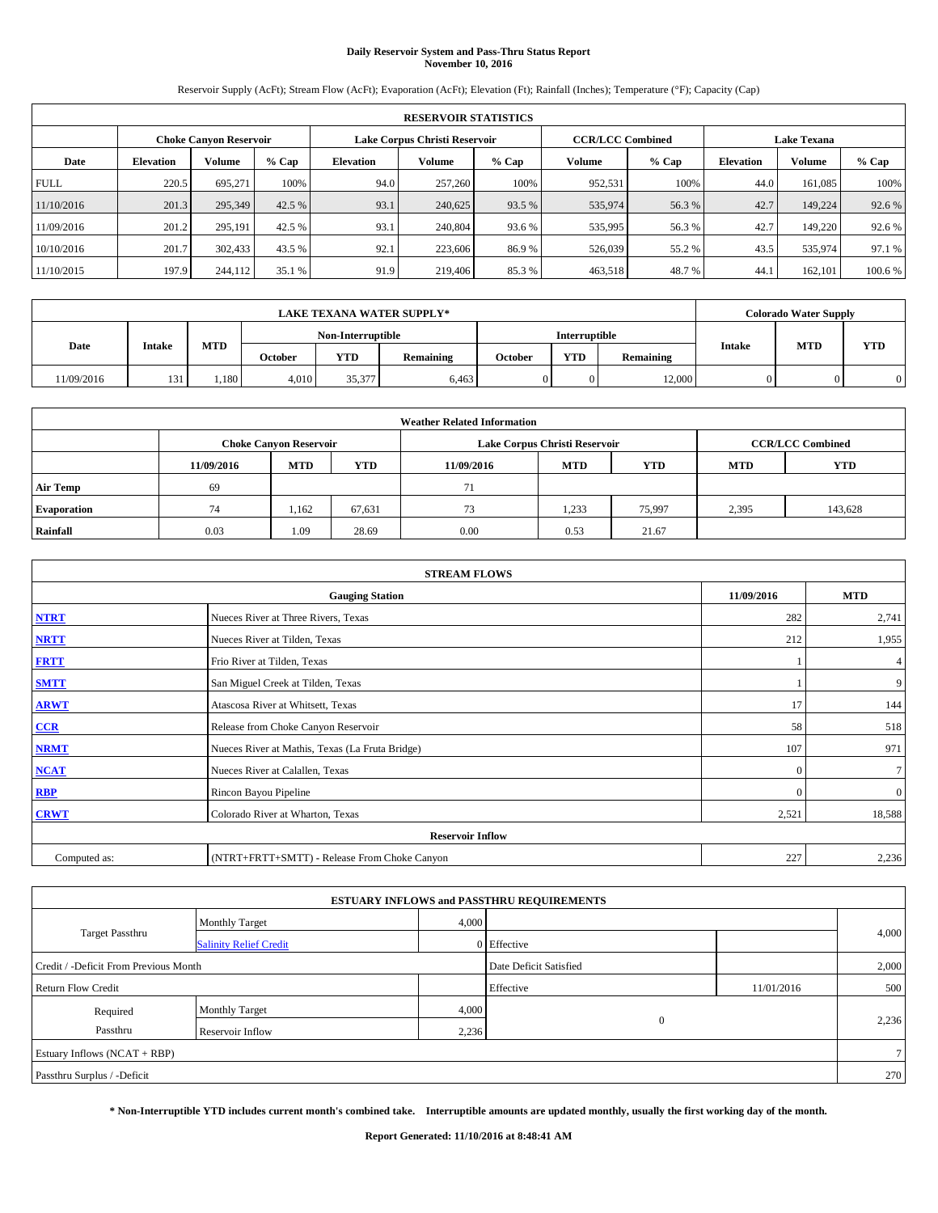# Daily Reservoir System and Pass-Thru Status Report
## November 10, 2016

Reservoir Supply (AcFt); Stream Flow (AcFt); Evaporation (AcFt); Elevation (Ft); Rainfall (Inches); Temperature (°F); Capacity (Cap)

| RESERVOIR STATISTICS | | | | | | | | | | | |
|---|---|---|---|---|---|---|---|---|---|---|---|
| | Choke Canyon Reservoir | | | Lake Corpus Christi Reservoir | | | CCR/LCC Combined | | Lake Texana | | |
| Date | Elevation | Volume | % Cap | Elevation | Volume | % Cap | Volume | % Cap | Elevation | Volume | % Cap |
| FULL | 220.5 | 695,271 | 100% | 94.0 | 257,260 | 100% | 952,531 | 100% | 44.0 | 161,085 | 100% |
| 11/10/2016 | 201.3 | 295,349 | 42.5 % | 93.1 | 240,625 | 93.5 % | 535,974 | 56.3 % | 42.7 | 149,224 | 92.6 % |
| 11/09/2016 | 201.2 | 295,191 | 42.5 % | 93.1 | 240,804 | 93.6 % | 535,995 | 56.3 % | 42.7 | 149,220 | 92.6 % |
| 10/10/2016 | 201.7 | 302,433 | 43.5 % | 92.1 | 223,606 | 86.9 % | 526,039 | 55.2 % | 43.5 | 535,974 | 97.1 % |
| 11/10/2015 | 197.9 | 244,112 | 35.1 % | 91.9 | 219,406 | 85.3 % | 463,518 | 48.7 % | 44.1 | 162,101 | 100.6 % |

| LAKE TEXANA WATER SUPPLY* | | | | | | | | | Colorado Water Supply | | |
|---|---|---|---|---|---|---|---|---|---|---|---|
| Date | Intake | MTD | Non-Interruptible | | | Interruptible | | | Intake | MTD | YTD |
| | | | October | YTD | Remaining | October | YTD | Remaining | | | |
| 11/09/2016 | 131 | 1,180 | 4,010 | 35,377 | 6,463 | 0 | 0 | 12,000 | 0 | 0 | 0 |

| Weather Related Information | | | | | | | | |
|---|---|---|---|---|---|---|---|---|
| | Choke Canyon Reservoir | | | Lake Corpus Christi Reservoir | | | CCR/LCC Combined | |
| | 11/09/2016 | MTD | YTD | 11/09/2016 | MTD | YTD | MTD | YTD |
| Air Temp | 69 | | | 71 | | | | |
| Evaporation | 74 | 1,162 | 67,631 | 73 | 1,233 | 75,997 | 2,395 | 143,628 |
| Rainfall | 0.03 | 1.09 | 28.69 | 0.00 | 0.53 | 21.67 | | |

| STREAM FLOWS | | | |
|---|---|---|---|
| Gauging Station | | 11/09/2016 | MTD |
| NTRT | Nueces River at Three Rivers, Texas | 282 | 2,741 |
| NRTT | Nueces River at Tilden, Texas | 212 | 1,955 |
| FRTT | Frio River at Tilden, Texas | 1 | 4 |
| SMTT | San Miguel Creek at Tilden, Texas | 1 | 9 |
| ARWT | Atascosa River at Whitsett, Texas | 17 | 144 |
| CCR | Release from Choke Canyon Reservoir | 58 | 518 |
| NRMT | Nueces River at Mathis, Texas (La Fruta Bridge) | 107 | 971 |
| NCAT | Nueces River at Calallen, Texas | 0 | 7 |
| RBP | Rincon Bayou Pipeline | 0 | 0 |
| CRWT | Colorado River at Wharton, Texas | 2,521 | 18,588 |
| Reservoir Inflow | | | |
| Computed as: | (NTRT+FRTT+SMTT) - Release From Choke Canyon | 227 | 2,236 |

| ESTUARY INFLOWS and PASSTHRU REQUIREMENTS | | | | | |
|---|---|---|---|---|---|
| Target Passthru | Monthly Target | 4,000 | | | 4,000 |
| | Salinity Relief Credit | 0 | Effective | | |
| Credit / -Deficit From Previous Month | | | Date Deficit Satisfied | | 2,000 |
| Return Flow Credit | | | Effective | 11/01/2016 | 500 |
| Required Passthru | Monthly Target | 4,000 | 0 | | 2,236 |
| | Reservoir Inflow | 2,236 | | | |
| Estuary Inflows (NCAT + RBP) | | | | | 7 |
| Passthru Surplus / -Deficit | | | | | 270 |

**\* Non-Interruptible YTD includes current month's combined take. Interruptible amounts are updated monthly, usually the first working day of the month.**

**Report Generated: 11/10/2016 at 8:48:41 AM**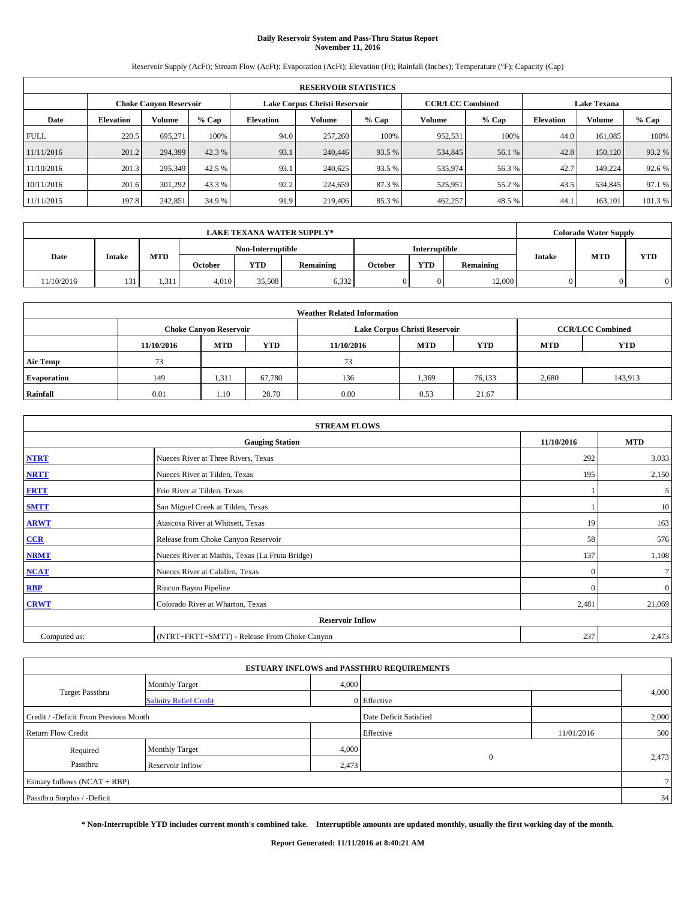# Daily Reservoir System and Pass-Thru Status Report
## November 11, 2016

Reservoir Supply (AcFt); Stream Flow (AcFt); Evaporation (AcFt); Elevation (Ft); Rainfall (Inches); Temperature (°F); Capacity (Cap)

| RESERVOIR STATISTICS | | | | | | | | | | | |
|---|---|---|---|---|---|---|---|---|---|---|---|
| | Choke Canyon Reservoir | | | Lake Corpus Christi Reservoir | | | CCR/LCC Combined | | Lake Texana | | |
| Date | Elevation | Volume | % Cap | Elevation | Volume | % Cap | Volume | % Cap | Elevation | Volume | % Cap |
| FULL | 220.5 | 695,271 | 100% | 94.0 | 257,260 | 100% | 952,531 | 100% | 44.0 | 161,085 | 100% |
| 11/11/2016 | 201.2 | 294,399 | 42.3 % | 93.1 | 240,446 | 93.5 % | 534,845 | 56.1 % | 42.8 | 150,120 | 93.2 % |
| 11/10/2016 | 201.3 | 295,349 | 42.5 % | 93.1 | 240,625 | 93.5 % | 535,974 | 56.3 % | 42.7 | 149,224 | 92.6 % |
| 10/11/2016 | 201.6 | 301,292 | 43.3 % | 92.2 | 224,659 | 87.3 % | 525,951 | 55.2 % | 43.5 | 534,845 | 97.1 % |
| 11/11/2015 | 197.8 | 242,851 | 34.9 % | 91.9 | 219,406 | 85.3 % | 462,257 | 48.5 % | 44.1 | 163,101 | 101.3 % |

| LAKE TEXANA WATER SUPPLY* | | | | | | | | | Colorado Water Supply | | |
|---|---|---|---|---|---|---|---|---|---|---|---|
| Date | Intake | MTD | Non-Interruptible | | | Interruptible | | | Intake | MTD | YTD |
| | | | October | YTD | Remaining | October | YTD | Remaining | | | |
| 11/10/2016 | 131 | 1,311 | 4,010 | 35,508 | 6,332 | 0 | 0 | 12,000 | 0 | 0 | 0 |

| Weather Related Information | | | | | | | | |
|---|---|---|---|---|---|---|---|---|
| | Choke Canyon Reservoir | | | Lake Corpus Christi Reservoir | | | CCR/LCC Combined | |
| | 11/10/2016 | MTD | YTD | 11/10/2016 | MTD | YTD | MTD | YTD |
| Air Temp | 73 | | | 73 | | | | |
| Evaporation | 149 | 1,311 | 67,780 | 136 | 1,369 | 76,133 | 2,680 | 143,913 |
| Rainfall | 0.01 | 1.10 | 28.70 | 0.00 | 0.53 | 21.67 | | |

| STREAM FLOWS | | | |
|---|---|---|---|
| | Gauging Station | 11/10/2016 | MTD |
| NTRT | Nueces River at Three Rivers, Texas | 292 | 3,033 |
| NRTT | Nueces River at Tilden, Texas | 195 | 2,150 |
| FRTT | Frio River at Tilden, Texas | 1 | 5 |
| SMTT | San Miguel Creek at Tilden, Texas | 1 | 10 |
| ARWT | Atascosa River at Whitsett, Texas | 19 | 163 |
| CCR | Release from Choke Canyon Reservoir | 58 | 576 |
| NRMT | Nueces River at Mathis, Texas (La Fruta Bridge) | 137 | 1,108 |
| NCAT | Nueces River at Calallen, Texas | 0 | 7 |
| RBP | Rincon Bayou Pipeline | 0 | 0 |
| CRWT | Colorado River at Wharton, Texas | 2,481 | 21,069 |
| | Reservoir Inflow | | |
| Computed as: | (NTRT+FRTT+SMTT) - Release From Choke Canyon | 237 | 2,473 |

| ESTUARY INFLOWS and PASSTHRU REQUIREMENTS | | | | | |
|---|---|---|---|---|---|
| Target Passthru | Monthly Target | 4,000 | | | 4,000 |
| | Salinity Relief Credit | 0 | Effective | | |
| Credit / -Deficit From Previous Month | | | Date Deficit Satisfied | | 2,000 |
| Return Flow Credit | | | Effective | 11/01/2016 | 500 |
| Required Passthru | Monthly Target | 4,000 | 0 | | 2,473 |
| | Reservoir Inflow | 2,473 | | | |
| Estuary Inflows (NCAT + RBP) | | | | | 7 |
| Passthru Surplus / -Deficit | | | | | 34 |

**\* Non-Interruptible YTD includes current month's combined take. Interruptible amounts are updated monthly, usually the first working day of the month.**

**Report Generated: 11/11/2016 at 8:40:21 AM**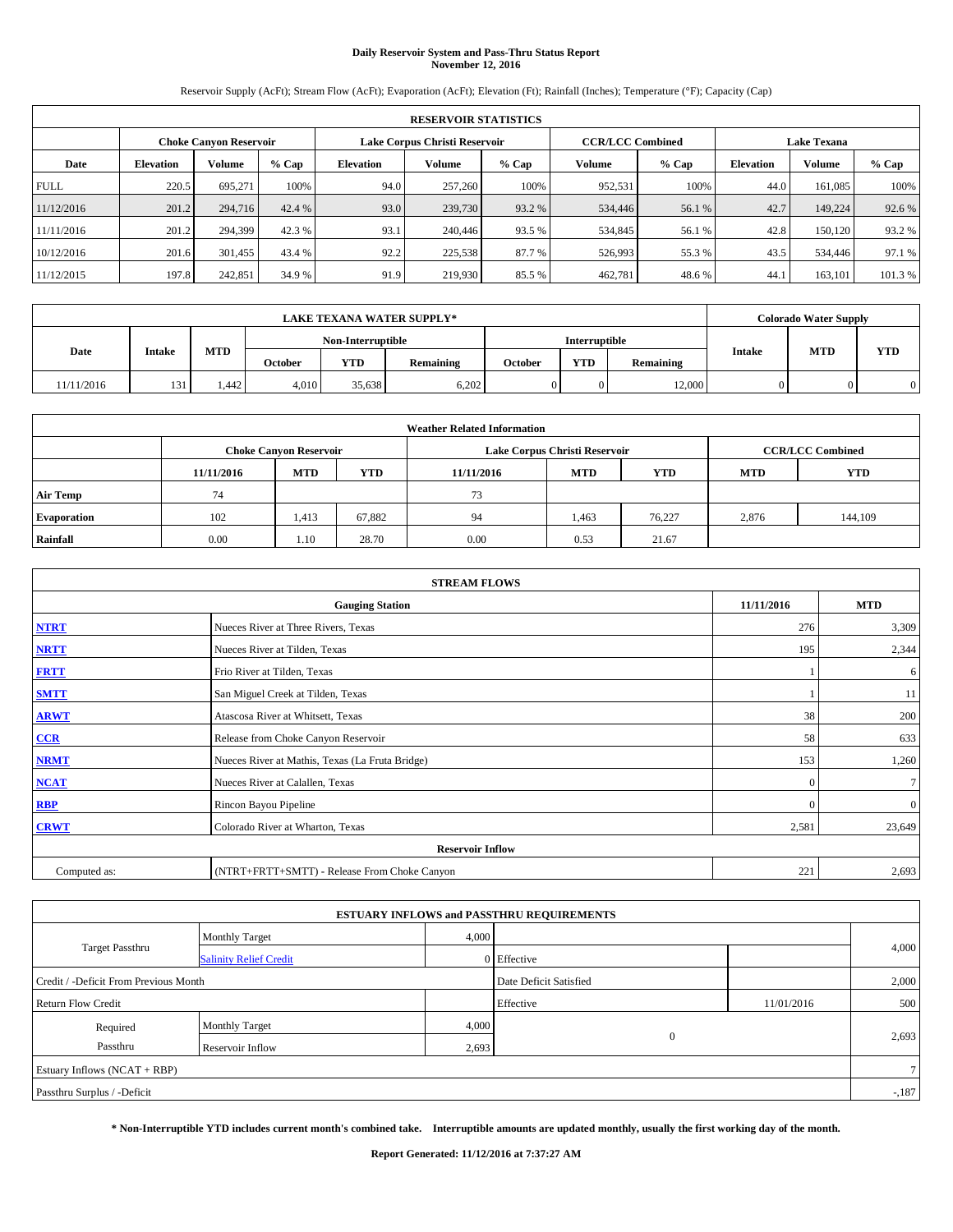# Daily Reservoir System and Pass-Thru Status Report
## November 12, 2016

Reservoir Supply (AcFt); Stream Flow (AcFt); Evaporation (AcFt); Elevation (Ft); Rainfall (Inches); Temperature (°F); Capacity (Cap)

| RESERVOIR STATISTICS | | | | | | | | | | | |
|---|---|---|---|---|---|---|---|---|---|---|---|
| | Choke Canyon Reservoir | | | Lake Corpus Christi Reservoir | | | CCR/LCC Combined | | Lake Texana | | |
| Date | Elevation | Volume | % Cap | Elevation | Volume | % Cap | Volume | % Cap | Elevation | Volume | % Cap |
| FULL | 220.5 | 695,271 | 100% | 94.0 | 257,260 | 100% | 952,531 | 100% | 44.0 | 161,085 | 100% |
| 11/12/2016 | 201.2 | 294,716 | 42.4 % | 93.0 | 239,730 | 93.2 % | 534,446 | 56.1 % | 42.7 | 149,224 | 92.6 % |
| 11/11/2016 | 201.2 | 294,399 | 42.3 % | 93.1 | 240,446 | 93.5 % | 534,845 | 56.1 % | 42.8 | 150,120 | 93.2 % |
| 10/12/2016 | 201.6 | 301,455 | 43.4 % | 92.2 | 225,538 | 87.7 % | 526,993 | 55.3 % | 43.5 | 534,446 | 97.1 % |
| 11/12/2015 | 197.8 | 242,851 | 34.9 % | 91.9 | 219,930 | 85.5 % | 462,781 | 48.6 % | 44.1 | 163,101 | 101.3 % |

| LAKE TEXANA WATER SUPPLY* | | | | | | | | | Colorado Water Supply | | |
|---|---|---|---|---|---|---|---|---|---|---|---|
| Date | Intake | MTD | Non-Interruptible | | | Interruptible | | | Intake | MTD | YTD |
| | | | October | YTD | Remaining | October | YTD | Remaining | | | |
| 11/11/2016 | 131 | 1,442 | 4,010 | 35,638 | 6,202 | 0 | 0 | 12,000 | 0 | 0 | 0 |

| Weather Related Information | | | | | | | | |
|---|---|---|---|---|---|---|---|---|
| | Choke Canyon Reservoir | | | Lake Corpus Christi Reservoir | | | CCR/LCC Combined | |
| | 11/11/2016 | MTD | YTD | 11/11/2016 | MTD | YTD | MTD | YTD |
| Air Temp | 74 | | | 73 | | | | |
| Evaporation | 102 | 1,413 | 67,882 | 94 | 1,463 | 76,227 | 2,876 | 144,109 |
| Rainfall | 0.00 | 1.10 | 28.70 | 0.00 | 0.53 | 21.67 | | |

| STREAM FLOWS | | | |
|---|---|---|---|
| Gauging Station | | 11/11/2016 | MTD |
| NTRT | Nueces River at Three Rivers, Texas | 276 | 3,309 |
| NRTT | Nueces River at Tilden, Texas | 195 | 2,344 |
| FRTT | Frio River at Tilden, Texas | 1 | 6 |
| SMTT | San Miguel Creek at Tilden, Texas | 1 | 11 |
| ARWT | Atascosa River at Whitsett, Texas | 38 | 200 |
| CCR | Release from Choke Canyon Reservoir | 58 | 633 |
| NRMT | Nueces River at Mathis, Texas (La Fruta Bridge) | 153 | 1,260 |
| NCAT | Nueces River at Calallen, Texas | 0 | 7 |
| RBP | Rincon Bayou Pipeline | 0 | 0 |
| CRWT | Colorado River at Wharton, Texas | 2,581 | 23,649 |
| Reservoir Inflow | | | |
| Computed as: | (NTRT+FRTT+SMTT) - Release From Choke Canyon | 221 | 2,693 |

| ESTUARY INFLOWS and PASSTHRU REQUIREMENTS | | | | | |
|---|---|---|---|---|---|
| Target Passthru | Monthly Target | 4,000 | | | 4,000 |
| | Salinity Relief Credit | 0 | Effective | | |
| Credit / -Deficit From Previous Month | | | Date Deficit Satisfied | | 2,000 |
| Return Flow Credit | | | Effective | 11/01/2016 | 500 |
| Required Passthru | Monthly Target | 4,000 | 0 | | 2,693 |
| | Reservoir Inflow | 2,693 | | | |
| Estuary Inflows (NCAT + RBP) | | | | | 7 |
| Passthru Surplus / -Deficit | | | | | -,187 |

**\* Non-Interruptible YTD includes current month's combined take. Interruptible amounts are updated monthly, usually the first working day of the month.**

**Report Generated: 11/12/2016 at 7:37:27 AM**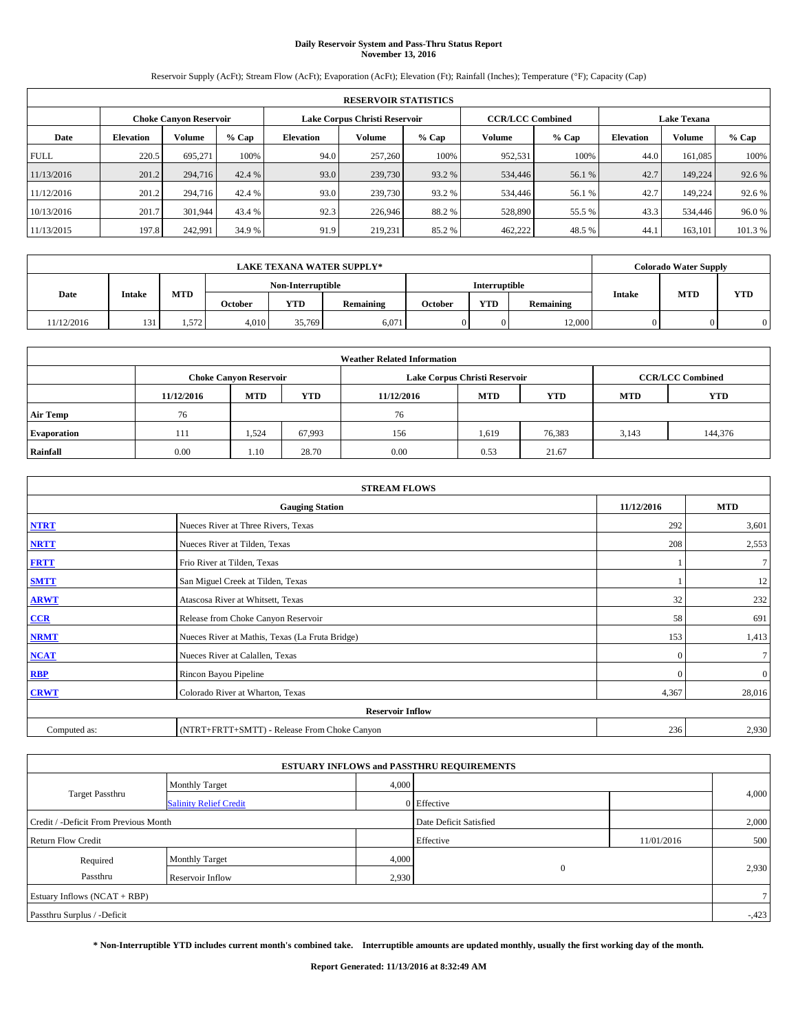# Daily Reservoir System and Pass-Thru Status Report
## November 13, 2016

Reservoir Supply (AcFt); Stream Flow (AcFt); Evaporation (AcFt); Elevation (Ft); Rainfall (Inches); Temperature (°F); Capacity (Cap)

| RESERVOIR STATISTICS | | | | | | | | | | | |
|---|---|---|---|---|---|---|---|---|---|---|---|
| | Choke Canyon Reservoir | | | Lake Corpus Christi Reservoir | | | CCR/LCC Combined | | Lake Texana | | |
| Date | Elevation | Volume | % Cap | Elevation | Volume | % Cap | Volume | % Cap | Elevation | Volume | % Cap |
| FULL | 220.5 | 695,271 | 100% | 94.0 | 257,260 | 100% | 952,531 | 100% | 44.0 | 161,085 | 100% |
| 11/13/2016 | 201.2 | 294,716 | 42.4 % | 93.0 | 239,730 | 93.2 % | 534,446 | 56.1 % | 42.7 | 149,224 | 92.6 % |
| 11/12/2016 | 201.2 | 294,716 | 42.4 % | 93.0 | 239,730 | 93.2 % | 534,446 | 56.1 % | 42.7 | 149,224 | 92.6 % |
| 10/13/2016 | 201.7 | 301,944 | 43.4 % | 92.3 | 226,946 | 88.2 % | 528,890 | 55.5 % | 43.3 | 534,446 | 96.0 % |
| 11/13/2015 | 197.8 | 242,991 | 34.9 % | 91.9 | 219,231 | 85.2 % | 462,222 | 48.5 % | 44.1 | 163,101 | 101.3 % |

| LAKE TEXANA WATER SUPPLY* | | | | | | | | | Colorado Water Supply | | |
|---|---|---|---|---|---|---|---|---|---|---|---|
| Date | Intake | MTD | Non-Interruptible | | | Interruptible | | | Intake | MTD | YTD |
| | | | October | YTD | Remaining | October | YTD | Remaining | | | |
| 11/12/2016 | 131 | 1,572 | 4,010 | 35,769 | 6,071 | 0 | 0 | 12,000 | 0 | 0 | 0 |

| Weather Related Information | | | | | | | | |
|---|---|---|---|---|---|---|---|---|
| | Choke Canyon Reservoir | | | Lake Corpus Christi Reservoir | | | CCR/LCC Combined | |
| | 11/12/2016 | MTD | YTD | 11/12/2016 | MTD | YTD | MTD | YTD |
| Air Temp | 76 | | | 76 | | | | |
| Evaporation | 111 | 1,524 | 67,993 | 156 | 1,619 | 76,383 | 3,143 | 144,376 |
| Rainfall | 0.00 | 1.10 | 28.70 | 0.00 | 0.53 | 21.67 | | |

| STREAM FLOWS | | | |
|---|---|---|---|
| Gauging Station | | 11/12/2016 | MTD |
| NTRT | Nueces River at Three Rivers, Texas | 292 | 3,601 |
| NRTT | Nueces River at Tilden, Texas | 208 | 2,553 |
| FRTT | Frio River at Tilden, Texas | 1 | 7 |
| SMTT | San Miguel Creek at Tilden, Texas | 1 | 12 |
| ARWT | Atascosa River at Whitsett, Texas | 32 | 232 |
| CCR | Release from Choke Canyon Reservoir | 58 | 691 |
| NRMT | Nueces River at Mathis, Texas (La Fruta Bridge) | 153 | 1,413 |
| NCAT | Nueces River at Calallen, Texas | 0 | 7 |
| RBP | Rincon Bayou Pipeline | 0 | 0 |
| CRWT | Colorado River at Wharton, Texas | 4,367 | 28,016 |
| Reservoir Inflow | | | |
| Computed as: | (NTRT+FRTT+SMTT) - Release From Choke Canyon | 236 | 2,930 |

| ESTUARY INFLOWS and PASSTHRU REQUIREMENTS | | | | | |
|---|---|---|---|---|---|
| Target Passthru | Monthly Target | 4,000 | | | 4,000 |
| | Salinity Relief Credit | 0 | Effective | | |
| Credit / -Deficit From Previous Month | | | Date Deficit Satisfied | | 2,000 |
| Return Flow Credit | | | Effective | 11/01/2016 | 500 |
| Required Passthru | Monthly Target | 4,000 | 0 | | 2,930 |
| | Reservoir Inflow | 2,930 | | | |
| Estuary Inflows (NCAT + RBP) | | | | | 7 |
| Passthru Surplus / -Deficit | | | | | -,423 |

**\* Non-Interruptible YTD includes current month's combined take. Interruptible amounts are updated monthly, usually the first working day of the month.**

**Report Generated: 11/13/2016 at 8:32:49 AM**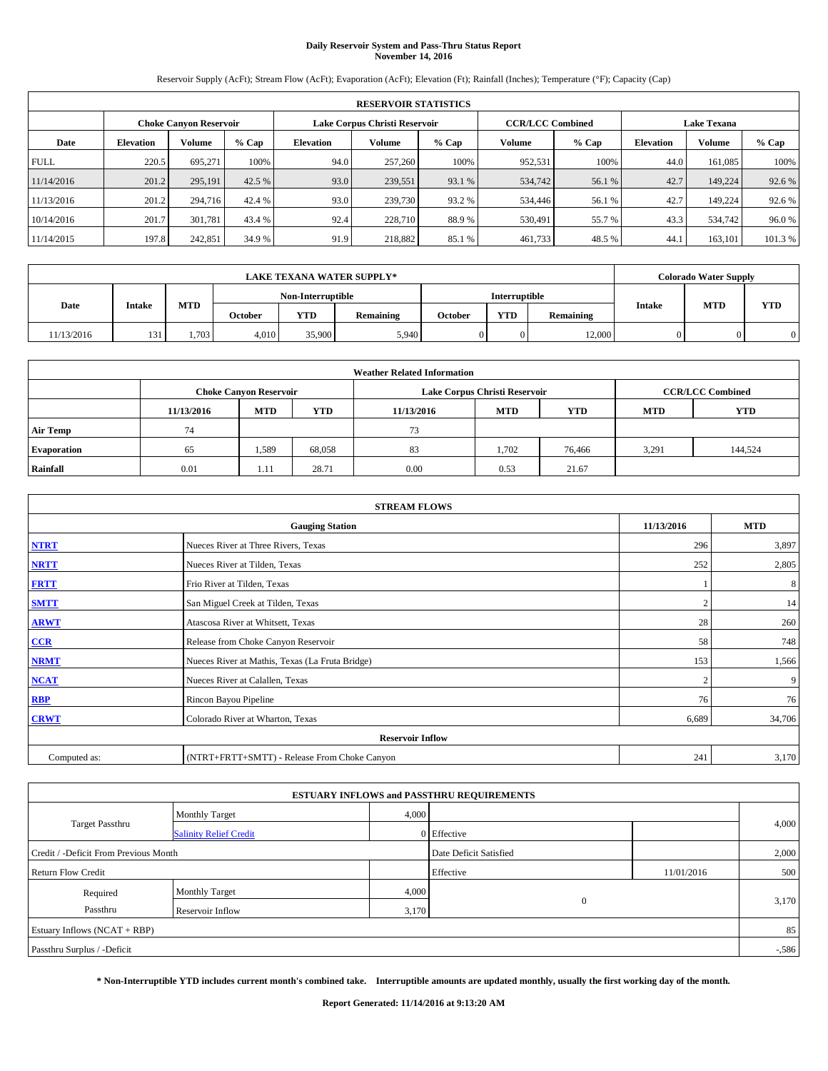# Daily Reservoir System and Pass-Thru Status Report
## November 14, 2016

Reservoir Supply (AcFt); Stream Flow (AcFt); Evaporation (AcFt); Elevation (Ft); Rainfall (Inches); Temperature (°F); Capacity (Cap)

| RESERVOIR STATISTICS | | | | | | | | | | | |
|---|---|---|---|---|---|---|---|---|---|---|---|
| | Choke Canyon Reservoir | | | Lake Corpus Christi Reservoir | | | CCR/LCC Combined | | Lake Texana | | |
| Date | Elevation | Volume | % Cap | Elevation | Volume | % Cap | Volume | % Cap | Elevation | Volume | % Cap |
| FULL | 220.5 | 695,271 | 100% | 94.0 | 257,260 | 100% | 952,531 | 100% | 44.0 | 161,085 | 100% |
| 11/14/2016 | 201.2 | 295,191 | 42.5 % | 93.0 | 239,551 | 93.1 % | 534,742 | 56.1 % | 42.7 | 149,224 | 92.6 % |
| 11/13/2016 | 201.2 | 294,716 | 42.4 % | 93.0 | 239,730 | 93.2 % | 534,446 | 56.1 % | 42.7 | 149,224 | 92.6 % |
| 10/14/2016 | 201.7 | 301,781 | 43.4 % | 92.4 | 228,710 | 88.9 % | 530,491 | 55.7 % | 43.3 | 534,742 | 96.0 % |
| 11/14/2015 | 197.8 | 242,851 | 34.9 % | 91.9 | 218,882 | 85.1 % | 461,733 | 48.5 % | 44.1 | 163,101 | 101.3 % |

| LAKE TEXANA WATER SUPPLY* | | | | | | | | | Colorado Water Supply | | |
|---|---|---|---|---|---|---|---|---|---|---|---|
| Date | Intake | MTD | Non-Interruptible | | | Interruptible | | | Intake | MTD | YTD |
| | | | October | YTD | Remaining | October | YTD | Remaining | | | |
| 11/13/2016 | 131 | 1,703 | 4,010 | 35,900 | 5,940 | 0 | 0 | 12,000 | 0 | 0 | 0 |

| Weather Related Information | | | | | | | | |
|---|---|---|---|---|---|---|---|---|
| | Choke Canyon Reservoir | | | Lake Corpus Christi Reservoir | | | CCR/LCC Combined | |
| | 11/13/2016 | MTD | YTD | 11/13/2016 | MTD | YTD | MTD | YTD |
| Air Temp | 74 | | | 73 | | | | |
| Evaporation | 65 | 1,589 | 68,058 | 83 | 1,702 | 76,466 | 3,291 | 144,524 |
| Rainfall | 0.01 | 1.11 | 28.71 | 0.00 | 0.53 | 21.67 | | |

| STREAM FLOWS | | | |
|---|---|---|---|
| Gauging Station | | 11/13/2016 | MTD |
| NTRT | Nueces River at Three Rivers, Texas | 296 | 3,897 |
| NRTT | Nueces River at Tilden, Texas | 252 | 2,805 |
| FRTT | Frio River at Tilden, Texas | 1 | 8 |
| SMTT | San Miguel Creek at Tilden, Texas | 2 | 14 |
| ARWT | Atascosa River at Whitsett, Texas | 28 | 260 |
| CCR | Release from Choke Canyon Reservoir | 58 | 748 |
| NRMT | Nueces River at Mathis, Texas (La Fruta Bridge) | 153 | 1,566 |
| NCAT | Nueces River at Calallen, Texas | 2 | 9 |
| RBP | Rincon Bayou Pipeline | 76 | 76 |
| CRWT | Colorado River at Wharton, Texas | 6,689 | 34,706 |
| Reservoir Inflow | | | |
| Computed as: | (NTRT+FRTT+SMTT) - Release From Choke Canyon | 241 | 3,170 |

| ESTUARY INFLOWS and PASSTHRU REQUIREMENTS | | | | | |
|---|---|---|---|---|---|
| Target Passthru | Monthly Target | 4,000 | | | 4,000 |
| | Salinity Relief Credit | 0 | Effective | | |
| Credit / -Deficit From Previous Month | | | Date Deficit Satisfied | | 2,000 |
| Return Flow Credit | | | Effective | 11/01/2016 | 500 |
| Required Passthru | Monthly Target | 4,000 | 0 | | 3,170 |
| | Reservoir Inflow | 3,170 | | | |
| Estuary Inflows (NCAT + RBP) | | | | | 85 |
| Passthru Surplus / -Deficit | | | | | -,586 |

**\* Non-Interruptible YTD includes current month's combined take. Interruptible amounts are updated monthly, usually the first working day of the month.**

**Report Generated: 11/14/2016 at 9:13:20 AM**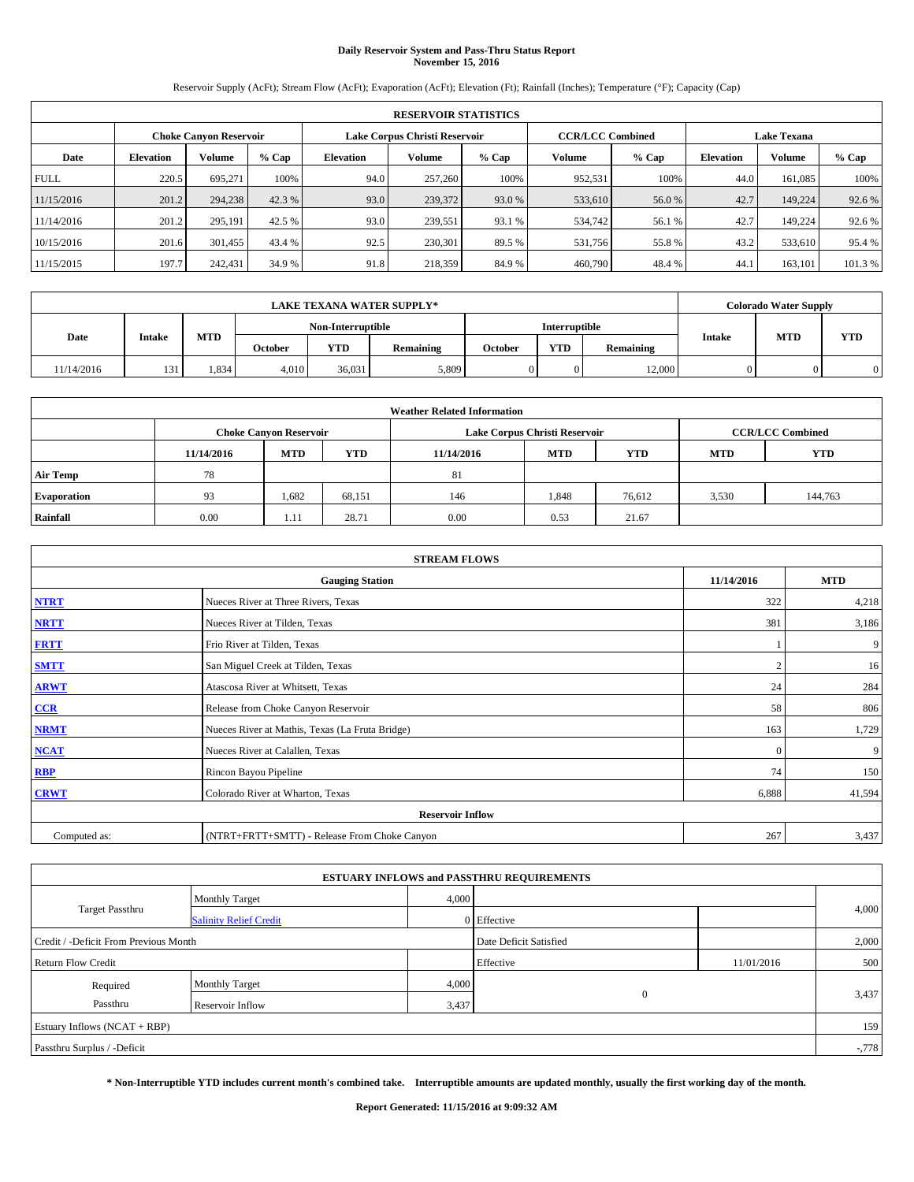# Daily Reservoir System and Pass-Thru Status Report
## November 15, 2016

Reservoir Supply (AcFt); Stream Flow (AcFt); Evaporation (AcFt); Elevation (Ft); Rainfall (Inches); Temperature (°F); Capacity (Cap)

| RESERVOIR STATISTICS | | | | | | | | | | | |
|---|---|---|---|---|---|---|---|---|---|---|---|
| | Choke Canyon Reservoir | | | Lake Corpus Christi Reservoir | | | CCR/LCC Combined | | Lake Texana | | |
| Date | Elevation | Volume | % Cap | Elevation | Volume | % Cap | Volume | % Cap | Elevation | Volume | % Cap |
| FULL | 220.5 | 695,271 | 100% | 94.0 | 257,260 | 100% | 952,531 | 100% | 44.0 | 161,085 | 100% |
| 11/15/2016 | 201.2 | 294,238 | 42.3 % | 93.0 | 239,372 | 93.0 % | 533,610 | 56.0 % | 42.7 | 149,224 | 92.6 % |
| 11/14/2016 | 201.2 | 295,191 | 42.5 % | 93.0 | 239,551 | 93.1 % | 534,742 | 56.1 % | 42.7 | 149,224 | 92.6 % |
| 10/15/2016 | 201.6 | 301,455 | 43.4 % | 92.5 | 230,301 | 89.5 % | 531,756 | 55.8 % | 43.2 | 533,610 | 95.4 % |
| 11/15/2015 | 197.7 | 242,431 | 34.9 % | 91.8 | 218,359 | 84.9 % | 460,790 | 48.4 % | 44.1 | 163,101 | 101.3 % |

| LAKE TEXANA WATER SUPPLY* | | | | | | | | | Colorado Water Supply | | |
|---|---|---|---|---|---|---|---|---|---|---|---|
| Date | Intake | MTD | Non-Interruptible | | | Interruptible | | | Intake | MTD | YTD |
| | | | October | YTD | Remaining | October | YTD | Remaining | | | |
| 11/14/2016 | 131 | 1,834 | 4,010 | 36,031 | 5,809 | 0 | 0 | 12,000 | 0 | 0 | 0 |

| Weather Related Information | | | | | | | | |
|---|---|---|---|---|---|---|---|---|
| | Choke Canyon Reservoir | | | Lake Corpus Christi Reservoir | | | CCR/LCC Combined | |
| | 11/14/2016 | MTD | YTD | 11/14/2016 | MTD | YTD | MTD | YTD |
| Air Temp | 78 | | | 81 | | | | |
| Evaporation | 93 | 1,682 | 68,151 | 146 | 1,848 | 76,612 | 3,530 | 144,763 |
| Rainfall | 0.00 | 1.11 | 28.71 | 0.00 | 0.53 | 21.67 | | |

| STREAM FLOWS | | | |
|---|---|---|---|
| Gauging Station | | 11/14/2016 | MTD |
| NTRT | Nueces River at Three Rivers, Texas | 322 | 4,218 |
| NRTT | Nueces River at Tilden, Texas | 381 | 3,186 |
| FRTT | Frio River at Tilden, Texas | 1 | 9 |
| SMTT | San Miguel Creek at Tilden, Texas | 2 | 16 |
| ARWT | Atascosa River at Whitsett, Texas | 24 | 284 |
| CCR | Release from Choke Canyon Reservoir | 58 | 806 |
| NRMT | Nueces River at Mathis, Texas (La Fruta Bridge) | 163 | 1,729 |
| NCAT | Nueces River at Calallen, Texas | 0 | 9 |
| RBP | Rincon Bayou Pipeline | 74 | 150 |
| CRWT | Colorado River at Wharton, Texas | 6,888 | 41,594 |
| Reservoir Inflow | | | |
| Computed as: | (NTRT+FRTT+SMTT) - Release From Choke Canyon | 267 | 3,437 |

| ESTUARY INFLOWS and PASSTHRU REQUIREMENTS | | | | | |
|---|---|---|---|---|---|
| Target Passthru | Monthly Target | 4,000 | | | 4,000 |
| | Salinity Relief Credit | 0 | Effective | | |
| Credit / -Deficit From Previous Month | | | Date Deficit Satisfied | | 2,000 |
| Return Flow Credit | | | Effective | 11/01/2016 | 500 |
| Required Passthru | Monthly Target | 4,000 | 0 | | 3,437 |
| | Reservoir Inflow | 3,437 | | | |
| Estuary Inflows (NCAT + RBP) | | | | | 159 |
| Passthru Surplus / -Deficit | | | | | -,778 |

**\* Non-Interruptible YTD includes current month's combined take. Interruptible amounts are updated monthly, usually the first working day of the month.**

**Report Generated: 11/15/2016 at 9:09:32 AM**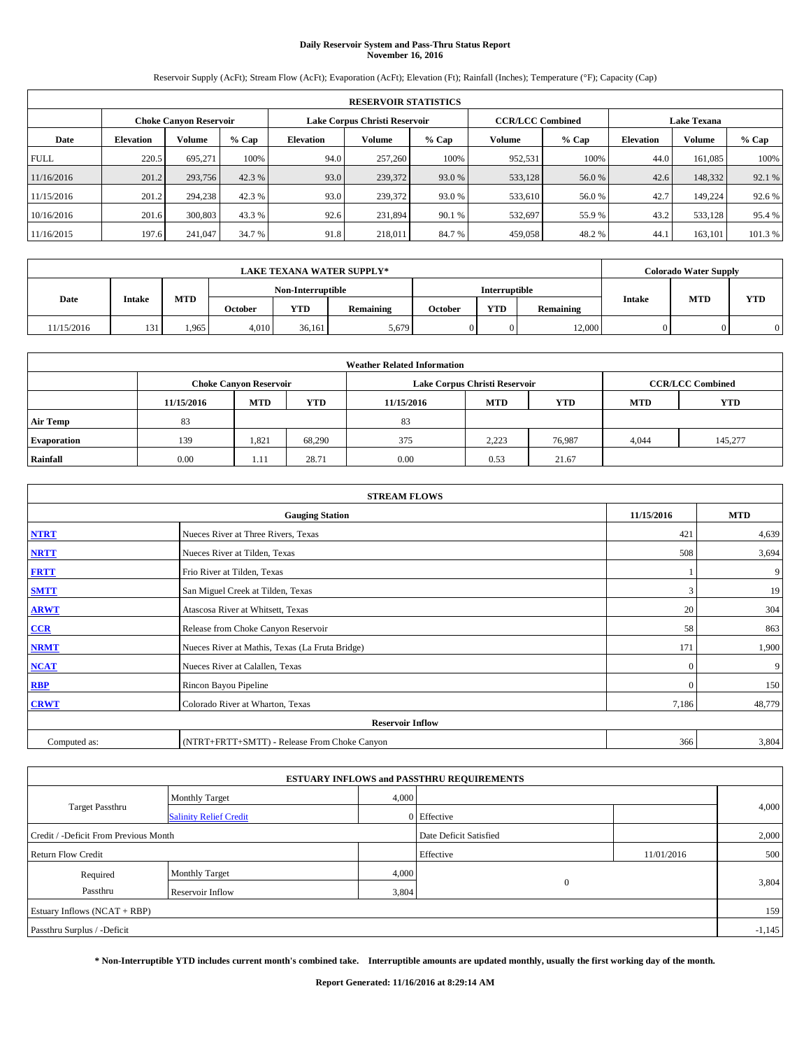**Daily Reservoir System and Pass-Thru Status Report**
**November 16, 2016**

Reservoir Supply (AcFt); Stream Flow (AcFt); Evaporation (AcFt); Elevation (Ft); Rainfall (Inches); Temperature (°F); Capacity (Cap)

| RESERVOIR STATISTICS | | | | | | | | | | | |
|---|---|---|---|---|---|---|---|---|---|---|---|
| | Choke Canyon Reservoir | | | Lake Corpus Christi Reservoir | | | CCR/LCC Combined | | Lake Texana | | |
| Date | Elevation | Volume | % Cap | Elevation | Volume | % Cap | Volume | % Cap | Elevation | Volume | % Cap |
| FULL | 220.5 | 695,271 | 100% | 94.0 | 257,260 | 100% | 952,531 | 100% | 44.0 | 161,085 | 100% |
| 11/16/2016 | 201.2 | 293,756 | 42.3 % | 93.0 | 239,372 | 93.0 % | 533,128 | 56.0 % | 42.6 | 148,332 | 92.1 % |
| 11/15/2016 | 201.2 | 294,238 | 42.3 % | 93.0 | 239,372 | 93.0 % | 533,610 | 56.0 % | 42.7 | 149,224 | 92.6 % |
| 10/16/2016 | 201.6 | 300,803 | 43.3 % | 92.6 | 231,894 | 90.1 % | 532,697 | 55.9 % | 43.2 | 533,128 | 95.4 % |
| 11/16/2015 | 197.6 | 241,047 | 34.7 % | 91.8 | 218,011 | 84.7 % | 459,058 | 48.2 % | 44.1 | 163,101 | 101.3 % |

| LAKE TEXANA WATER SUPPLY* | | | | | | | | | Colorado Water Supply | | |
|---|---|---|---|---|---|---|---|---|---|---|---|
| Date | Intake | MTD | Non-Interruptible | | | Interruptible | | | Intake | MTD | YTD |
| | | | October | YTD | Remaining | October | YTD | Remaining | | | |
| 11/15/2016 | 131 | 1,965 | 4,010 | 36,161 | 5,679 | 0 | 0 | 12,000 | 0 | 0 | 0 |

| Weather Related Information | | | | | | | | |
|---|---|---|---|---|---|---|---|---|
| | Choke Canyon Reservoir | | | Lake Corpus Christi Reservoir | | | CCR/LCC Combined | |
| | 11/15/2016 | MTD | YTD | 11/15/2016 | MTD | YTD | MTD | YTD |
| Air Temp | 83 | | | 83 | | | | |
| Evaporation | 139 | 1,821 | 68,290 | 375 | 2,223 | 76,987 | 4,044 | 145,277 |
| Rainfall | 0.00 | 1.11 | 28.71 | 0.00 | 0.53 | 21.67 | | |

| STREAM FLOWS | | | |
|---|---|---|---|
| | Gauging Station | 11/15/2016 | MTD |
| NTRT | Nueces River at Three Rivers, Texas | 421 | 4,639 |
| NRTT | Nueces River at Tilden, Texas | 508 | 3,694 |
| FRTT | Frio River at Tilden, Texas | 1 | 9 |
| SMTT | San Miguel Creek at Tilden, Texas | 3 | 19 |
| ARWT | Atascosa River at Whitsett, Texas | 20 | 304 |
| CCR | Release from Choke Canyon Reservoir | 58 | 863 |
| NRMT | Nueces River at Mathis, Texas (La Fruta Bridge) | 171 | 1,900 |
| NCAT | Nueces River at Calallen, Texas | 0 | 9 |
| RBP | Rincon Bayou Pipeline | 0 | 150 |
| CRWT | Colorado River at Wharton, Texas | 7,186 | 48,779 |
| Reservoir Inflow | | | |
| Computed as: | (NTRT+FRTT+SMTT) - Release From Choke Canyon | 366 | 3,804 |

| ESTUARY INFLOWS and PASSTHRU REQUIREMENTS | | | | | |
|---|---|---|---|---|---|
| Target Passthru | Monthly Target | 4,000 | | | 4,000 |
| | Salinity Relief Credit | 0 | Effective | | |
| Credit / -Deficit From Previous Month | | | Date Deficit Satisfied | | 2,000 |
| Return Flow Credit | | | Effective | 11/01/2016 | 500 |
| Required Passthru | Monthly Target | 4,000 | 0 | | 3,804 |
| | Reservoir Inflow | 3,804 | | | |
| Estuary Inflows (NCAT + RBP) | | | | | 159 |
| Passthru Surplus / -Deficit | | | | | -1,145 |

**\* Non-Interruptible YTD includes current month's combined take. Interruptible amounts are updated monthly, usually the first working day of the month.**

**Report Generated: 11/16/2016 at 8:29:14 AM**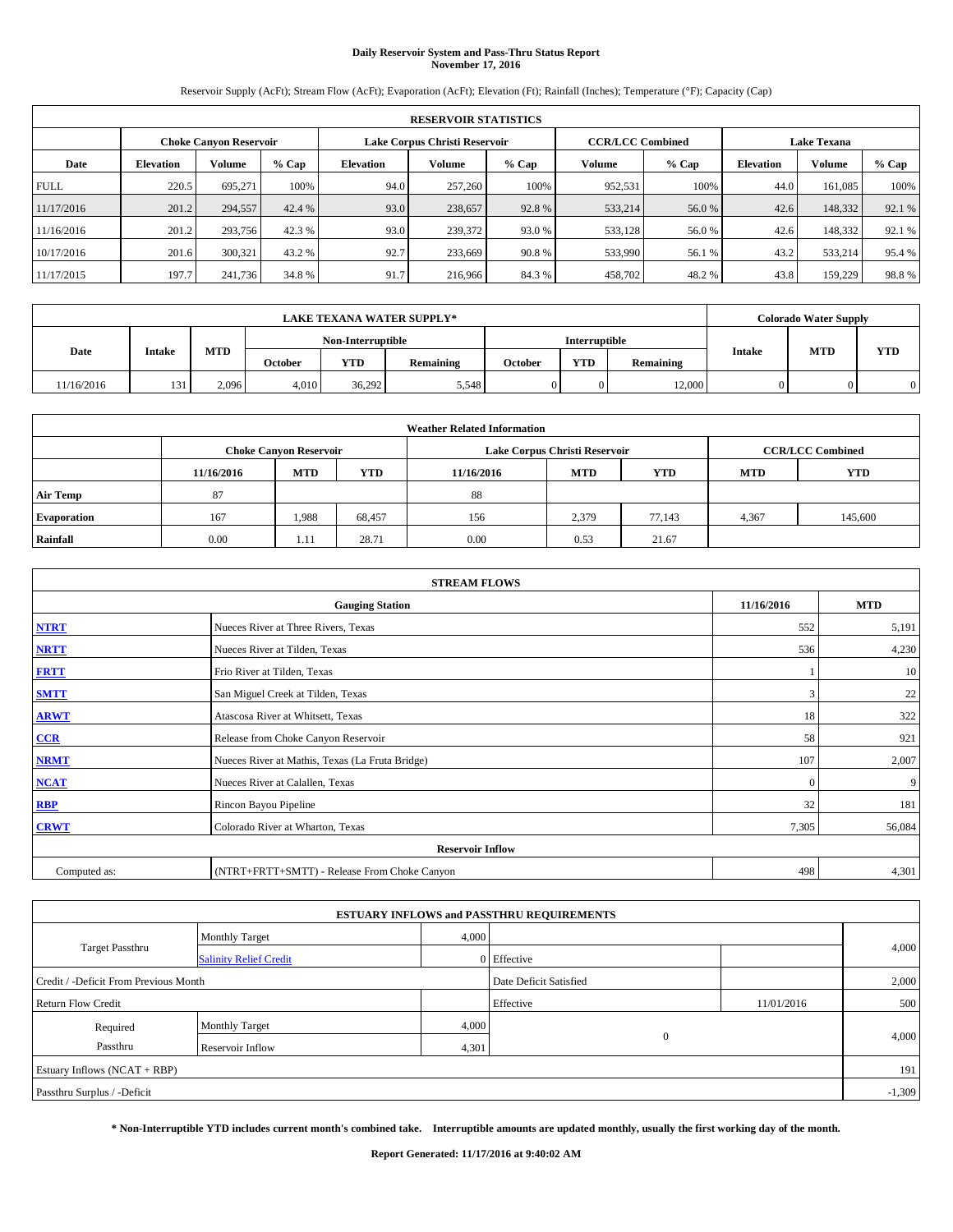# Daily Reservoir System and Pass-Thru Status Report
## November 17, 2016

Reservoir Supply (AcFt); Stream Flow (AcFt); Evaporation (AcFt); Elevation (Ft); Rainfall (Inches); Temperature (°F); Capacity (Cap)

| RESERVOIR STATISTICS | | | | | | | | | | | |
|---|---|---|---|---|---|---|---|---|---|---|---|
| | Choke Canyon Reservoir | | | Lake Corpus Christi Reservoir | | | CCR/LCC Combined | | Lake Texana | | |
| Date | Elevation | Volume | % Cap | Elevation | Volume | % Cap | Volume | % Cap | Elevation | Volume | % Cap |
| FULL | 220.5 | 695,271 | 100% | 94.0 | 257,260 | 100% | 952,531 | 100% | 44.0 | 161,085 | 100% |
| 11/17/2016 | 201.2 | 294,557 | 42.4 % | 93.0 | 238,657 | 92.8 % | 533,214 | 56.0 % | 42.6 | 148,332 | 92.1 % |
| 11/16/2016 | 201.2 | 293,756 | 42.3 % | 93.0 | 239,372 | 93.0 % | 533,128 | 56.0 % | 42.6 | 148,332 | 92.1 % |
| 10/17/2016 | 201.6 | 300,321 | 43.2 % | 92.7 | 233,669 | 90.8 % | 533,990 | 56.1 % | 43.2 | 533,214 | 95.4 % |
| 11/17/2015 | 197.7 | 241,736 | 34.8 % | 91.7 | 216,966 | 84.3 % | 458,702 | 48.2 % | 43.8 | 159,229 | 98.8 % |

| LAKE TEXANA WATER SUPPLY* | | | | | | | | | Colorado Water Supply | | |
|---|---|---|---|---|---|---|---|---|---|---|---|
| Date | Intake | MTD | Non-Interruptible | | | Interruptible | | | Intake | MTD | YTD |
| | | | October | YTD | Remaining | October | YTD | Remaining | | | |
| 11/16/2016 | 131 | 2,096 | 4,010 | 36,292 | 5,548 | 0 | 0 | 12,000 | 0 | 0 | 0 |

| Weather Related Information | | | | | | | | |
|---|---|---|---|---|---|---|---|---|
| | Choke Canyon Reservoir | | | Lake Corpus Christi Reservoir | | | CCR/LCC Combined | |
| | 11/16/2016 | MTD | YTD | 11/16/2016 | MTD | YTD | MTD | YTD |
| Air Temp | 87 | | | 88 | | | | |
| Evaporation | 167 | 1,988 | 68,457 | 156 | 2,379 | 77,143 | 4,367 | 145,600 |
| Rainfall | 0.00 | 1.11 | 28.71 | 0.00 | 0.53 | 21.67 | | |

| STREAM FLOWS | | | |
|---|---|---|---|
| | Gauging Station | 11/16/2016 | MTD |
| NTRT | Nueces River at Three Rivers, Texas | 552 | 5,191 |
| NRTT | Nueces River at Tilden, Texas | 536 | 4,230 |
| FRTT | Frio River at Tilden, Texas | 1 | 10 |
| SMTT | San Miguel Creek at Tilden, Texas | 3 | 22 |
| ARWT | Atascosa River at Whitsett, Texas | 18 | 322 |
| CCR | Release from Choke Canyon Reservoir | 58 | 921 |
| NRMT | Nueces River at Mathis, Texas (La Fruta Bridge) | 107 | 2,007 |
| NCAT | Nueces River at Calallen, Texas | 0 | 9 |
| RBP | Rincon Bayou Pipeline | 32 | 181 |
| CRWT | Colorado River at Wharton, Texas | 7,305 | 56,084 |
| Reservoir Inflow | | | |
| Computed as: | (NTRT+FRTT+SMTT) - Release From Choke Canyon | 498 | 4,301 |

| ESTUARY INFLOWS and PASSTHRU REQUIREMENTS | | | | | |
|---|---|---|---|---|---|
| Target Passthru | Monthly Target | 4,000 | | | 4,000 |
| | Salinity Relief Credit | 0 | Effective | | |
| Credit / -Deficit From Previous Month | | | Date Deficit Satisfied | | 2,000 |
| Return Flow Credit | | | Effective | 11/01/2016 | 500 |
| Required Passthru | Monthly Target | 4,000 | 0 | | 4,000 |
| | Reservoir Inflow | 4,301 | | | |
| Estuary Inflows (NCAT + RBP) | | | | | 191 |
| Passthru Surplus / -Deficit | | | | | -1,309 |

**\* Non-Interruptible YTD includes current month's combined take. Interruptible amounts are updated monthly, usually the first working day of the month.**

**Report Generated: 11/17/2016 at 9:40:02 AM**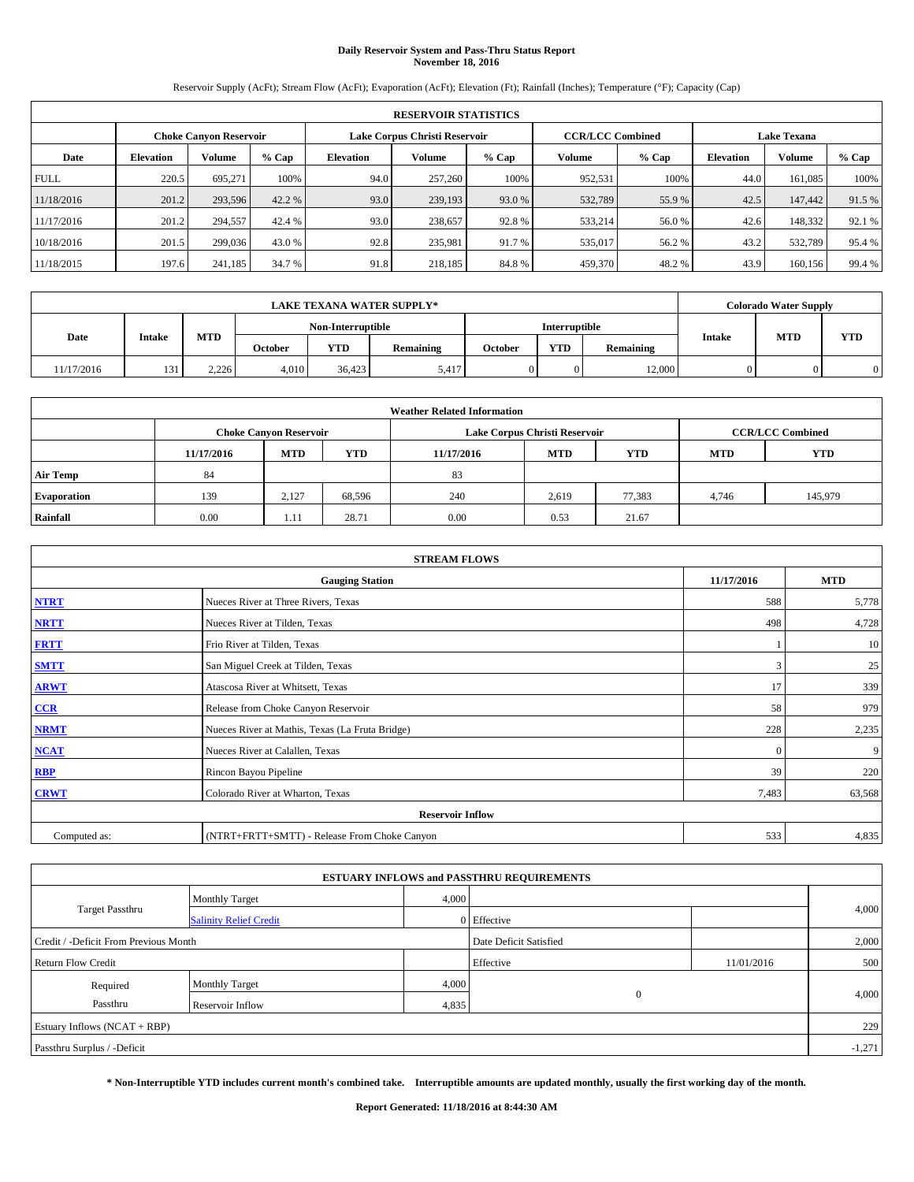# Daily Reservoir System and Pass-Thru Status Report
## November 18, 2016

Reservoir Supply (AcFt); Stream Flow (AcFt); Evaporation (AcFt); Elevation (Ft); Rainfall (Inches); Temperature (°F); Capacity (Cap)

| RESERVOIR STATISTICS | | | | | | | | | | | |
|---|---|---|---|---|---|---|---|---|---|---|---|
| | Choke Canyon Reservoir | | | Lake Corpus Christi Reservoir | | | CCR/LCC Combined | | Lake Texana | | |
| Date | Elevation | Volume | % Cap | Elevation | Volume | % Cap | Volume | % Cap | Elevation | Volume | % Cap |
| FULL | 220.5 | 695,271 | 100% | 94.0 | 257,260 | 100% | 952,531 | 100% | 44.0 | 161,085 | 100% |
| 11/18/2016 | 201.2 | 293,596 | 42.2 % | 93.0 | 239,193 | 93.0 % | 532,789 | 55.9 % | 42.5 | 147,442 | 91.5 % |
| 11/17/2016 | 201.2 | 294,557 | 42.4 % | 93.0 | 238,657 | 92.8 % | 533,214 | 56.0 % | 42.6 | 148,332 | 92.1 % |
| 10/18/2016 | 201.5 | 299,036 | 43.0 % | 92.8 | 235,981 | 91.7 % | 535,017 | 56.2 % | 43.2 | 532,789 | 95.4 % |
| 11/18/2015 | 197.6 | 241,185 | 34.7 % | 91.8 | 218,185 | 84.8 % | 459,370 | 48.2 % | 43.9 | 160,156 | 99.4 % |

| LAKE TEXANA WATER SUPPLY* | | | | | | | | | Colorado Water Supply | | |
|---|---|---|---|---|---|---|---|---|---|---|---|
| Date | Intake | MTD | Non-Interruptible | | | Interruptible | | | Intake | MTD | YTD |
| | | | October | YTD | Remaining | October | YTD | Remaining | | | |
| 11/17/2016 | 131 | 2,226 | 4,010 | 36,423 | 5,417 | 0 | 0 | 12,000 | 0 | 0 | 0 |

| Weather Related Information | | | | | | | | |
|---|---|---|---|---|---|---|---|---|
| | Choke Canyon Reservoir | | | Lake Corpus Christi Reservoir | | | CCR/LCC Combined | |
| | 11/17/2016 | MTD | YTD | 11/17/2016 | MTD | YTD | MTD | YTD |
| Air Temp | 84 | | | 83 | | | | |
| Evaporation | 139 | 2,127 | 68,596 | 240 | 2,619 | 77,383 | 4,746 | 145,979 |
| Rainfall | 0.00 | 1.11 | 28.71 | 0.00 | 0.53 | 21.67 | | |

| STREAM FLOWS | | | |
|---|---|---|---|
| Gauging Station | | 11/17/2016 | MTD |
| NTRT | Nueces River at Three Rivers, Texas | 588 | 5,778 |
| NRTT | Nueces River at Tilden, Texas | 498 | 4,728 |
| FRTT | Frio River at Tilden, Texas | 1 | 10 |
| SMTT | San Miguel Creek at Tilden, Texas | 3 | 25 |
| ARWT | Atascosa River at Whitsett, Texas | 17 | 339 |
| CCR | Release from Choke Canyon Reservoir | 58 | 979 |
| NRMT | Nueces River at Mathis, Texas (La Fruta Bridge) | 228 | 2,235 |
| NCAT | Nueces River at Calallen, Texas | 0 | 9 |
| RBP | Rincon Bayou Pipeline | 39 | 220 |
| CRWT | Colorado River at Wharton, Texas | 7,483 | 63,568 |
| Reservoir Inflow | | | |
| Computed as: | (NTRT+FRTT+SMTT) - Release From Choke Canyon | 533 | 4,835 |

| ESTUARY INFLOWS and PASSTHRU REQUIREMENTS | | | | | |
|---|---|---|---|---|---|
| Target Passthru | Monthly Target | 4,000 | | | 4,000 |
| | Salinity Relief Credit | 0 | Effective | | |
| Credit / -Deficit From Previous Month | | | Date Deficit Satisfied | | 2,000 |
| Return Flow Credit | | | Effective | 11/01/2016 | 500 |
| Required Passthru | Monthly Target | 4,000 | 0 | | 4,000 |
| | Reservoir Inflow | 4,835 | | | |
| Estuary Inflows (NCAT + RBP) | | | | | 229 |
| Passthru Surplus / -Deficit | | | | | -1,271 |

**\* Non-Interruptible YTD includes current month's combined take. Interruptible amounts are updated monthly, usually the first working day of the month.**

**Report Generated: 11/18/2016 at 8:44:30 AM**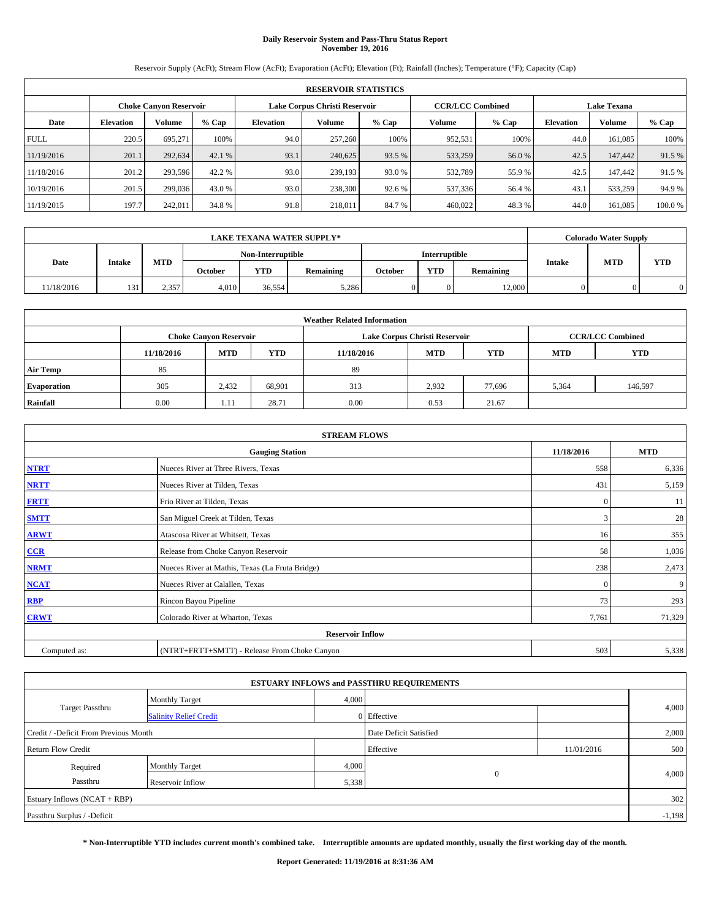# Daily Reservoir System and Pass-Thru Status Report
## November 19, 2016

Reservoir Supply (AcFt); Stream Flow (AcFt); Evaporation (AcFt); Elevation (Ft); Rainfall (Inches); Temperature (°F); Capacity (Cap)

| RESERVOIR STATISTICS | | | | | | | | | | | |
|---|---|---|---|---|---|---|---|---|---|---|---|
| | Choke Canyon Reservoir | | | Lake Corpus Christi Reservoir | | | CCR/LCC Combined | | Lake Texana | | |
| Date | Elevation | Volume | % Cap | Elevation | Volume | % Cap | Volume | % Cap | Elevation | Volume | % Cap |
| FULL | 220.5 | 695,271 | 100% | 94.0 | 257,260 | 100% | 952,531 | 100% | 44.0 | 161,085 | 100% |
| 11/19/2016 | 201.1 | 292,634 | 42.1 % | 93.1 | 240,625 | 93.5 % | 533,259 | 56.0 % | 42.5 | 147,442 | 91.5 % |
| 11/18/2016 | 201.2 | 293,596 | 42.2 % | 93.0 | 239,193 | 93.0 % | 532,789 | 55.9 % | 42.5 | 147,442 | 91.5 % |
| 10/19/2016 | 201.5 | 299,036 | 43.0 % | 93.0 | 238,300 | 92.6 % | 537,336 | 56.4 % | 43.1 | 533,259 | 94.9 % |
| 11/19/2015 | 197.7 | 242,011 | 34.8 % | 91.8 | 218,011 | 84.7 % | 460,022 | 48.3 % | 44.0 | 161,085 | 100.0 % |

| LAKE TEXANA WATER SUPPLY* | | | | | | | | | Colorado Water Supply | | |
|---|---|---|---|---|---|---|---|---|---|---|---|
| Date | Intake | MTD | Non-Interruptible | | | Interruptible | | | Intake | MTD | YTD |
| | | | October | YTD | Remaining | October | YTD | Remaining | | | |
| 11/18/2016 | 131 | 2,357 | 4,010 | 36,554 | 5,286 | 0 | 0 | 12,000 | 0 | 0 | 0 |

| Weather Related Information | | | | | | | | |
|---|---|---|---|---|---|---|---|---|
| | Choke Canyon Reservoir | | | Lake Corpus Christi Reservoir | | | CCR/LCC Combined | |
| | 11/18/2016 | MTD | YTD | 11/18/2016 | MTD | YTD | MTD | YTD |
| Air Temp | 85 | | | 89 | | | | |
| Evaporation | 305 | 2,432 | 68,901 | 313 | 2,932 | 77,696 | 5,364 | 146,597 |
| Rainfall | 0.00 | 1.11 | 28.71 | 0.00 | 0.53 | 21.67 | | |

| STREAM FLOWS | | | |
|---|---|---|---|
| | Gauging Station | 11/18/2016 | MTD |
| NTRT | Nueces River at Three Rivers, Texas | 558 | 6,336 |
| NRTT | Nueces River at Tilden, Texas | 431 | 5,159 |
| FRTT | Frio River at Tilden, Texas | 0 | 11 |
| SMTT | San Miguel Creek at Tilden, Texas | 3 | 28 |
| ARWT | Atascosa River at Whitsett, Texas | 16 | 355 |
| CCR | Release from Choke Canyon Reservoir | 58 | 1,036 |
| NRMT | Nueces River at Mathis, Texas (La Fruta Bridge) | 238 | 2,473 |
| NCAT | Nueces River at Calallen, Texas | 0 | 9 |
| RBP | Rincon Bayou Pipeline | 73 | 293 |
| CRWT | Colorado River at Wharton, Texas | 7,761 | 71,329 |
| | Reservoir Inflow | | |
| Computed as: | (NTRT+FRTT+SMTT) - Release From Choke Canyon | 503 | 5,338 |

| ESTUARY INFLOWS and PASSTHRU REQUIREMENTS | | | | | |
|---|---|---|---|---|---|
| Target Passthru | Monthly Target | 4,000 | | | 4,000 |
| | Salinity Relief Credit | 0 | Effective | | |
| Credit / -Deficit From Previous Month | | | Date Deficit Satisfied | | 2,000 |
| Return Flow Credit | | | Effective | 11/01/2016 | 500 |
| Required Passthru | Monthly Target | 4,000 | 0 | | 4,000 |
| | Reservoir Inflow | 5,338 | | | |
| Estuary Inflows (NCAT + RBP) | | | | | 302 |
| Passthru Surplus / -Deficit | | | | | -1,198 |

**\* Non-Interruptible YTD includes current month's combined take. Interruptible amounts are updated monthly, usually the first working day of the month.**

**Report Generated: 11/19/2016 at 8:31:36 AM**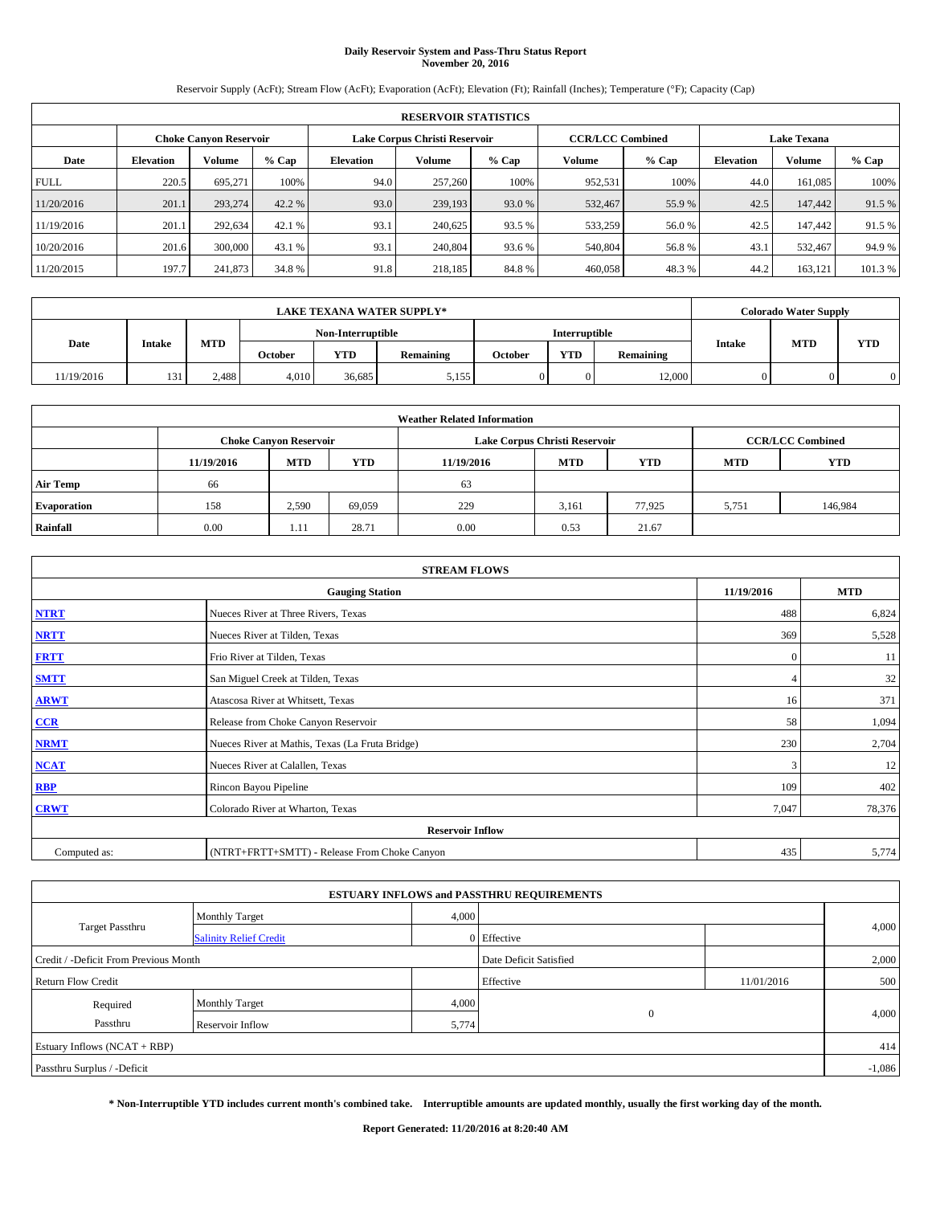# Daily Reservoir System and Pass-Thru Status Report
## November 20, 2016

Reservoir Supply (AcFt); Stream Flow (AcFt); Evaporation (AcFt); Elevation (Ft); Rainfall (Inches); Temperature (°F); Capacity (Cap)

| RESERVOIR STATISTICS | | | | | | | | | | | |
|---|---|---|---|---|---|---|---|---|---|---|---|
| | Choke Canyon Reservoir | | | Lake Corpus Christi Reservoir | | | CCR/LCC Combined | | Lake Texana | | |
| Date | Elevation | Volume | % Cap | Elevation | Volume | % Cap | Volume | % Cap | Elevation | Volume | % Cap |
| FULL | 220.5 | 695,271 | 100% | 94.0 | 257,260 | 100% | 952,531 | 100% | 44.0 | 161,085 | 100% |
| 11/20/2016 | 201.1 | 293,274 | 42.2 % | 93.0 | 239,193 | 93.0 % | 532,467 | 55.9 % | 42.5 | 147,442 | 91.5 % |
| 11/19/2016 | 201.1 | 292,634 | 42.1 % | 93.1 | 240,625 | 93.5 % | 533,259 | 56.0 % | 42.5 | 147,442 | 91.5 % |
| 10/20/2016 | 201.6 | 300,000 | 43.1 % | 93.1 | 240,804 | 93.6 % | 540,804 | 56.8 % | 43.1 | 532,467 | 94.9 % |
| 11/20/2015 | 197.7 | 241,873 | 34.8 % | 91.8 | 218,185 | 84.8 % | 460,058 | 48.3 % | 44.2 | 163,121 | 101.3 % |

| LAKE TEXANA WATER SUPPLY* | | | | | | | | | Colorado Water Supply | | |
|---|---|---|---|---|---|---|---|---|---|---|---|
| Date | Intake | MTD | Non-Interruptible | | | Interruptible | | | Intake | MTD | YTD |
| | | | October | YTD | Remaining | October | YTD | Remaining | | | |
| 11/19/2016 | 131 | 2,488 | 4,010 | 36,685 | 5,155 | 0 | 0 | 12,000 | 0 | 0 | 0 |

| Weather Related Information | | | | | | | | |
|---|---|---|---|---|---|---|---|---|
| | Choke Canyon Reservoir | | | Lake Corpus Christi Reservoir | | | CCR/LCC Combined | |
| | 11/19/2016 | MTD | YTD | 11/19/2016 | MTD | YTD | MTD | YTD |
| Air Temp | 66 | | | 63 | | | | |
| Evaporation | 158 | 2,590 | 69,059 | 229 | 3,161 | 77,925 | 5,751 | 146,984 |
| Rainfall | 0.00 | 1.11 | 28.71 | 0.00 | 0.53 | 21.67 | | |

| STREAM FLOWS | | | |
|---|---|---|---|
| | Gauging Station | 11/19/2016 | MTD |
| NTRT | Nueces River at Three Rivers, Texas | 488 | 6,824 |
| NRTT | Nueces River at Tilden, Texas | 369 | 5,528 |
| FRTT | Frio River at Tilden, Texas | 0 | 11 |
| SMTT | San Miguel Creek at Tilden, Texas | 4 | 32 |
| ARWT | Atascosa River at Whitsett, Texas | 16 | 371 |
| CCR | Release from Choke Canyon Reservoir | 58 | 1,094 |
| NRMT | Nueces River at Mathis, Texas (La Fruta Bridge) | 230 | 2,704 |
| NCAT | Nueces River at Calallen, Texas | 3 | 12 |
| RBP | Rincon Bayou Pipeline | 109 | 402 |
| CRWT | Colorado River at Wharton, Texas | 7,047 | 78,376 |
| Reservoir Inflow | | | |
| Computed as: | (NTRT+FRTT+SMTT) - Release From Choke Canyon | 435 | 5,774 |

| ESTUARY INFLOWS and PASSTHRU REQUIREMENTS | | | | | |
|---|---|---|---|---|---|
| Target Passthru | Monthly Target | 4,000 | | | 4,000 |
| | Salinity Relief Credit | 0 | Effective | | |
| Credit / -Deficit From Previous Month | | | Date Deficit Satisfied | | 2,000 |
| Return Flow Credit | | | Effective | 11/01/2016 | 500 |
| Required Passthru | Monthly Target | 4,000 | 0 | | 4,000 |
| | Reservoir Inflow | 5,774 | | | |
| Estuary Inflows (NCAT + RBP) | | | | | 414 |
| Passthru Surplus / -Deficit | | | | | -1,086 |

**\* Non-Interruptible YTD includes current month's combined take. Interruptible amounts are updated monthly, usually the first working day of the month.**

**Report Generated: 11/20/2016 at 8:20:40 AM**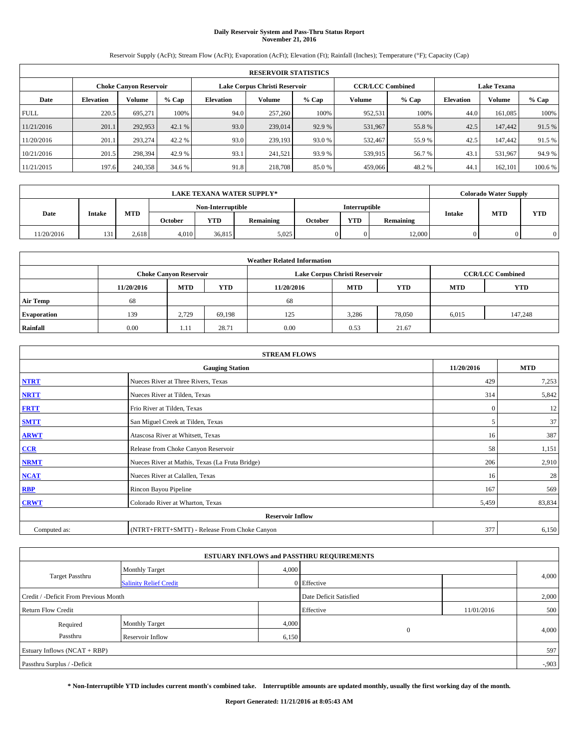# Daily Reservoir System and Pass-Thru Status Report
## November 21, 2016

Reservoir Supply (AcFt); Stream Flow (AcFt); Evaporation (AcFt); Elevation (Ft); Rainfall (Inches); Temperature (°F); Capacity (Cap)

| RESERVOIR STATISTICS | | | | | | | | | | | |
|---|---|---|---|---|---|---|---|---|---|---|---|
| | Choke Canyon Reservoir | | | Lake Corpus Christi Reservoir | | | CCR/LCC Combined | | Lake Texana | | |
| Date | Elevation | Volume | % Cap | Elevation | Volume | % Cap | Volume | % Cap | Elevation | Volume | % Cap |
| FULL | 220.5 | 695,271 | 100% | 94.0 | 257,260 | 100% | 952,531 | 100% | 44.0 | 161,085 | 100% |
| 11/21/2016 | 201.1 | 292,953 | 42.1 % | 93.0 | 239,014 | 92.9 % | 531,967 | 55.8 % | 42.5 | 147,442 | 91.5 % |
| 11/20/2016 | 201.1 | 293,274 | 42.2 % | 93.0 | 239,193 | 93.0 % | 532,467 | 55.9 % | 42.5 | 147,442 | 91.5 % |
| 10/21/2016 | 201.5 | 298,394 | 42.9 % | 93.1 | 241,521 | 93.9 % | 539,915 | 56.7 % | 43.1 | 531,967 | 94.9 % |
| 11/21/2015 | 197.6 | 240,358 | 34.6 % | 91.8 | 218,708 | 85.0 % | 459,066 | 48.2 % | 44.1 | 162,101 | 100.6 % |

| LAKE TEXANA WATER SUPPLY* | | | | | | | | | Colorado Water Supply | | |
|---|---|---|---|---|---|---|---|---|---|---|---|
| Date | Intake | MTD | Non-Interruptible | | | Interruptible | | | Intake | MTD | YTD |
| | | | October | YTD | Remaining | October | YTD | Remaining | | | |
| 11/20/2016 | 131 | 2,618 | 4,010 | 36,815 | 5,025 | 0 | 0 | 12,000 | 0 | 0 | 0 |

| Weather Related Information | | | | | | | | |
|---|---|---|---|---|---|---|---|---|
| | Choke Canyon Reservoir | | | Lake Corpus Christi Reservoir | | | CCR/LCC Combined | |
| | 11/20/2016 | MTD | YTD | 11/20/2016 | MTD | YTD | MTD | YTD |
| Air Temp | 68 | | | 68 | | | | |
| Evaporation | 139 | 2,729 | 69,198 | 125 | 3,286 | 78,050 | 6,015 | 147,248 |
| Rainfall | 0.00 | 1.11 | 28.71 | 0.00 | 0.53 | 21.67 | | |

| STREAM FLOWS | | | |
|---|---|---|---|
| Gauging Station | | 11/20/2016 | MTD |
| NTRT | Nueces River at Three Rivers, Texas | 429 | 7,253 |
| NRTT | Nueces River at Tilden, Texas | 314 | 5,842 |
| FRTT | Frio River at Tilden, Texas | 0 | 12 |
| SMTT | San Miguel Creek at Tilden, Texas | 5 | 37 |
| ARWT | Atascosa River at Whitsett, Texas | 16 | 387 |
| CCR | Release from Choke Canyon Reservoir | 58 | 1,151 |
| NRMT | Nueces River at Mathis, Texas (La Fruta Bridge) | 206 | 2,910 |
| NCAT | Nueces River at Calallen, Texas | 16 | 28 |
| RBP | Rincon Bayou Pipeline | 167 | 569 |
| CRWT | Colorado River at Wharton, Texas | 5,459 | 83,834 |
| Reservoir Inflow | | | |
| Computed as: | (NTRT+FRTT+SMTT) - Release From Choke Canyon | 377 | 6,150 |

| ESTUARY INFLOWS and PASSTHRU REQUIREMENTS | | | | | |
|---|---|---|---|---|---|
| Target Passthru | Monthly Target | 4,000 | | | 4,000 |
| | Salinity Relief Credit | 0 | Effective | | |
| Credit / -Deficit From Previous Month | | | Date Deficit Satisfied | | 2,000 |
| Return Flow Credit | | | Effective | 11/01/2016 | 500 |
| Required Passthru | Monthly Target | 4,000 | 0 | | 4,000 |
| | Reservoir Inflow | 6,150 | | | |
| Estuary Inflows (NCAT + RBP) | | | | | 597 |
| Passthru Surplus / -Deficit | | | | | -,903 |

**\* Non-Interruptible YTD includes current month's combined take. Interruptible amounts are updated monthly, usually the first working day of the month.**

**Report Generated: 11/21/2016 at 8:05:43 AM**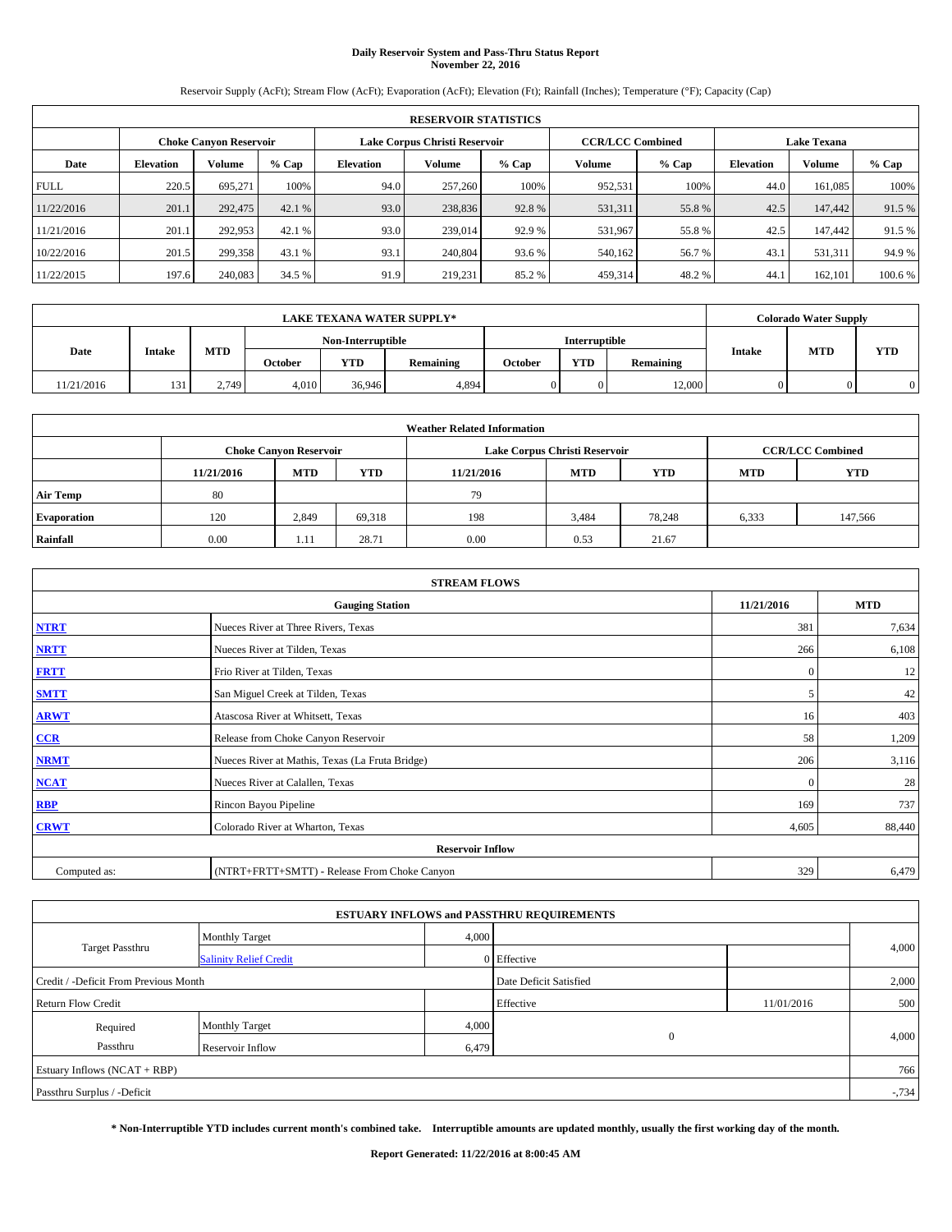# Daily Reservoir System and Pass-Thru Status Report
## November 22, 2016

Reservoir Supply (AcFt); Stream Flow (AcFt); Evaporation (AcFt); Elevation (Ft); Rainfall (Inches); Temperature (°F); Capacity (Cap)

| RESERVOIR STATISTICS | | | | | | | | | | | |
|---|---|---|---|---|---|---|---|---|---|---|---|
| | Choke Canyon Reservoir | | | Lake Corpus Christi Reservoir | | | CCR/LCC Combined | | Lake Texana | | |
| Date | Elevation | Volume | % Cap | Elevation | Volume | % Cap | Volume | % Cap | Elevation | Volume | % Cap |
| FULL | 220.5 | 695,271 | 100% | 94.0 | 257,260 | 100% | 952,531 | 100% | 44.0 | 161,085 | 100% |
| 11/22/2016 | 201.1 | 292,475 | 42.1 % | 93.0 | 238,836 | 92.8 % | 531,311 | 55.8 % | 42.5 | 147,442 | 91.5 % |
| 11/21/2016 | 201.1 | 292,953 | 42.1 % | 93.0 | 239,014 | 92.9 % | 531,967 | 55.8 % | 42.5 | 147,442 | 91.5 % |
| 10/22/2016 | 201.5 | 299,358 | 43.1 % | 93.1 | 240,804 | 93.6 % | 540,162 | 56.7 % | 43.1 | 531,311 | 94.9 % |
| 11/22/2015 | 197.6 | 240,083 | 34.5 % | 91.9 | 219,231 | 85.2 % | 459,314 | 48.2 % | 44.1 | 162,101 | 100.6 % |

| LAKE TEXANA WATER SUPPLY* | | | | | | | | | Colorado Water Supply | | |
|---|---|---|---|---|---|---|---|---|---|---|---|
| Date | Intake | MTD | Non-Interruptible | | | Interruptible | | | Intake | MTD | YTD |
| | | | October | YTD | Remaining | October | YTD | Remaining | | | |
| 11/21/2016 | 131 | 2,749 | 4,010 | 36,946 | 4,894 | 0 | 0 | 12,000 | 0 | 0 | 0 |

| Weather Related Information | | | | | | | | |
|---|---|---|---|---|---|---|---|---|
| | Choke Canyon Reservoir | | | Lake Corpus Christi Reservoir | | | CCR/LCC Combined | |
| | 11/21/2016 | MTD | YTD | 11/21/2016 | MTD | YTD | MTD | YTD |
| Air Temp | 80 | | | 79 | | | | |
| Evaporation | 120 | 2,849 | 69,318 | 198 | 3,484 | 78,248 | 6,333 | 147,566 |
| Rainfall | 0.00 | 1.11 | 28.71 | 0.00 | 0.53 | 21.67 | | |

| STREAM FLOWS | | | |
|---|---|---|---|
| Gauging Station | | 11/21/2016 | MTD |
| NTRT | Nueces River at Three Rivers, Texas | 381 | 7,634 |
| NRTT | Nueces River at Tilden, Texas | 266 | 6,108 |
| FRTT | Frio River at Tilden, Texas | 0 | 12 |
| SMTT | San Miguel Creek at Tilden, Texas | 5 | 42 |
| ARWT | Atascosa River at Whitsett, Texas | 16 | 403 |
| CCR | Release from Choke Canyon Reservoir | 58 | 1,209 |
| NRMT | Nueces River at Mathis, Texas (La Fruta Bridge) | 206 | 3,116 |
| NCAT | Nueces River at Calallen, Texas | 0 | 28 |
| RBP | Rincon Bayou Pipeline | 169 | 737 |
| CRWT | Colorado River at Wharton, Texas | 4,605 | 88,440 |
| Reservoir Inflow | | | |
| Computed as: | (NTRT+FRTT+SMTT) - Release From Choke Canyon | 329 | 6,479 |

| ESTUARY INFLOWS and PASSTHRU REQUIREMENTS | | | | | |
|---|---|---|---|---|---|
| Target Passthru | Monthly Target | 4,000 | | | 4,000 |
| | Salinity Relief Credit | 0 | Effective | | |
| Credit / -Deficit From Previous Month | | | Date Deficit Satisfied | | 2,000 |
| Return Flow Credit | | | Effective | 11/01/2016 | 500 |
| Required Passthru | Monthly Target | 4,000 | 0 | | 4,000 |
| | Reservoir Inflow | 6,479 | | | |
| Estuary Inflows (NCAT + RBP) | | | | | 766 |
| Passthru Surplus / -Deficit | | | | | -,734 |

**\* Non-Interruptible YTD includes current month's combined take. Interruptible amounts are updated monthly, usually the first working day of the month.**

**Report Generated: 11/22/2016 at 8:00:45 AM**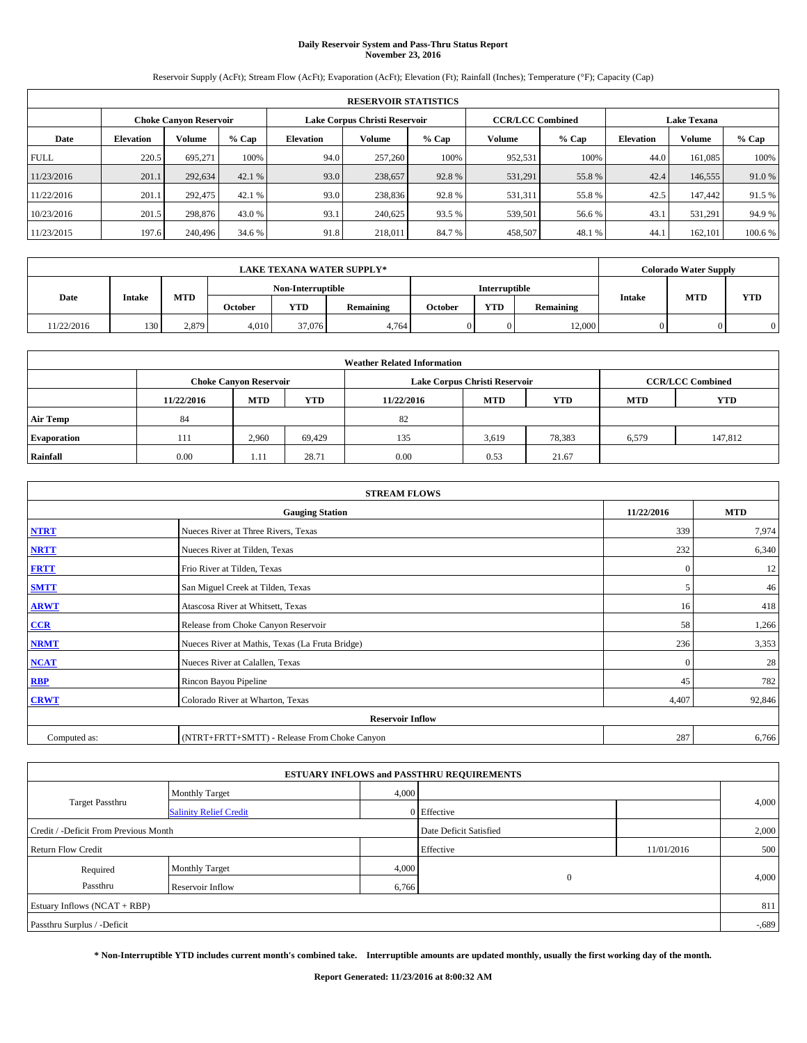# Daily Reservoir System and Pass-Thru Status Report
## November 23, 2016

Reservoir Supply (AcFt); Stream Flow (AcFt); Evaporation (AcFt); Elevation (Ft); Rainfall (Inches); Temperature (°F); Capacity (Cap)

| RESERVOIR STATISTICS | | | | | | | | | | | |
|---|---|---|---|---|---|---|---|---|---|---|---|
| | Choke Canyon Reservoir | | | Lake Corpus Christi Reservoir | | | CCR/LCC Combined | | Lake Texana | | |
| Date | Elevation | Volume | % Cap | Elevation | Volume | % Cap | Volume | % Cap | Elevation | Volume | % Cap |
| FULL | 220.5 | 695,271 | 100% | 94.0 | 257,260 | 100% | 952,531 | 100% | 44.0 | 161,085 | 100% |
| 11/23/2016 | 201.1 | 292,634 | 42.1 % | 93.0 | 238,657 | 92.8 % | 531,291 | 55.8 % | 42.4 | 146,555 | 91.0 % |
| 11/22/2016 | 201.1 | 292,475 | 42.1 % | 93.0 | 238,836 | 92.8 % | 531,311 | 55.8 % | 42.5 | 147,442 | 91.5 % |
| 10/23/2016 | 201.5 | 298,876 | 43.0 % | 93.1 | 240,625 | 93.5 % | 539,501 | 56.6 % | 43.1 | 531,291 | 94.9 % |
| 11/23/2015 | 197.6 | 240,496 | 34.6 % | 91.8 | 218,011 | 84.7 % | 458,507 | 48.1 % | 44.1 | 162,101 | 100.6 % |

| LAKE TEXANA WATER SUPPLY* | | | | | | | | | Colorado Water Supply | | |
|---|---|---|---|---|---|---|---|---|---|---|---|
| Date | Intake | MTD | Non-Interruptible | | | Interruptible | | | Intake | MTD | YTD |
| | | | October | YTD | Remaining | October | YTD | Remaining | | | |
| 11/22/2016 | 130 | 2,879 | 4,010 | 37,076 | 4,764 | 0 | 0 | 12,000 | 0 | 0 | 0 |

| Weather Related Information | | | | | | | | |
|---|---|---|---|---|---|---|---|---|
| | Choke Canyon Reservoir | | | Lake Corpus Christi Reservoir | | | CCR/LCC Combined | |
| | 11/22/2016 | MTD | YTD | 11/22/2016 | MTD | YTD | MTD | YTD |
| Air Temp | 84 | | | 82 | | | | |
| Evaporation | 111 | 2,960 | 69,429 | 135 | 3,619 | 78,383 | 6,579 | 147,812 |
| Rainfall | 0.00 | 1.11 | 28.71 | 0.00 | 0.53 | 21.67 | | |

| STREAM FLOWS | | | |
|---|---|---|---|
| Gauging Station | | 11/22/2016 | MTD |
| NTRT | Nueces River at Three Rivers, Texas | 339 | 7,974 |
| NRTT | Nueces River at Tilden, Texas | 232 | 6,340 |
| FRTT | Frio River at Tilden, Texas | 0 | 12 |
| SMTT | San Miguel Creek at Tilden, Texas | 5 | 46 |
| ARWT | Atascosa River at Whitsett, Texas | 16 | 418 |
| CCR | Release from Choke Canyon Reservoir | 58 | 1,266 |
| NRMT | Nueces River at Mathis, Texas (La Fruta Bridge) | 236 | 3,353 |
| NCAT | Nueces River at Calallen, Texas | 0 | 28 |
| RBP | Rincon Bayou Pipeline | 45 | 782 |
| CRWT | Colorado River at Wharton, Texas | 4,407 | 92,846 |
| Reservoir Inflow | | | |
| Computed as: | (NTRT+FRTT+SMTT) - Release From Choke Canyon | 287 | 6,766 |

| ESTUARY INFLOWS and PASSTHRU REQUIREMENTS | | | | | |
|---|---|---|---|---|---|
| Target Passthru | Monthly Target | 4,000 | | | 4,000 |
| | Salinity Relief Credit | 0 | Effective | | |
| Credit / -Deficit From Previous Month | | | Date Deficit Satisfied | | 2,000 |
| Return Flow Credit | | | Effective | 11/01/2016 | 500 |
| Required Passthru | Monthly Target | 4,000 | 0 | | 4,000 |
| | Reservoir Inflow | 6,766 | | | |
| Estuary Inflows (NCAT + RBP) | | | | | 811 |
| Passthru Surplus / -Deficit | | | | | -,689 |

**\* Non-Interruptible YTD includes current month's combined take. Interruptible amounts are updated monthly, usually the first working day of the month.**

**Report Generated: 11/23/2016 at 8:00:32 AM**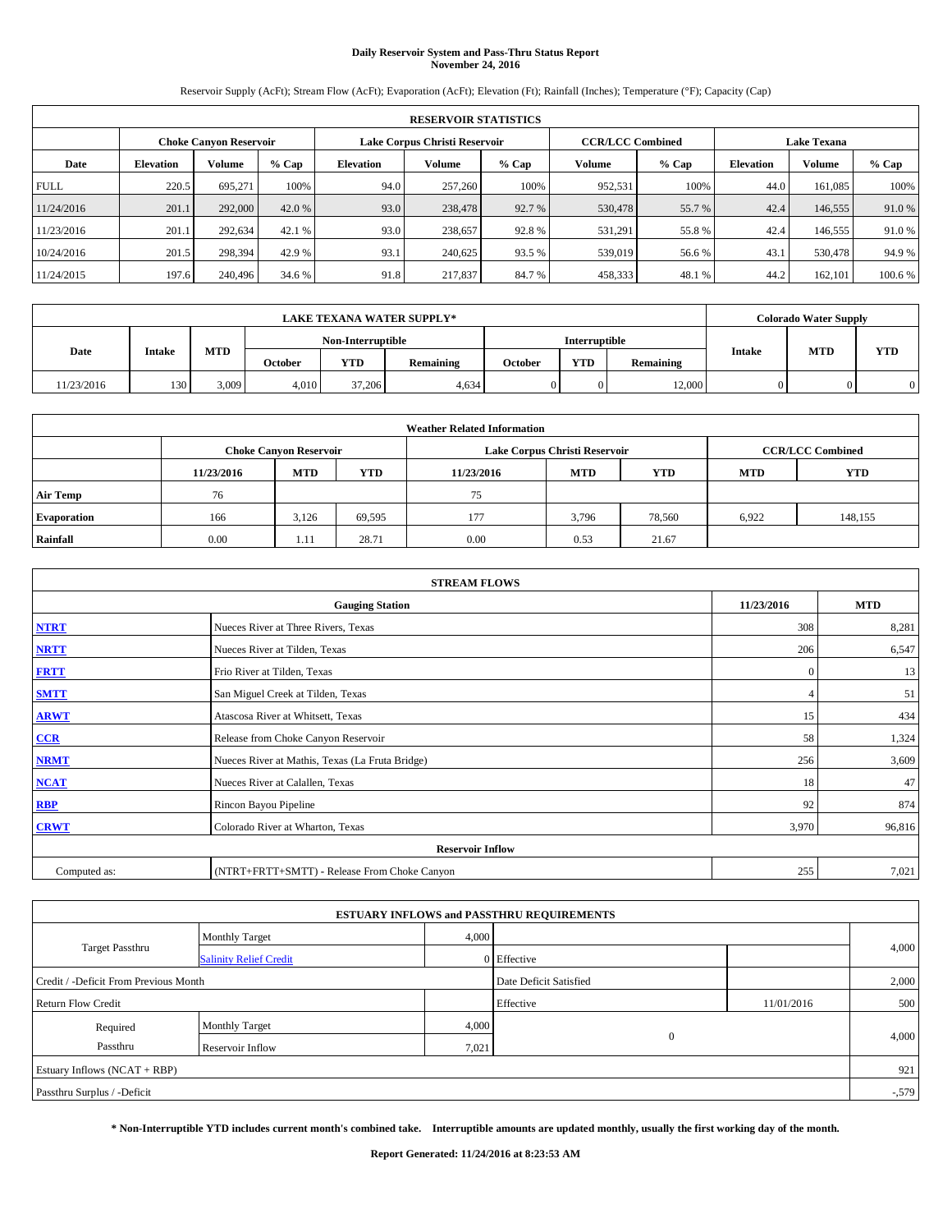# Daily Reservoir System and Pass-Thru Status Report
## November 24, 2016

Reservoir Supply (AcFt); Stream Flow (AcFt); Evaporation (AcFt); Elevation (Ft); Rainfall (Inches); Temperature (°F); Capacity (Cap)

| RESERVOIR STATISTICS | | | | | | | | | | | |
|---|---|---|---|---|---|---|---|---|---|---|---|
| | Choke Canyon Reservoir | | | Lake Corpus Christi Reservoir | | | CCR/LCC Combined | | Lake Texana | | |
| Date | Elevation | Volume | % Cap | Elevation | Volume | % Cap | Volume | % Cap | Elevation | Volume | % Cap |
| FULL | 220.5 | 695,271 | 100% | 94.0 | 257,260 | 100% | 952,531 | 100% | 44.0 | 161,085 | 100% |
| 11/24/2016 | 201.1 | 292,000 | 42.0 % | 93.0 | 238,478 | 92.7 % | 530,478 | 55.7 % | 42.4 | 146,555 | 91.0 % |
| 11/23/2016 | 201.1 | 292,634 | 42.1 % | 93.0 | 238,657 | 92.8 % | 531,291 | 55.8 % | 42.4 | 146,555 | 91.0 % |
| 10/24/2016 | 201.5 | 298,394 | 42.9 % | 93.1 | 240,625 | 93.5 % | 539,019 | 56.6 % | 43.1 | 530,478 | 94.9 % |
| 11/24/2015 | 197.6 | 240,496 | 34.6 % | 91.8 | 217,837 | 84.7 % | 458,333 | 48.1 % | 44.2 | 162,101 | 100.6 % |

| LAKE TEXANA WATER SUPPLY* | | | | | | | | | Colorado Water Supply | | |
|---|---|---|---|---|---|---|---|---|---|---|---|
| Date | Intake | MTD | Non-Interruptible | | | Interruptible | | | Intake | MTD | YTD |
| | | | October | YTD | Remaining | October | YTD | Remaining | | | |
| 11/23/2016 | 130 | 3,009 | 4,010 | 37,206 | 4,634 | 0 | 0 | 12,000 | 0 | 0 | 0 |

| Weather Related Information | | | | | | | | |
|---|---|---|---|---|---|---|---|---|
| | Choke Canyon Reservoir | | | Lake Corpus Christi Reservoir | | | CCR/LCC Combined | |
| | 11/23/2016 | MTD | YTD | 11/23/2016 | MTD | YTD | MTD | YTD |
| Air Temp | 76 | | | 75 | | | | |
| Evaporation | 166 | 3,126 | 69,595 | 177 | 3,796 | 78,560 | 6,922 | 148,155 |
| Rainfall | 0.00 | 1.11 | 28.71 | 0.00 | 0.53 | 21.67 | | |

| STREAM FLOWS | | | |
|---|---|---|---|
| Gauging Station | | 11/23/2016 | MTD |
| NTRT | Nueces River at Three Rivers, Texas | 308 | 8,281 |
| NRTT | Nueces River at Tilden, Texas | 206 | 6,547 |
| FRTT | Frio River at Tilden, Texas | 0 | 13 |
| SMTT | San Miguel Creek at Tilden, Texas | 4 | 51 |
| ARWT | Atascosa River at Whitsett, Texas | 15 | 434 |
| CCR | Release from Choke Canyon Reservoir | 58 | 1,324 |
| NRMT | Nueces River at Mathis, Texas (La Fruta Bridge) | 256 | 3,609 |
| NCAT | Nueces River at Calallen, Texas | 18 | 47 |
| RBP | Rincon Bayou Pipeline | 92 | 874 |
| CRWT | Colorado River at Wharton, Texas | 3,970 | 96,816 |
| Reservoir Inflow | | | |
| Computed as: | (NTRT+FRTT+SMTT) - Release From Choke Canyon | 255 | 7,021 |

| ESTUARY INFLOWS and PASSTHRU REQUIREMENTS | | | | | |
|---|---|---|---|---|---|
| Target Passthru | Monthly Target | 4,000 | | | 4,000 |
| | Salinity Relief Credit | 0 | Effective | | |
| Credit / -Deficit From Previous Month | | | Date Deficit Satisfied | | 2,000 |
| Return Flow Credit | | | Effective | 11/01/2016 | 500 |
| Required Passthru | Monthly Target | 4,000 | 0 | | 4,000 |
| | Reservoir Inflow | 7,021 | | | |
| Estuary Inflows (NCAT + RBP) | | | | | 921 |
| Passthru Surplus / -Deficit | | | | | -579 |

**\* Non-Interruptible YTD includes current month's combined take. Interruptible amounts are updated monthly, usually the first working day of the month.**

**Report Generated: 11/24/2016 at 8:23:53 AM**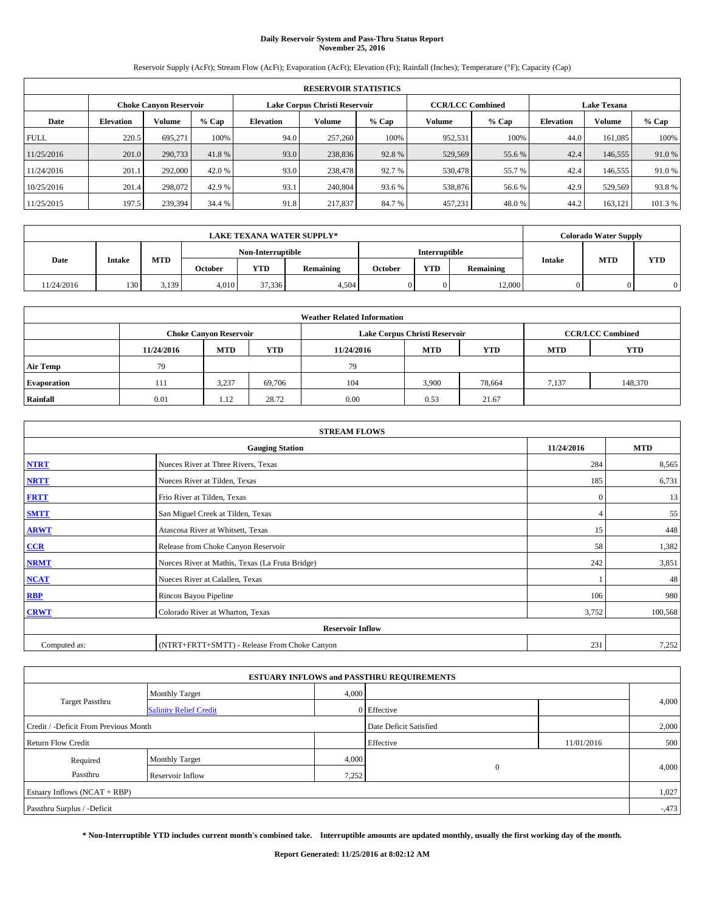# Daily Reservoir System and Pass-Thru Status Report
## November 25, 2016

Reservoir Supply (AcFt); Stream Flow (AcFt); Evaporation (AcFt); Elevation (Ft); Rainfall (Inches); Temperature (°F); Capacity (Cap)

| RESERVOIR STATISTICS | | | | | | | | | | | |
|---|---|---|---|---|---|---|---|---|---|---|---|
| | Choke Canyon Reservoir | | | Lake Corpus Christi Reservoir | | | CCR/LCC Combined | | Lake Texana | | |
| Date | Elevation | Volume | % Cap | Elevation | Volume | % Cap | Volume | % Cap | Elevation | Volume | % Cap |
| FULL | 220.5 | 695,271 | 100% | 94.0 | 257,260 | 100% | 952,531 | 100% | 44.0 | 161,085 | 100% |
| 11/25/2016 | 201.0 | 290,733 | 41.8 % | 93.0 | 238,836 | 92.8 % | 529,569 | 55.6 % | 42.4 | 146,555 | 91.0 % |
| 11/24/2016 | 201.1 | 292,000 | 42.0 % | 93.0 | 238,478 | 92.7 % | 530,478 | 55.7 % | 42.4 | 146,555 | 91.0 % |
| 10/25/2016 | 201.4 | 298,072 | 42.9 % | 93.1 | 240,804 | 93.6 % | 538,876 | 56.6 % | 42.9 | 529,569 | 93.8 % |
| 11/25/2015 | 197.5 | 239,394 | 34.4 % | 91.8 | 217,837 | 84.7 % | 457,231 | 48.0 % | 44.2 | 163,121 | 101.3 % |

| LAKE TEXANA WATER SUPPLY* | | | | | | | | | Colorado Water Supply | | |
|---|---|---|---|---|---|---|---|---|---|---|---|
| Date | Intake | MTD | Non-Interruptible | | | Interruptible | | | Intake | MTD | YTD |
| | | | October | YTD | Remaining | October | YTD | Remaining | | | |
| 11/24/2016 | 130 | 3,139 | 4,010 | 37,336 | 4,504 | 0 | 0 | 12,000 | 0 | 0 | 0 |

| Weather Related Information | | | | | | | | |
|---|---|---|---|---|---|---|---|---|
| | Choke Canyon Reservoir | | | Lake Corpus Christi Reservoir | | | CCR/LCC Combined | |
| | 11/24/2016 | MTD | YTD | 11/24/2016 | MTD | YTD | MTD | YTD |
| Air Temp | 79 | | | 79 | | | | |
| Evaporation | 111 | 3,237 | 69,706 | 104 | 3,900 | 78,664 | 7,137 | 148,370 |
| Rainfall | 0.01 | 1.12 | 28.72 | 0.00 | 0.53 | 21.67 | | |

| STREAM FLOWS | | | |
|---|---|---|---|
| | Gauging Station | 11/24/2016 | MTD |
| NTRT | Nueces River at Three Rivers, Texas | 284 | 8,565 |
| NRTT | Nueces River at Tilden, Texas | 185 | 6,731 |
| FRTT | Frio River at Tilden, Texas | 0 | 13 |
| SMTT | San Miguel Creek at Tilden, Texas | 4 | 55 |
| ARWT | Atascosa River at Whitsett, Texas | 15 | 448 |
| CCR | Release from Choke Canyon Reservoir | 58 | 1,382 |
| NRMT | Nueces River at Mathis, Texas (La Fruta Bridge) | 242 | 3,851 |
| NCAT | Nueces River at Calallen, Texas | 1 | 48 |
| RBP | Rincon Bayou Pipeline | 106 | 980 |
| CRWT | Colorado River at Wharton, Texas | 3,752 | 100,568 |
| | Reservoir Inflow | | |
| Computed as: | (NTRT+FRTT+SMTT) - Release From Choke Canyon | 231 | 7,252 |

| ESTUARY INFLOWS and PASSTHRU REQUIREMENTS | | | | | |
|---|---|---|---|---|---|
| Target Passthru | Monthly Target | 4,000 | | | 4,000 |
| | Salinity Relief Credit | 0 | Effective | | |
| Credit / -Deficit From Previous Month | | | Date Deficit Satisfied | | 2,000 |
| Return Flow Credit | | | Effective | 11/01/2016 | 500 |
| Required Passthru | Monthly Target | 4,000 | 0 | | 4,000 |
| | Reservoir Inflow | 7,252 | | | |
| Estuary Inflows (NCAT + RBP) | | | | | 1,027 |
| Passthru Surplus / -Deficit | | | | | -,473 |

**\* Non-Interruptible YTD includes current month's combined take. Interruptible amounts are updated monthly, usually the first working day of the month.**

**Report Generated: 11/25/2016 at 8:02:12 AM**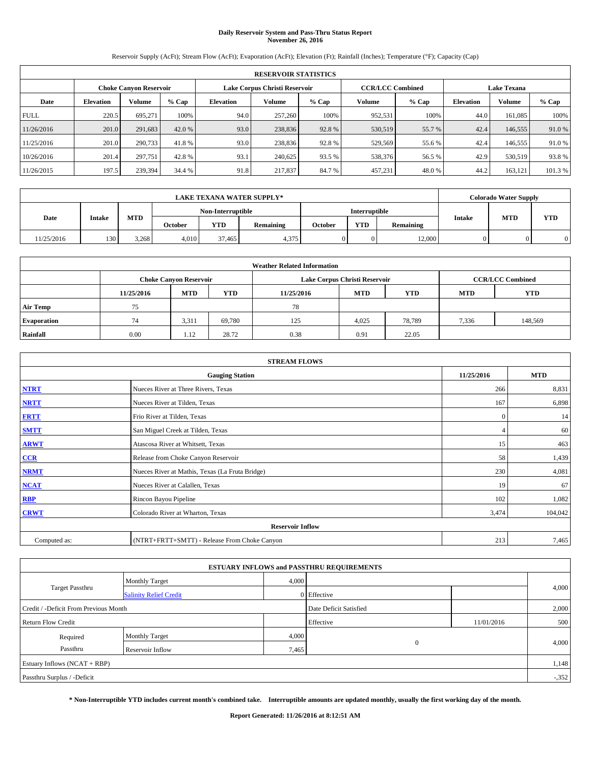# Daily Reservoir System and Pass-Thru Status Report
## November 26, 2016

Reservoir Supply (AcFt); Stream Flow (AcFt); Evaporation (AcFt); Elevation (Ft); Rainfall (Inches); Temperature (°F); Capacity (Cap)

| RESERVOIR STATISTICS | | | | | | | | | | | |
|---|---|---|---|---|---|---|---|---|---|---|---|
| | Choke Canyon Reservoir | | | Lake Corpus Christi Reservoir | | | CCR/LCC Combined | | Lake Texana | | |
| Date | Elevation | Volume | % Cap | Elevation | Volume | % Cap | Volume | % Cap | Elevation | Volume | % Cap |
| FULL | 220.5 | 695,271 | 100% | 94.0 | 257,260 | 100% | 952,531 | 100% | 44.0 | 161,085 | 100% |
| 11/26/2016 | 201.0 | 291,683 | 42.0 % | 93.0 | 238,836 | 92.8 % | 530,519 | 55.7 % | 42.4 | 146,555 | 91.0 % |
| 11/25/2016 | 201.0 | 290,733 | 41.8 % | 93.0 | 238,836 | 92.8 % | 529,569 | 55.6 % | 42.4 | 146,555 | 91.0 % |
| 10/26/2016 | 201.4 | 297,751 | 42.8 % | 93.1 | 240,625 | 93.5 % | 538,376 | 56.5 % | 42.9 | 530,519 | 93.8 % |
| 11/26/2015 | 197.5 | 239,394 | 34.4 % | 91.8 | 217,837 | 84.7 % | 457,231 | 48.0 % | 44.2 | 163,121 | 101.3 % |

| LAKE TEXANA WATER SUPPLY* | | | | | | | | | Colorado Water Supply | | |
|---|---|---|---|---|---|---|---|---|---|---|---|
| Date | Intake | MTD | Non-Interruptible | | | Interruptible | | | Intake | MTD | YTD |
| | | | October | YTD | Remaining | October | YTD | Remaining | | | |
| 11/25/2016 | 130 | 3,268 | 4,010 | 37,465 | 4,375 | 0 | 0 | 12,000 | 0 | 0 | 0 |

| Weather Related Information | | | | | | | | |
|---|---|---|---|---|---|---|---|---|
| | Choke Canyon Reservoir | | | Lake Corpus Christi Reservoir | | | CCR/LCC Combined | |
| | 11/25/2016 | MTD | YTD | 11/25/2016 | MTD | YTD | MTD | YTD |
| Air Temp | 75 | | | 78 | | | | |
| Evaporation | 74 | 3,311 | 69,780 | 125 | 4,025 | 78,789 | 7,336 | 148,569 |
| Rainfall | 0.00 | 1.12 | 28.72 | 0.38 | 0.91 | 22.05 | | |

| STREAM FLOWS | | | |
|---|---|---|---|
| Gauging Station | | 11/25/2016 | MTD |
| NTRT | Nueces River at Three Rivers, Texas | 266 | 8,831 |
| NRTT | Nueces River at Tilden, Texas | 167 | 6,898 |
| FRTT | Frio River at Tilden, Texas | 0 | 14 |
| SMTT | San Miguel Creek at Tilden, Texas | 4 | 60 |
| ARWT | Atascosa River at Whitsett, Texas | 15 | 463 |
| CCR | Release from Choke Canyon Reservoir | 58 | 1,439 |
| NRMT | Nueces River at Mathis, Texas (La Fruta Bridge) | 230 | 4,081 |
| NCAT | Nueces River at Calallen, Texas | 19 | 67 |
| RBP | Rincon Bayou Pipeline | 102 | 1,082 |
| CRWT | Colorado River at Wharton, Texas | 3,474 | 104,042 |
| Reservoir Inflow | | | |
| Computed as: | (NTRT+FRTT+SMTT) - Release From Choke Canyon | 213 | 7,465 |

| ESTUARY INFLOWS and PASSTHRU REQUIREMENTS | | | | | |
|---|---|---|---|---|---|
| Target Passthru | Monthly Target | 4,000 | | | 4,000 |
| | Salinity Relief Credit | 0 | Effective | | |
| Credit / -Deficit From Previous Month | | | Date Deficit Satisfied | | 2,000 |
| Return Flow Credit | | | Effective | 11/01/2016 | 500 |
| Required Passthru | Monthly Target | 4,000 | 0 | | 4,000 |
| | Reservoir Inflow | 7,465 | | | |
| Estuary Inflows (NCAT + RBP) | | | | | 1,148 |
| Passthru Surplus / -Deficit | | | | | -352 |

**\* Non-Interruptible YTD includes current month's combined take. Interruptible amounts are updated monthly, usually the first working day of the month.**

**Report Generated: 11/26/2016 at 8:12:51 AM**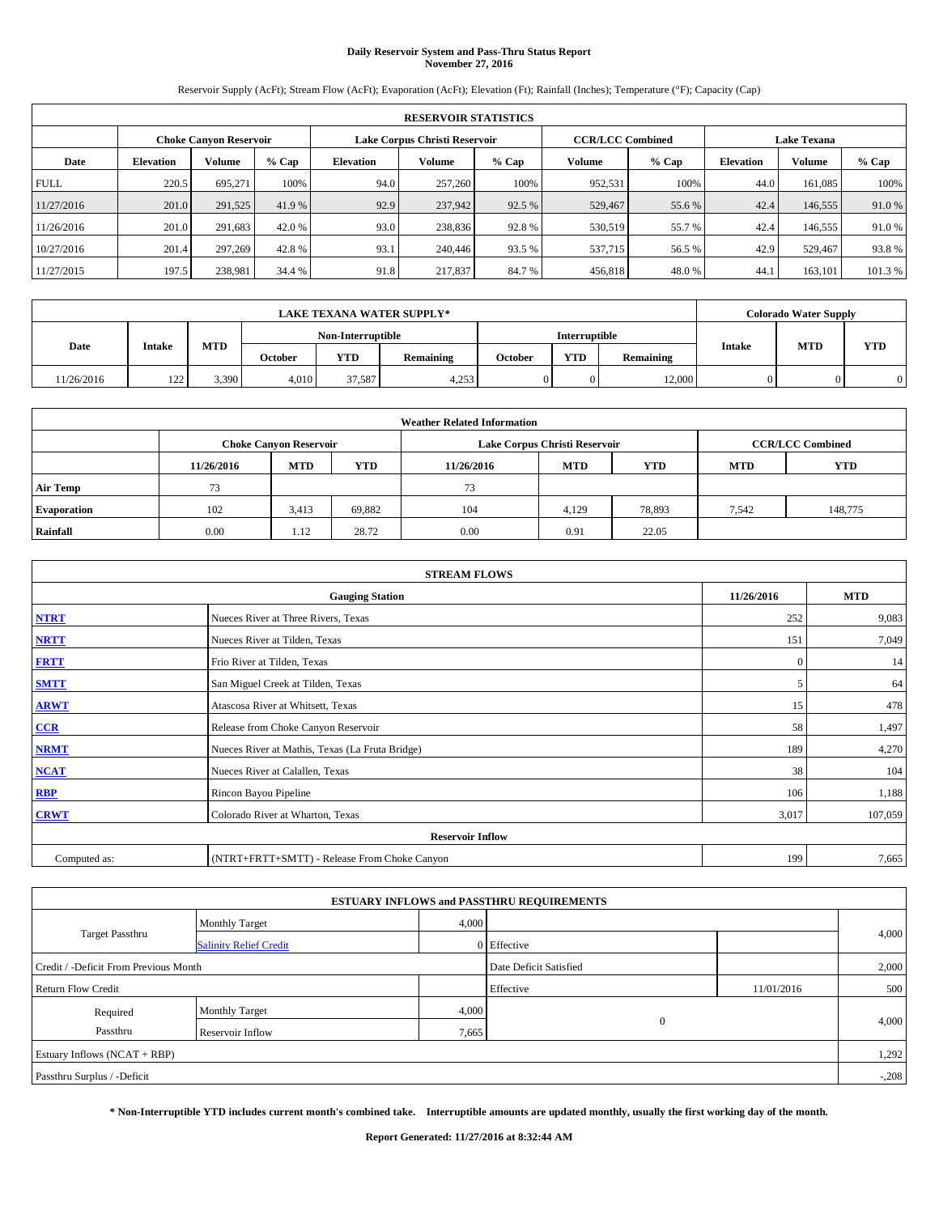# Daily Reservoir System and Pass-Thru Status Report
## November 27, 2016

Reservoir Supply (AcFt); Stream Flow (AcFt); Evaporation (AcFt); Elevation (Ft); Rainfall (Inches); Temperature (°F); Capacity (Cap)

| RESERVOIR STATISTICS | | | | | | | | | | | |
|---|---|---|---|---|---|---|---|---|---|---|---|
| | Choke Canyon Reservoir | | | Lake Corpus Christi Reservoir | | | CCR/LCC Combined | | Lake Texana | | |
| Date | Elevation | Volume | % Cap | Elevation | Volume | % Cap | Volume | % Cap | Elevation | Volume | % Cap |
| FULL | 220.5 | 695,271 | 100% | 94.0 | 257,260 | 100% | 952,531 | 100% | 44.0 | 161,085 | 100% |
| 11/27/2016 | 201.0 | 291,525 | 41.9 % | 92.9 | 237,942 | 92.5 % | 529,467 | 55.6 % | 42.4 | 146,555 | 91.0 % |
| 11/26/2016 | 201.0 | 291,683 | 42.0 % | 93.0 | 238,836 | 92.8 % | 530,519 | 55.7 % | 42.4 | 146,555 | 91.0 % |
| 10/27/2016 | 201.4 | 297,269 | 42.8 % | 93.1 | 240,446 | 93.5 % | 537,715 | 56.5 % | 42.9 | 529,467 | 93.8 % |
| 11/27/2015 | 197.5 | 238,981 | 34.4 % | 91.8 | 217,837 | 84.7 % | 456,818 | 48.0 % | 44.1 | 163,101 | 101.3 % |

| LAKE TEXANA WATER SUPPLY* | | | | | | | | | Colorado Water Supply | | |
|---|---|---|---|---|---|---|---|---|---|---|---|
| Date | Intake | MTD | Non-Interruptible | | | Interruptible | | | Intake | MTD | YTD |
| | | | October | YTD | Remaining | October | YTD | Remaining | | | |
| 11/26/2016 | 122 | 3,390 | 4,010 | 37,587 | 4,253 | 0 | 0 | 12,000 | 0 | 0 | 0 |

| Weather Related Information | | | | | | | | |
|---|---|---|---|---|---|---|---|---|
| | Choke Canyon Reservoir | | | Lake Corpus Christi Reservoir | | | CCR/LCC Combined | |
| | 11/26/2016 | MTD | YTD | 11/26/2016 | MTD | YTD | MTD | YTD |
| Air Temp | 73 | | | 73 | | | | |
| Evaporation | 102 | 3,413 | 69,882 | 104 | 4,129 | 78,893 | 7,542 | 148,775 |
| Rainfall | 0.00 | 1.12 | 28.72 | 0.00 | 0.91 | 22.05 | | |

| STREAM FLOWS | | | |
|---|---|---|---|
| | Gauging Station | 11/26/2016 | MTD |
| NTRT | Nueces River at Three Rivers, Texas | 252 | 9,083 |
| NRTT | Nueces River at Tilden, Texas | 151 | 7,049 |
| FRTT | Frio River at Tilden, Texas | 0 | 14 |
| SMTT | San Miguel Creek at Tilden, Texas | 5 | 64 |
| ARWT | Atascosa River at Whitsett, Texas | 15 | 478 |
| CCR | Release from Choke Canyon Reservoir | 58 | 1,497 |
| NRMT | Nueces River at Mathis, Texas (La Fruta Bridge) | 189 | 4,270 |
| NCAT | Nueces River at Calallen, Texas | 38 | 104 |
| RBP | Rincon Bayou Pipeline | 106 | 1,188 |
| CRWT | Colorado River at Wharton, Texas | 3,017 | 107,059 |
| | Reservoir Inflow | | |
| Computed as: | (NTRT+FRTT+SMTT) - Release From Choke Canyon | 199 | 7,665 |

| ESTUARY INFLOWS and PASSTHRU REQUIREMENTS | | | | | |
|---|---|---|---|---|---|
| Target Passthru | Monthly Target | 4,000 | | | 4,000 |
| | Salinity Relief Credit | 0 | Effective | | |
| Credit / -Deficit From Previous Month | | | Date Deficit Satisfied | | 2,000 |
| Return Flow Credit | | | Effective | 11/01/2016 | 500 |
| Required Passthru | Monthly Target | 4,000 | 0 | | 4,000 |
| | Reservoir Inflow | 7,665 | | | |
| Estuary Inflows (NCAT + RBP) | | | | | 1,292 |
| Passthru Surplus / -Deficit | | | | | -,208 |

**\* Non-Interruptible YTD includes current month's combined take. Interruptible amounts are updated monthly, usually the first working day of the month.**

**Report Generated: 11/27/2016 at 8:32:44 AM**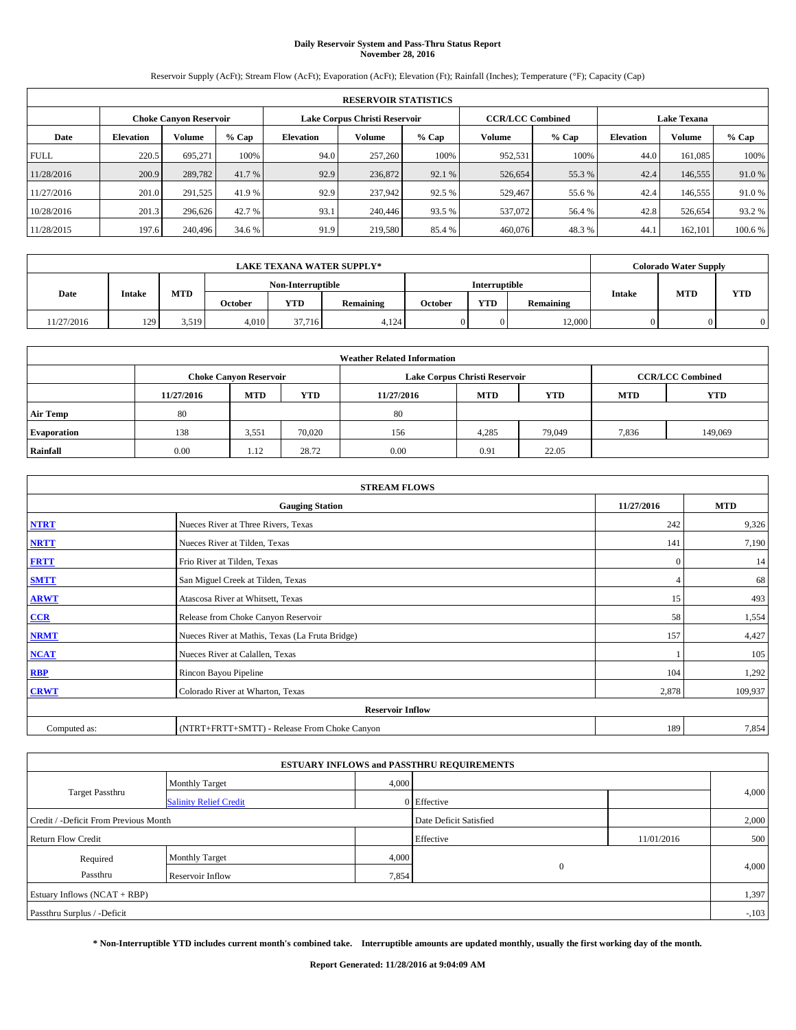# Daily Reservoir System and Pass-Thru Status Report
## November 28, 2016

Reservoir Supply (AcFt); Stream Flow (AcFt); Evaporation (AcFt); Elevation (Ft); Rainfall (Inches); Temperature (°F); Capacity (Cap)

| RESERVOIR STATISTICS | | | | | | | | | | | |
|---|---|---|---|---|---|---|---|---|---|---|---|
| | Choke Canyon Reservoir | | | Lake Corpus Christi Reservoir | | | CCR/LCC Combined | | Lake Texana | | |
| Date | Elevation | Volume | % Cap | Elevation | Volume | % Cap | Volume | % Cap | Elevation | Volume | % Cap |
| FULL | 220.5 | 695,271 | 100% | 94.0 | 257,260 | 100% | 952,531 | 100% | 44.0 | 161,085 | 100% |
| 11/28/2016 | 200.9 | 289,782 | 41.7 % | 92.9 | 236,872 | 92.1 % | 526,654 | 55.3 % | 42.4 | 146,555 | 91.0 % |
| 11/27/2016 | 201.0 | 291,525 | 41.9 % | 92.9 | 237,942 | 92.5 % | 529,467 | 55.6 % | 42.4 | 146,555 | 91.0 % |
| 10/28/2016 | 201.3 | 296,626 | 42.7 % | 93.1 | 240,446 | 93.5 % | 537,072 | 56.4 % | 42.8 | 526,654 | 93.2 % |
| 11/28/2015 | 197.6 | 240,496 | 34.6 % | 91.9 | 219,580 | 85.4 % | 460,076 | 48.3 % | 44.1 | 162,101 | 100.6 % |

| LAKE TEXANA WATER SUPPLY* | | | | | | | | | Colorado Water Supply | | |
|---|---|---|---|---|---|---|---|---|---|---|---|
| Date | Intake | MTD | Non-Interruptible | | | Interruptible | | | Intake | MTD | YTD |
| | | | October | YTD | Remaining | October | YTD | Remaining | | | |
| 11/27/2016 | 129 | 3,519 | 4,010 | 37,716 | 4,124 | 0 | 0 | 12,000 | 0 | 0 | 0 |

| Weather Related Information | | | | | | | | |
|---|---|---|---|---|---|---|---|---|
| | Choke Canyon Reservoir | | | Lake Corpus Christi Reservoir | | | CCR/LCC Combined | |
| | 11/27/2016 | MTD | YTD | 11/27/2016 | MTD | YTD | MTD | YTD |
| Air Temp | 80 | | | 80 | | | | |
| Evaporation | 138 | 3,551 | 70,020 | 156 | 4,285 | 79,049 | 7,836 | 149,069 |
| Rainfall | 0.00 | 1.12 | 28.72 | 0.00 | 0.91 | 22.05 | | |

| STREAM FLOWS | | | |
|---|---|---|---|
| Gauging Station | | 11/27/2016 | MTD |
| NTRT | Nueces River at Three Rivers, Texas | 242 | 9,326 |
| NRTT | Nueces River at Tilden, Texas | 141 | 7,190 |
| FRTT | Frio River at Tilden, Texas | 0 | 14 |
| SMTT | San Miguel Creek at Tilden, Texas | 4 | 68 |
| ARWT | Atascosa River at Whitsett, Texas | 15 | 493 |
| CCR | Release from Choke Canyon Reservoir | 58 | 1,554 |
| NRMT | Nueces River at Mathis, Texas (La Fruta Bridge) | 157 | 4,427 |
| NCAT | Nueces River at Calallen, Texas | 1 | 105 |
| RBP | Rincon Bayou Pipeline | 104 | 1,292 |
| CRWT | Colorado River at Wharton, Texas | 2,878 | 109,937 |
| Reservoir Inflow | | | |
| Computed as: | (NTRT+FRTT+SMTT) - Release From Choke Canyon | 189 | 7,854 |

| ESTUARY INFLOWS and PASSTHRU REQUIREMENTS | | | | | |
|---|---|---|---|---|---|
| Target Passthru | Monthly Target | 4,000 | | | 4,000 |
| | Salinity Relief Credit | 0 | Effective | | |
| Credit / -Deficit From Previous Month | | | Date Deficit Satisfied | | 2,000 |
| Return Flow Credit | | | Effective | 11/01/2016 | 500 |
| Required Passthru | Monthly Target | 4,000 | 0 | | 4,000 |
| | Reservoir Inflow | 7,854 | | | |
| Estuary Inflows (NCAT + RBP) | | | | | 1,397 |
| Passthru Surplus / -Deficit | | | | | -,103 |

**\* Non-Interruptible YTD includes current month's combined take. Interruptible amounts are updated monthly, usually the first working day of the month.**

**Report Generated: 11/28/2016 at 9:04:09 AM**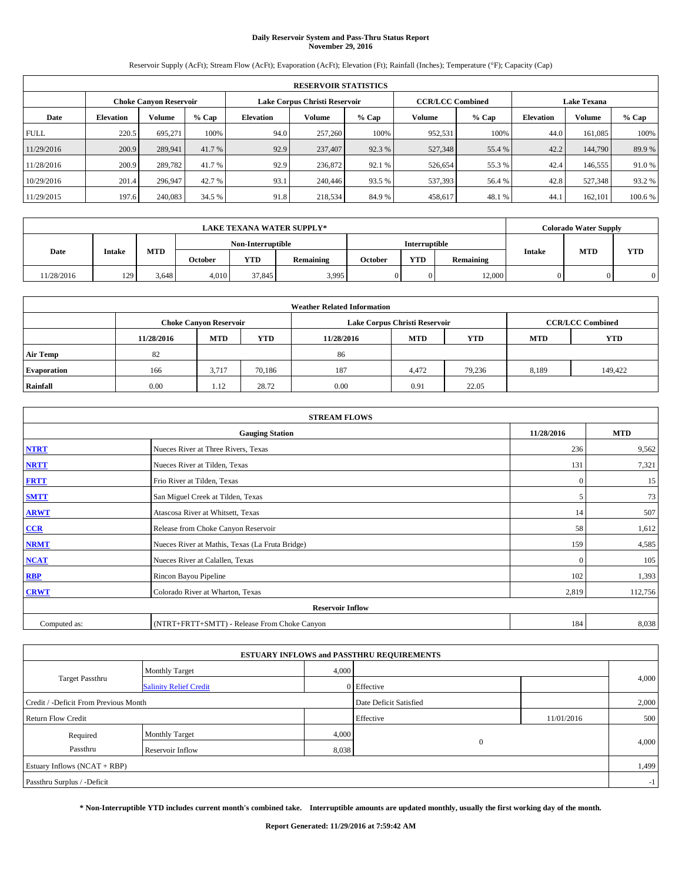# Daily Reservoir System and Pass-Thru Status Report
## November 29, 2016

Reservoir Supply (AcFt); Stream Flow (AcFt); Evaporation (AcFt); Elevation (Ft); Rainfall (Inches); Temperature (°F); Capacity (Cap)

| RESERVOIR STATISTICS | | | | | | | | | | | |
|---|---|---|---|---|---|---|---|---|---|---|---|
| | Choke Canyon Reservoir | | | Lake Corpus Christi Reservoir | | | CCR/LCC Combined | | Lake Texana | | |
| Date | Elevation | Volume | % Cap | Elevation | Volume | % Cap | Volume | % Cap | Elevation | Volume | % Cap |
| FULL | 220.5 | 695,271 | 100% | 94.0 | 257,260 | 100% | 952,531 | 100% | 44.0 | 161,085 | 100% |
| 11/29/2016 | 200.9 | 289,941 | 41.7 % | 92.9 | 237,407 | 92.3 % | 527,348 | 55.4 % | 42.2 | 144,790 | 89.9 % |
| 11/28/2016 | 200.9 | 289,782 | 41.7 % | 92.9 | 236,872 | 92.1 % | 526,654 | 55.3 % | 42.4 | 146,555 | 91.0 % |
| 10/29/2016 | 201.4 | 296,947 | 42.7 % | 93.1 | 240,446 | 93.5 % | 537,393 | 56.4 % | 42.8 | 527,348 | 93.2 % |
| 11/29/2015 | 197.6 | 240,083 | 34.5 % | 91.8 | 218,534 | 84.9 % | 458,617 | 48.1 % | 44.1 | 162,101 | 100.6 % |

| LAKE TEXANA WATER SUPPLY* | | | | | | | | | Colorado Water Supply | | |
|---|---|---|---|---|---|---|---|---|---|---|---|
| Date | Intake | MTD | Non-Interruptible | | | Interruptible | | | Intake | MTD | YTD |
| | | | October | YTD | Remaining | October | YTD | Remaining | | | |
| 11/28/2016 | 129 | 3,648 | 4,010 | 37,845 | 3,995 | 0 | 0 | 12,000 | 0 | 0 | 0 |

| Weather Related Information | | | | | | | | |
|---|---|---|---|---|---|---|---|---|
| | Choke Canyon Reservoir | | | Lake Corpus Christi Reservoir | | | CCR/LCC Combined | |
| | 11/28/2016 | MTD | YTD | 11/28/2016 | MTD | YTD | MTD | YTD |
| Air Temp | 82 | | | 86 | | | | |
| Evaporation | 166 | 3,717 | 70,186 | 187 | 4,472 | 79,236 | 8,189 | 149,422 |
| Rainfall | 0.00 | 1.12 | 28.72 | 0.00 | 0.91 | 22.05 | | |

| STREAM FLOWS | | | |
|---|---|---|---|
| | Gauging Station | 11/28/2016 | MTD |
| NTRT | Nueces River at Three Rivers, Texas | 236 | 9,562 |
| NRTT | Nueces River at Tilden, Texas | 131 | 7,321 |
| FRTT | Frio River at Tilden, Texas | 0 | 15 |
| SMTT | San Miguel Creek at Tilden, Texas | 5 | 73 |
| ARWT | Atascosa River at Whitsett, Texas | 14 | 507 |
| CCR | Release from Choke Canyon Reservoir | 58 | 1,612 |
| NRMT | Nueces River at Mathis, Texas (La Fruta Bridge) | 159 | 4,585 |
| NCAT | Nueces River at Calallen, Texas | 0 | 105 |
| RBP | Rincon Bayou Pipeline | 102 | 1,393 |
| CRWT | Colorado River at Wharton, Texas | 2,819 | 112,756 |
| | Reservoir Inflow | | |
| Computed as: | (NTRT+FRTT+SMTT) - Release From Choke Canyon | 184 | 8,038 |

| ESTUARY INFLOWS and PASSTHRU REQUIREMENTS | | | | | |
|---|---|---|---|---|---|
| Target Passthru | Monthly Target | 4,000 | | | 4,000 |
| | Salinity Relief Credit | 0 | Effective | | |
| Credit / -Deficit From Previous Month | | | Date Deficit Satisfied | | 2,000 |
| Return Flow Credit | | | Effective | 11/01/2016 | 500 |
| Required Passthru | Monthly Target | 4,000 | 0 | | 4,000 |
| | Reservoir Inflow | 8,038 | | | |
| Estuary Inflows (NCAT + RBP) | | | | | 1,499 |
| Passthru Surplus / -Deficit | | | | | -1 |

**\* Non-Interruptible YTD includes current month's combined take. Interruptible amounts are updated monthly, usually the first working day of the month.**

**Report Generated: 11/29/2016 at 7:59:42 AM**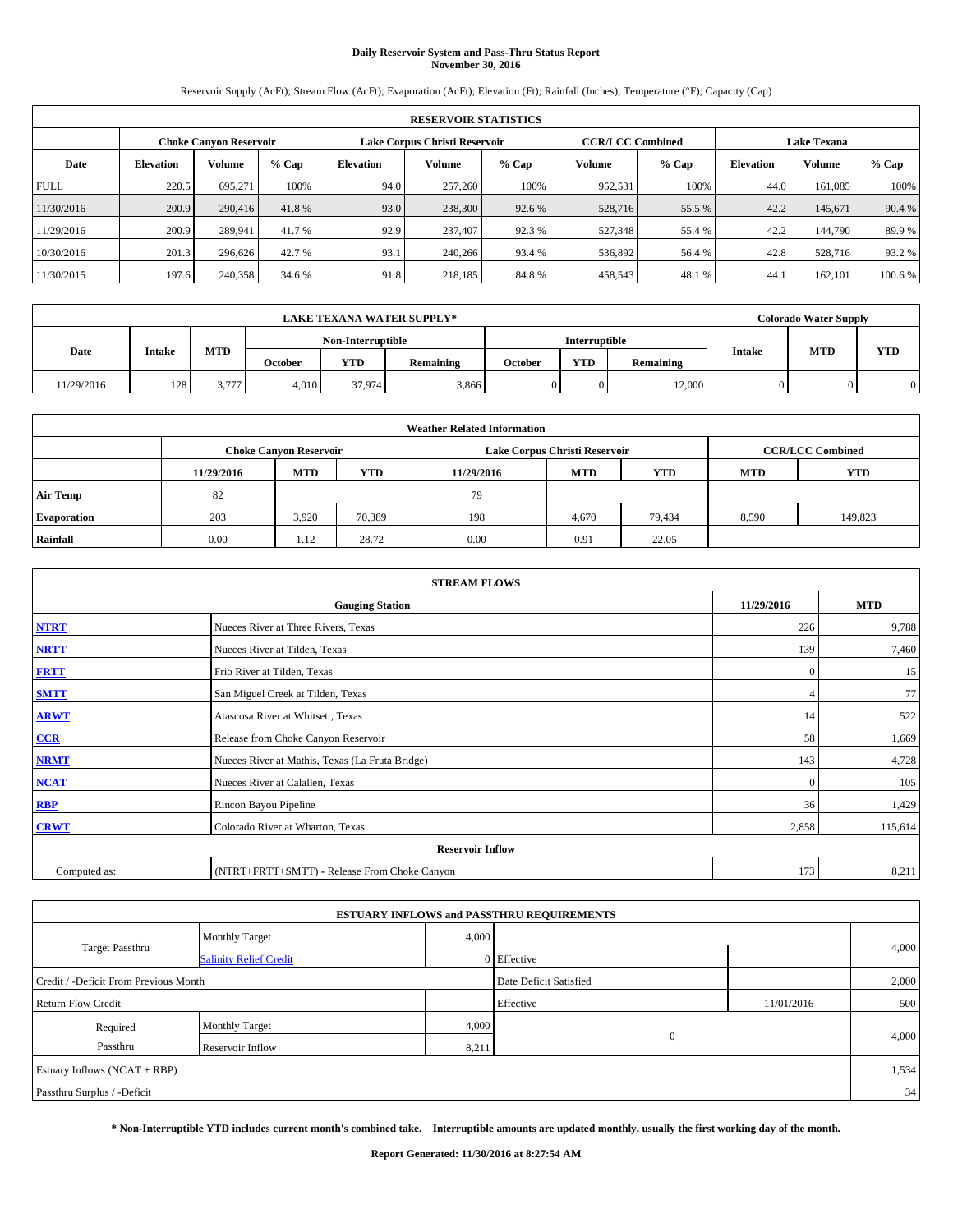# Daily Reservoir System and Pass-Thru Status Report
## November 30, 2016

Reservoir Supply (AcFt); Stream Flow (AcFt); Evaporation (AcFt); Elevation (Ft); Rainfall (Inches); Temperature (°F); Capacity (Cap)

| RESERVOIR STATISTICS | | | | | | | | | | | |
|---|---|---|---|---|---|---|---|---|---|---|---|
| | Choke Canyon Reservoir | | | Lake Corpus Christi Reservoir | | | CCR/LCC Combined | | Lake Texana | | |
| Date | Elevation | Volume | % Cap | Elevation | Volume | % Cap | Volume | % Cap | Elevation | Volume | % Cap |
| FULL | 220.5 | 695,271 | 100% | 94.0 | 257,260 | 100% | 952,531 | 100% | 44.0 | 161,085 | 100% |
| 11/30/2016 | 200.9 | 290,416 | 41.8 % | 93.0 | 238,300 | 92.6 % | 528,716 | 55.5 % | 42.2 | 145,671 | 90.4 % |
| 11/29/2016 | 200.9 | 289,941 | 41.7 % | 92.9 | 237,407 | 92.3 % | 527,348 | 55.4 % | 42.2 | 144,790 | 89.9 % |
| 10/30/2016 | 201.3 | 296,626 | 42.7 % | 93.1 | 240,266 | 93.4 % | 536,892 | 56.4 % | 42.8 | 528,716 | 93.2 % |
| 11/30/2015 | 197.6 | 240,358 | 34.6 % | 91.8 | 218,185 | 84.8 % | 458,543 | 48.1 % | 44.1 | 162,101 | 100.6 % |

| LAKE TEXANA WATER SUPPLY* | | | | | | | | | Colorado Water Supply | | |
|---|---|---|---|---|---|---|---|---|---|---|---|
| Date | Intake | MTD | Non-Interruptible | | | Interruptible | | | Intake | MTD | YTD |
| | | | October | YTD | Remaining | October | YTD | Remaining | | | |
| 11/29/2016 | 128 | 3,777 | 4,010 | 37,974 | 3,866 | 0 | 0 | 12,000 | 0 | 0 | 0 |

| Weather Related Information | | | | | | | | |
|---|---|---|---|---|---|---|---|---|
| | Choke Canyon Reservoir | | | Lake Corpus Christi Reservoir | | | CCR/LCC Combined | |
| | 11/29/2016 | MTD | YTD | 11/29/2016 | MTD | YTD | MTD | YTD |
| Air Temp | 82 | | | 79 | | | | |
| Evaporation | 203 | 3,920 | 70,389 | 198 | 4,670 | 79,434 | 8,590 | 149,823 |
| Rainfall | 0.00 | 1.12 | 28.72 | 0.00 | 0.91 | 22.05 | | |

| STREAM FLOWS | | | |
|---|---|---|---|
| | Gauging Station | 11/29/2016 | MTD |
| NTRT | Nueces River at Three Rivers, Texas | 226 | 9,788 |
| NRTT | Nueces River at Tilden, Texas | 139 | 7,460 |
| FRTT | Frio River at Tilden, Texas | 0 | 15 |
| SMTT | San Miguel Creek at Tilden, Texas | 4 | 77 |
| ARWT | Atascosa River at Whitsett, Texas | 14 | 522 |
| CCR | Release from Choke Canyon Reservoir | 58 | 1,669 |
| NRMT | Nueces River at Mathis, Texas (La Fruta Bridge) | 143 | 4,728 |
| NCAT | Nueces River at Calallen, Texas | 0 | 105 |
| RBP | Rincon Bayou Pipeline | 36 | 1,429 |
| CRWT | Colorado River at Wharton, Texas | 2,858 | 115,614 |
| Reservoir Inflow | | | |
| Computed as: | (NTRT+FRTT+SMTT) - Release From Choke Canyon | 173 | 8,211 |

| ESTUARY INFLOWS and PASSTHRU REQUIREMENTS | | | | | |
|---|---|---|---|---|---|
| Target Passthru | Monthly Target | 4,000 | | | 4,000 |
| | Salinity Relief Credit | 0 | Effective | | |
| Credit / -Deficit From Previous Month | | | Date Deficit Satisfied | | 2,000 |
| Return Flow Credit | | | Effective | 11/01/2016 | 500 |
| Required Passthru | Monthly Target | 4,000 | 0 | | 4,000 |
| | Reservoir Inflow | 8,211 | | | |
| Estuary Inflows (NCAT + RBP) | | | | | 1,534 |
| Passthru Surplus / -Deficit | | | | | 34 |

**\* Non-Interruptible YTD includes current month's combined take. Interruptible amounts are updated monthly, usually the first working day of the month.**

**Report Generated: 11/30/2016 at 8:27:54 AM**